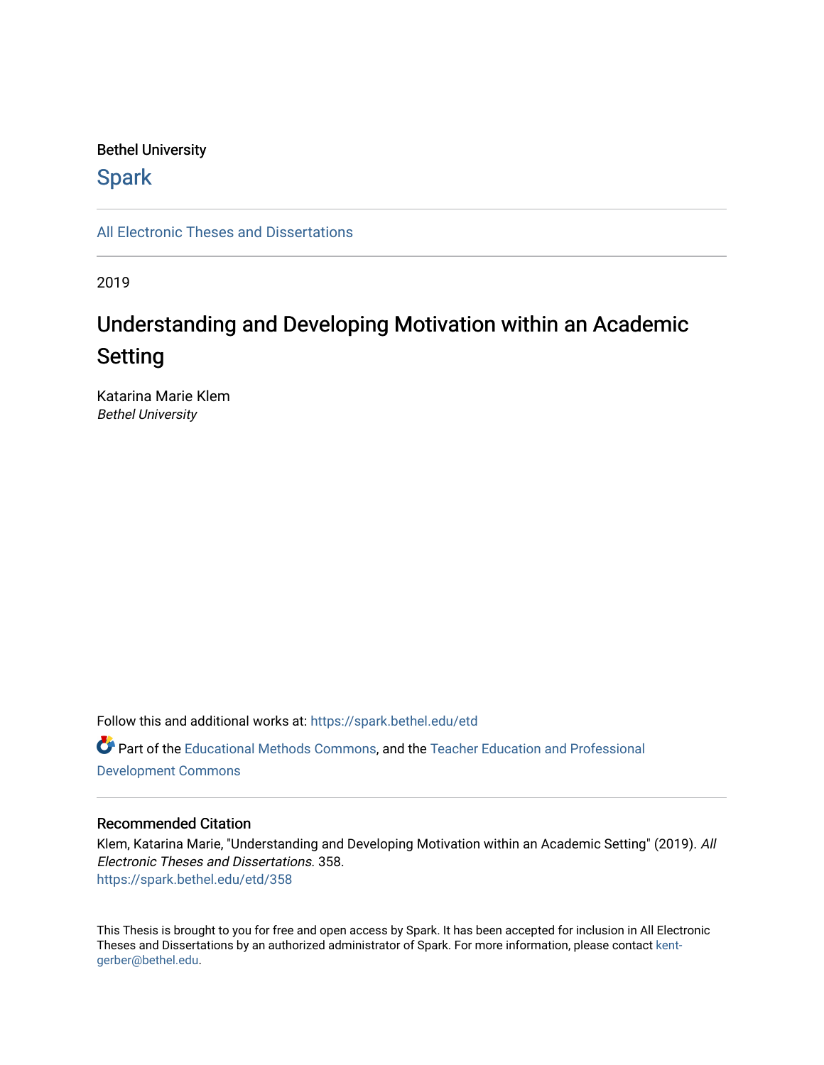Bethel University

Spark

All Electronic Theses and Dissertations

2019

# Understanding and Developing Motivation within an Academic Setting

Katarina Marie Klem
*Bethel University*

Follow this and additional works at: https://spark.bethel.edu/etd

Part of the Educational Methods Commons, and the Teacher Education and Professional Development Commons

## Recommended Citation

Klem, Katarina Marie, "Understanding and Developing Motivation within an Academic Setting" (2019). *All Electronic Theses and Dissertations*. 358.
https://spark.bethel.edu/etd/358

This Thesis is brought to you for free and open access by Spark. It has been accepted for inclusion in All Electronic Theses and Dissertations by an authorized administrator of Spark. For more information, please contact kent-gerber@bethel.edu.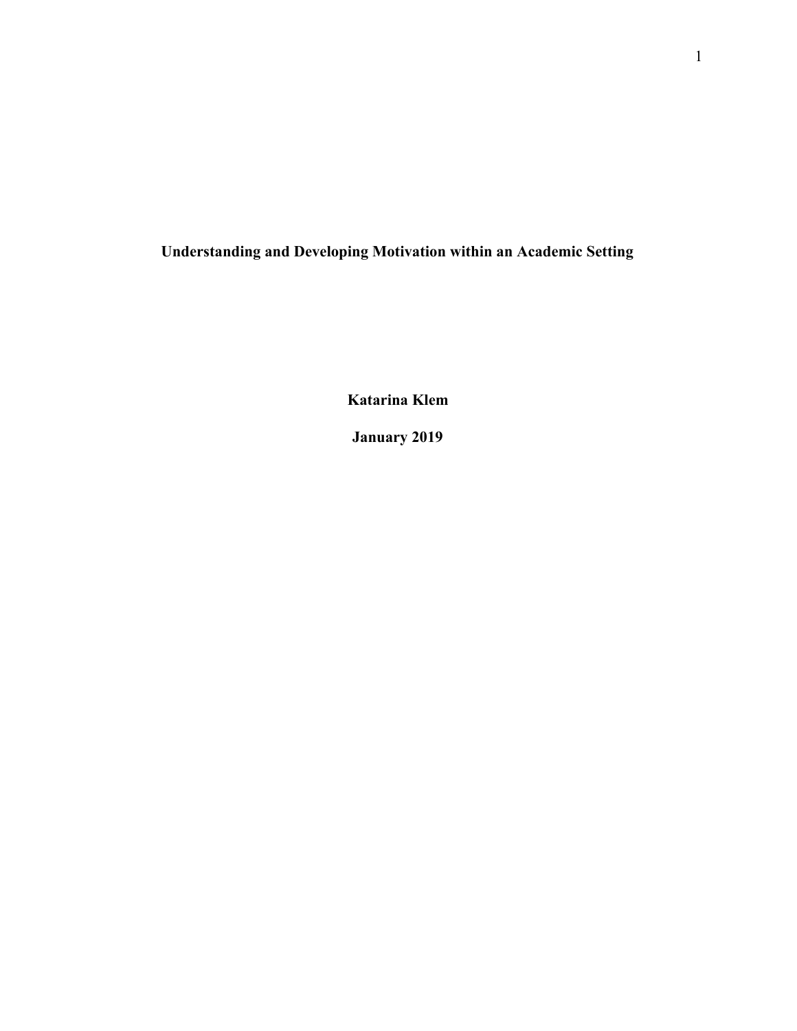# Understanding and Developing Motivation within an Academic Setting

**Katarina Klem**

**January 2019**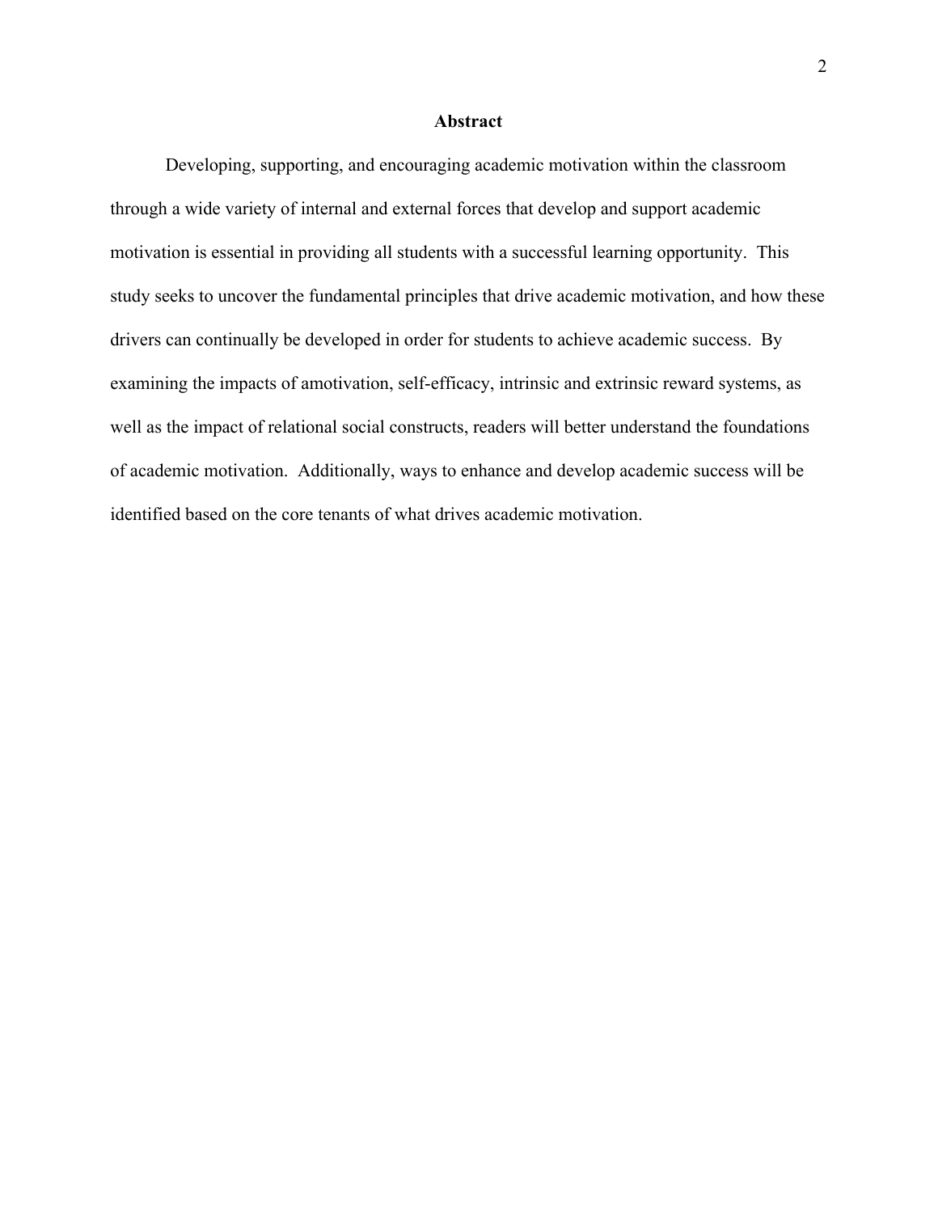## Abstract

Developing, supporting, and encouraging academic motivation within the classroom through a wide variety of internal and external forces that develop and support academic motivation is essential in providing all students with a successful learning opportunity. This study seeks to uncover the fundamental principles that drive academic motivation, and how these drivers can continually be developed in order for students to achieve academic success. By examining the impacts of amotivation, self-efficacy, intrinsic and extrinsic reward systems, as well as the impact of relational social constructs, readers will better understand the foundations of academic motivation. Additionally, ways to enhance and develop academic success will be identified based on the core tenants of what drives academic motivation.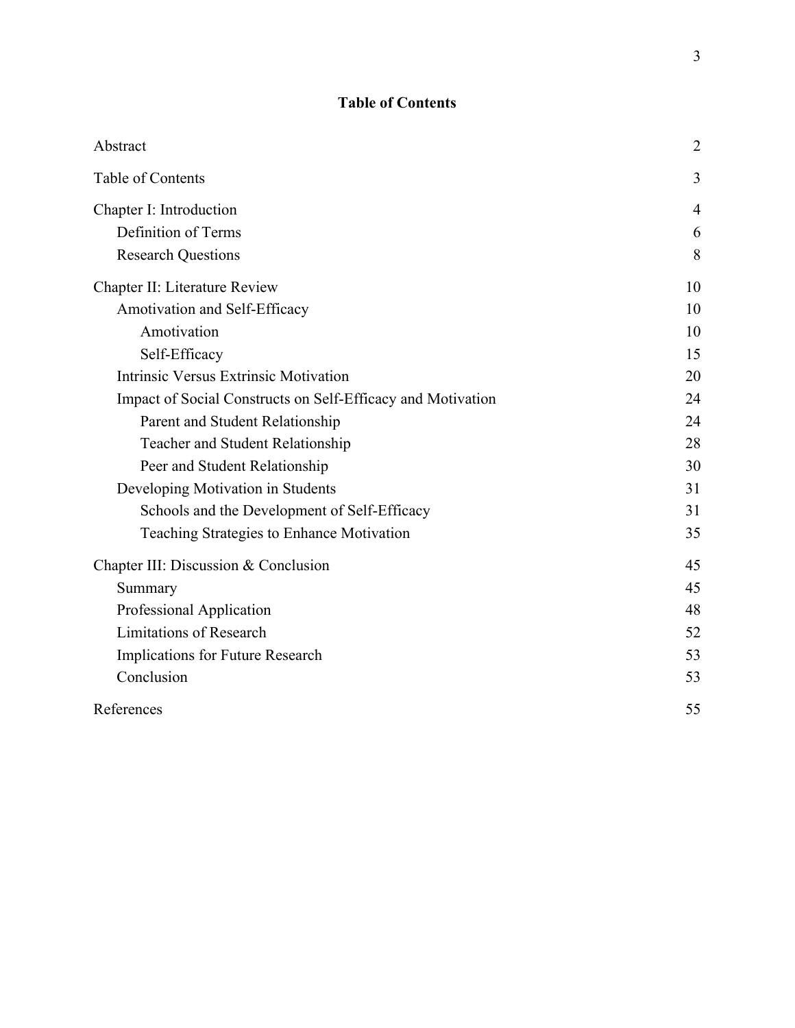# Table of Contents

| | |
|---|---|
| Abstract | 2 |
| Table of Contents | 3 |
| Chapter I: Introduction | 4 |
| Definition of Terms | 6 |
| Research Questions | 8 |
| Chapter II: Literature Review | 10 |
| Amotivation and Self-Efficacy | 10 |
| Amotivation | 10 |
| Self-Efficacy | 15 |
| Intrinsic Versus Extrinsic Motivation | 20 |
| Impact of Social Constructs on Self-Efficacy and Motivation | 24 |
| Parent and Student Relationship | 24 |
| Teacher and Student Relationship | 28 |
| Peer and Student Relationship | 30 |
| Developing Motivation in Students | 31 |
| Schools and the Development of Self-Efficacy | 31 |
| Teaching Strategies to Enhance Motivation | 35 |
| Chapter III: Discussion & Conclusion | 45 |
| Summary | 45 |
| Professional Application | 48 |
| Limitations of Research | 52 |
| Implications for Future Research | 53 |
| Conclusion | 53 |
| References | 55 |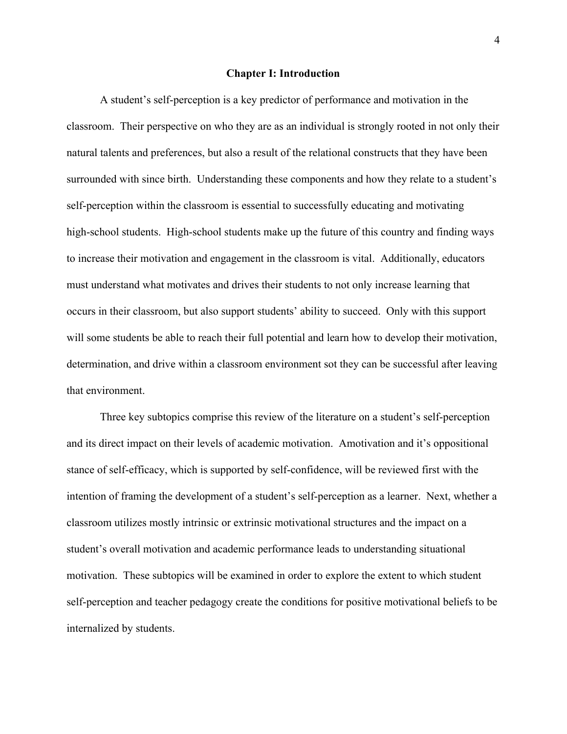# Chapter I: Introduction

A student's self-perception is a key predictor of performance and motivation in the classroom. Their perspective on who they are as an individual is strongly rooted in not only their natural talents and preferences, but also a result of the relational constructs that they have been surrounded with since birth. Understanding these components and how they relate to a student's self-perception within the classroom is essential to successfully educating and motivating high-school students. High-school students make up the future of this country and finding ways to increase their motivation and engagement in the classroom is vital. Additionally, educators must understand what motivates and drives their students to not only increase learning that occurs in their classroom, but also support students' ability to succeed. Only with this support will some students be able to reach their full potential and learn how to develop their motivation, determination, and drive within a classroom environment sot they can be successful after leaving that environment.

Three key subtopics comprise this review of the literature on a student's self-perception and its direct impact on their levels of academic motivation. Amotivation and it's oppositional stance of self-efficacy, which is supported by self-confidence, will be reviewed first with the intention of framing the development of a student's self-perception as a learner. Next, whether a classroom utilizes mostly intrinsic or extrinsic motivational structures and the impact on a student's overall motivation and academic performance leads to understanding situational motivation. These subtopics will be examined in order to explore the extent to which student self-perception and teacher pedagogy create the conditions for positive motivational beliefs to be internalized by students.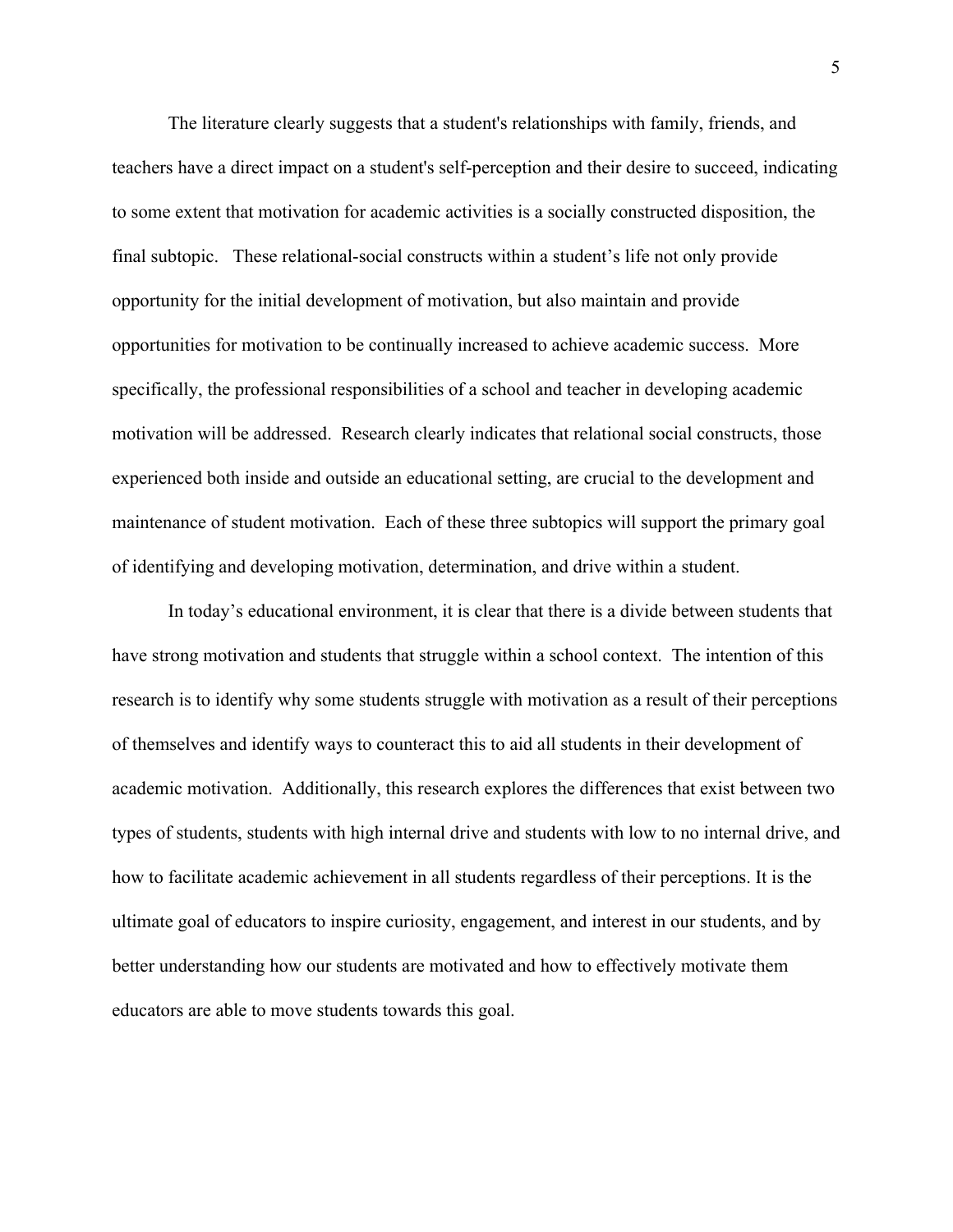The literature clearly suggests that a student's relationships with family, friends, and teachers have a direct impact on a student's self-perception and their desire to succeed, indicating to some extent that motivation for academic activities is a socially constructed disposition, the final subtopic. These relational-social constructs within a student's life not only provide opportunity for the initial development of motivation, but also maintain and provide opportunities for motivation to be continually increased to achieve academic success. More specifically, the professional responsibilities of a school and teacher in developing academic motivation will be addressed. Research clearly indicates that relational social constructs, those experienced both inside and outside an educational setting, are crucial to the development and maintenance of student motivation. Each of these three subtopics will support the primary goal of identifying and developing motivation, determination, and drive within a student.

In today's educational environment, it is clear that there is a divide between students that have strong motivation and students that struggle within a school context. The intention of this research is to identify why some students struggle with motivation as a result of their perceptions of themselves and identify ways to counteract this to aid all students in their development of academic motivation. Additionally, this research explores the differences that exist between two types of students, students with high internal drive and students with low to no internal drive, and how to facilitate academic achievement in all students regardless of their perceptions. It is the ultimate goal of educators to inspire curiosity, engagement, and interest in our students, and by better understanding how our students are motivated and how to effectively motivate them educators are able to move students towards this goal.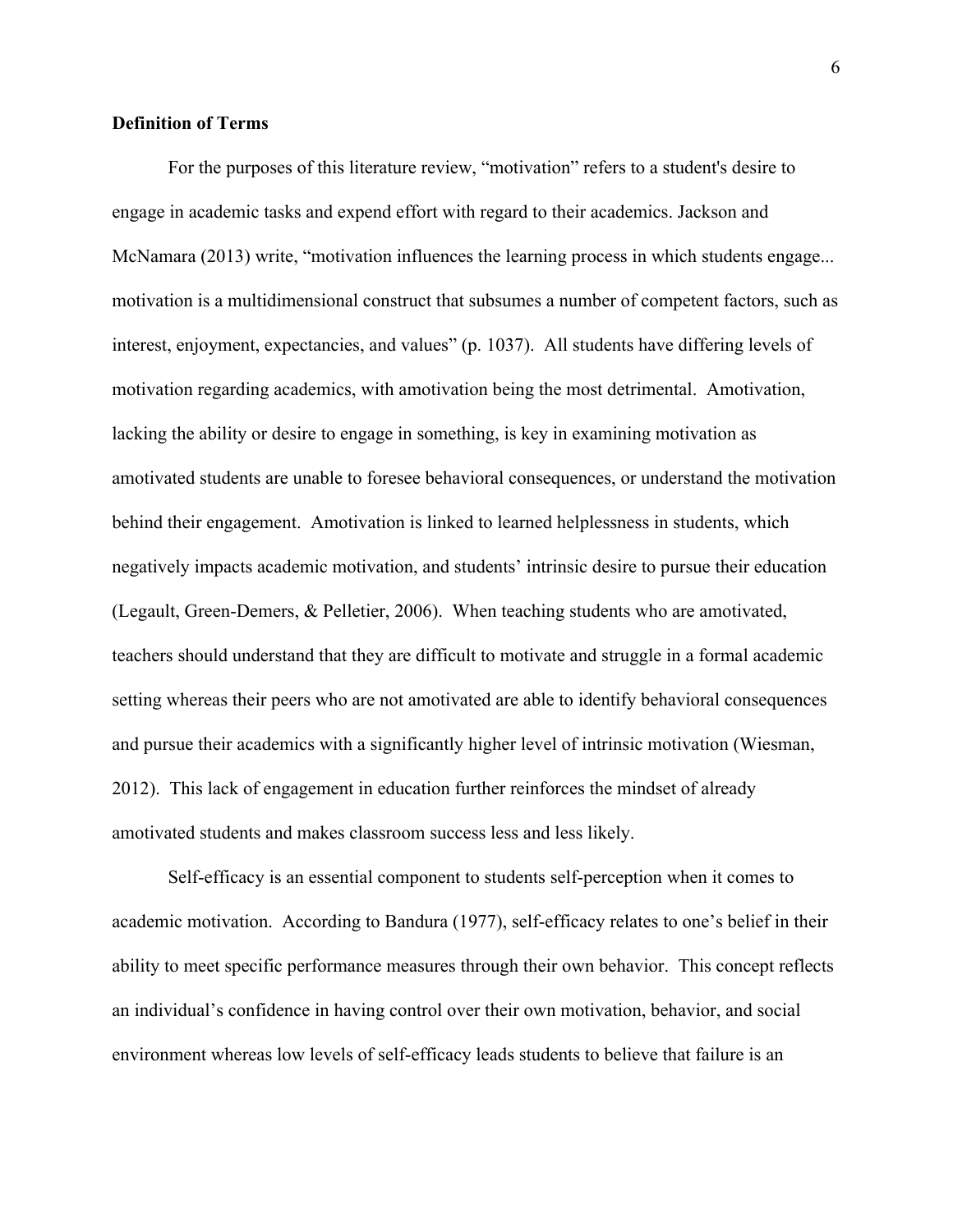**Definition of Terms**

For the purposes of this literature review, "motivation" refers to a student's desire to engage in academic tasks and expend effort with regard to their academics. Jackson and McNamara (2013) write, "motivation influences the learning process in which students engage... motivation is a multidimensional construct that subsumes a number of competent factors, such as interest, enjoyment, expectancies, and values" (p. 1037). All students have differing levels of motivation regarding academics, with amotivation being the most detrimental. Amotivation, lacking the ability or desire to engage in something, is key in examining motivation as amotivated students are unable to foresee behavioral consequences, or understand the motivation behind their engagement. Amotivation is linked to learned helplessness in students, which negatively impacts academic motivation, and students' intrinsic desire to pursue their education (Legault, Green-Demers, & Pelletier, 2006). When teaching students who are amotivated, teachers should understand that they are difficult to motivate and struggle in a formal academic setting whereas their peers who are not amotivated are able to identify behavioral consequences and pursue their academics with a significantly higher level of intrinsic motivation (Wiesman, 2012). This lack of engagement in education further reinforces the mindset of already amotivated students and makes classroom success less and less likely.

Self-efficacy is an essential component to students self-perception when it comes to academic motivation. According to Bandura (1977), self-efficacy relates to one's belief in their ability to meet specific performance measures through their own behavior. This concept reflects an individual's confidence in having control over their own motivation, behavior, and social environment whereas low levels of self-efficacy leads students to believe that failure is an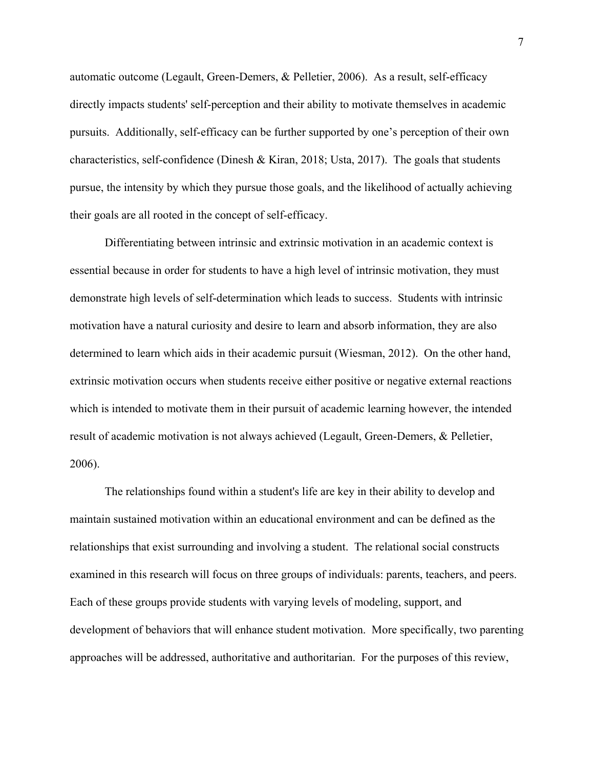automatic outcome (Legault, Green-Demers, & Pelletier, 2006). As a result, self-efficacy directly impacts students' self-perception and their ability to motivate themselves in academic pursuits. Additionally, self-efficacy can be further supported by one's perception of their own characteristics, self-confidence (Dinesh & Kiran, 2018; Usta, 2017). The goals that students pursue, the intensity by which they pursue those goals, and the likelihood of actually achieving their goals are all rooted in the concept of self-efficacy.

Differentiating between intrinsic and extrinsic motivation in an academic context is essential because in order for students to have a high level of intrinsic motivation, they must demonstrate high levels of self-determination which leads to success. Students with intrinsic motivation have a natural curiosity and desire to learn and absorb information, they are also determined to learn which aids in their academic pursuit (Wiesman, 2012). On the other hand, extrinsic motivation occurs when students receive either positive or negative external reactions which is intended to motivate them in their pursuit of academic learning however, the intended result of academic motivation is not always achieved (Legault, Green-Demers, & Pelletier, 2006).

The relationships found within a student's life are key in their ability to develop and maintain sustained motivation within an educational environment and can be defined as the relationships that exist surrounding and involving a student. The relational social constructs examined in this research will focus on three groups of individuals: parents, teachers, and peers. Each of these groups provide students with varying levels of modeling, support, and development of behaviors that will enhance student motivation. More specifically, two parenting approaches will be addressed, authoritative and authoritarian. For the purposes of this review,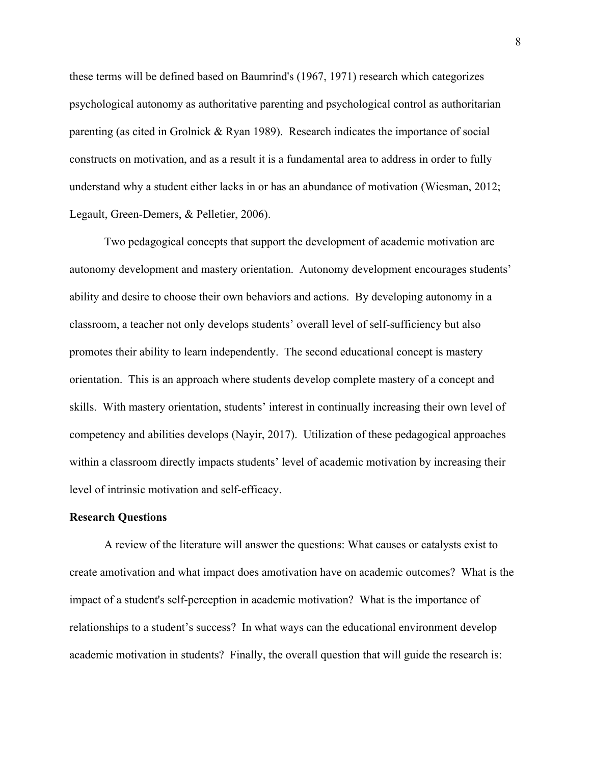these terms will be defined based on Baumrind's (1967, 1971) research which categorizes psychological autonomy as authoritative parenting and psychological control as authoritarian parenting (as cited in Grolnick & Ryan 1989). Research indicates the importance of social constructs on motivation, and as a result it is a fundamental area to address in order to fully understand why a student either lacks in or has an abundance of motivation (Wiesman, 2012; Legault, Green-Demers, & Pelletier, 2006).

Two pedagogical concepts that support the development of academic motivation are autonomy development and mastery orientation. Autonomy development encourages students' ability and desire to choose their own behaviors and actions. By developing autonomy in a classroom, a teacher not only develops students' overall level of self-sufficiency but also promotes their ability to learn independently. The second educational concept is mastery orientation. This is an approach where students develop complete mastery of a concept and skills. With mastery orientation, students' interest in continually increasing their own level of competency and abilities develops (Nayir, 2017). Utilization of these pedagogical approaches within a classroom directly impacts students' level of academic motivation by increasing their level of intrinsic motivation and self-efficacy.

**Research Questions**

A review of the literature will answer the questions: What causes or catalysts exist to create amotivation and what impact does amotivation have on academic outcomes? What is the impact of a student's self-perception in academic motivation? What is the importance of relationships to a student's success? In what ways can the educational environment develop academic motivation in students? Finally, the overall question that will guide the research is: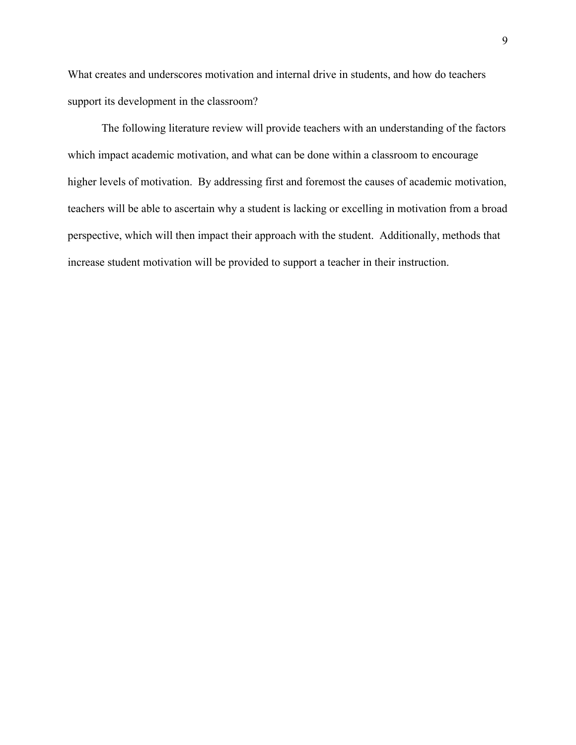What creates and underscores motivation and internal drive in students, and how do teachers support its development in the classroom?

The following literature review will provide teachers with an understanding of the factors which impact academic motivation, and what can be done within a classroom to encourage higher levels of motivation. By addressing first and foremost the causes of academic motivation, teachers will be able to ascertain why a student is lacking or excelling in motivation from a broad perspective, which will then impact their approach with the student. Additionally, methods that increase student motivation will be provided to support a teacher in their instruction.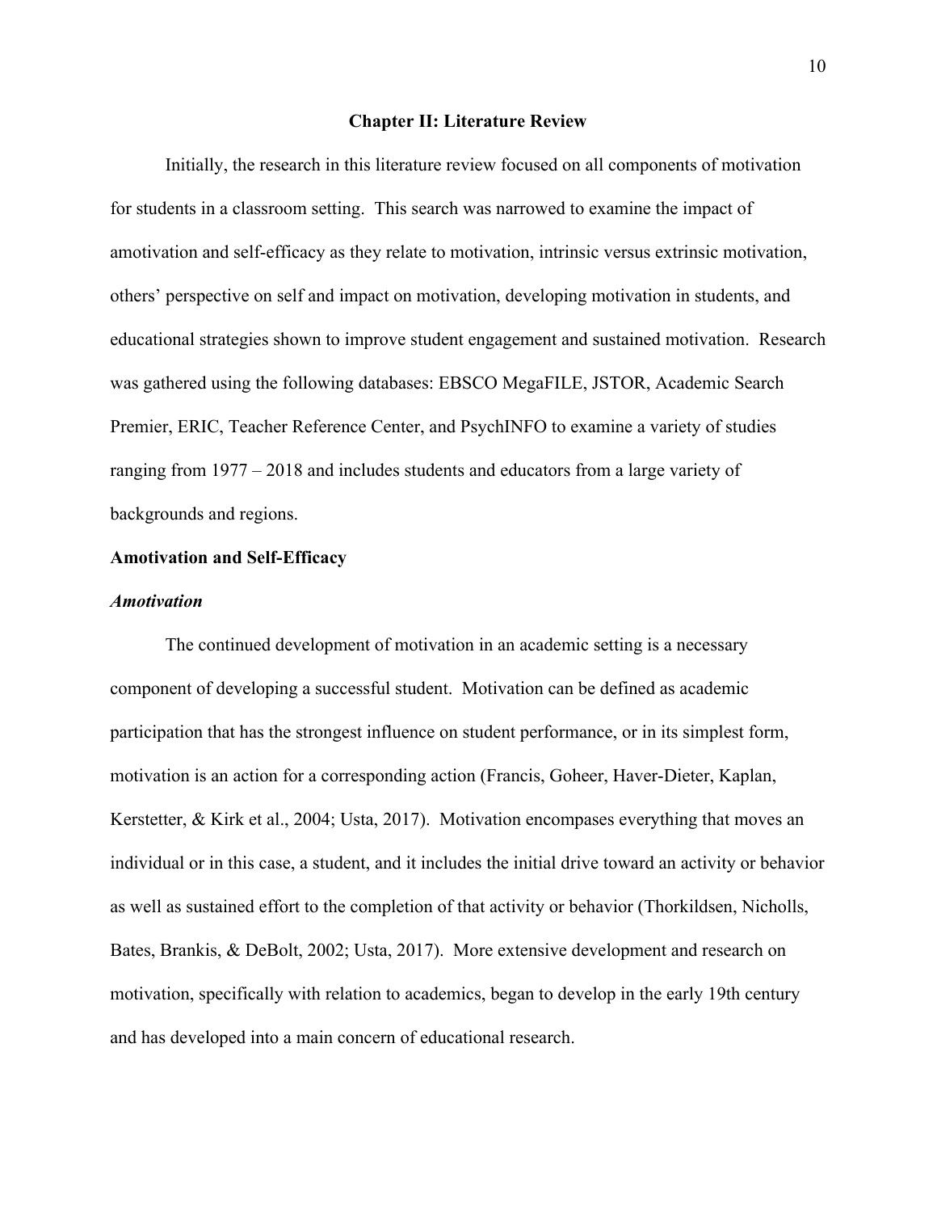# Chapter II: Literature Review

Initially, the research in this literature review focused on all components of motivation for students in a classroom setting. This search was narrowed to examine the impact of amotivation and self-efficacy as they relate to motivation, intrinsic versus extrinsic motivation, others' perspective on self and impact on motivation, developing motivation in students, and educational strategies shown to improve student engagement and sustained motivation. Research was gathered using the following databases: EBSCO MegaFILE, JSTOR, Academic Search Premier, ERIC, Teacher Reference Center, and PsychINFO to examine a variety of studies ranging from 1977 – 2018 and includes students and educators from a large variety of backgrounds and regions.

## Amotivation and Self-Efficacy

### *Amotivation*

The continued development of motivation in an academic setting is a necessary component of developing a successful student. Motivation can be defined as academic participation that has the strongest influence on student performance, or in its simplest form, motivation is an action for a corresponding action (Francis, Goheer, Haver-Dieter, Kaplan, Kerstetter, & Kirk et al., 2004; Usta, 2017). Motivation encompases everything that moves an individual or in this case, a student, and it includes the initial drive toward an activity or behavior as well as sustained effort to the completion of that activity or behavior (Thorkildsen, Nicholls, Bates, Brankis, & DeBolt, 2002; Usta, 2017). More extensive development and research on motivation, specifically with relation to academics, began to develop in the early 19th century and has developed into a main concern of educational research.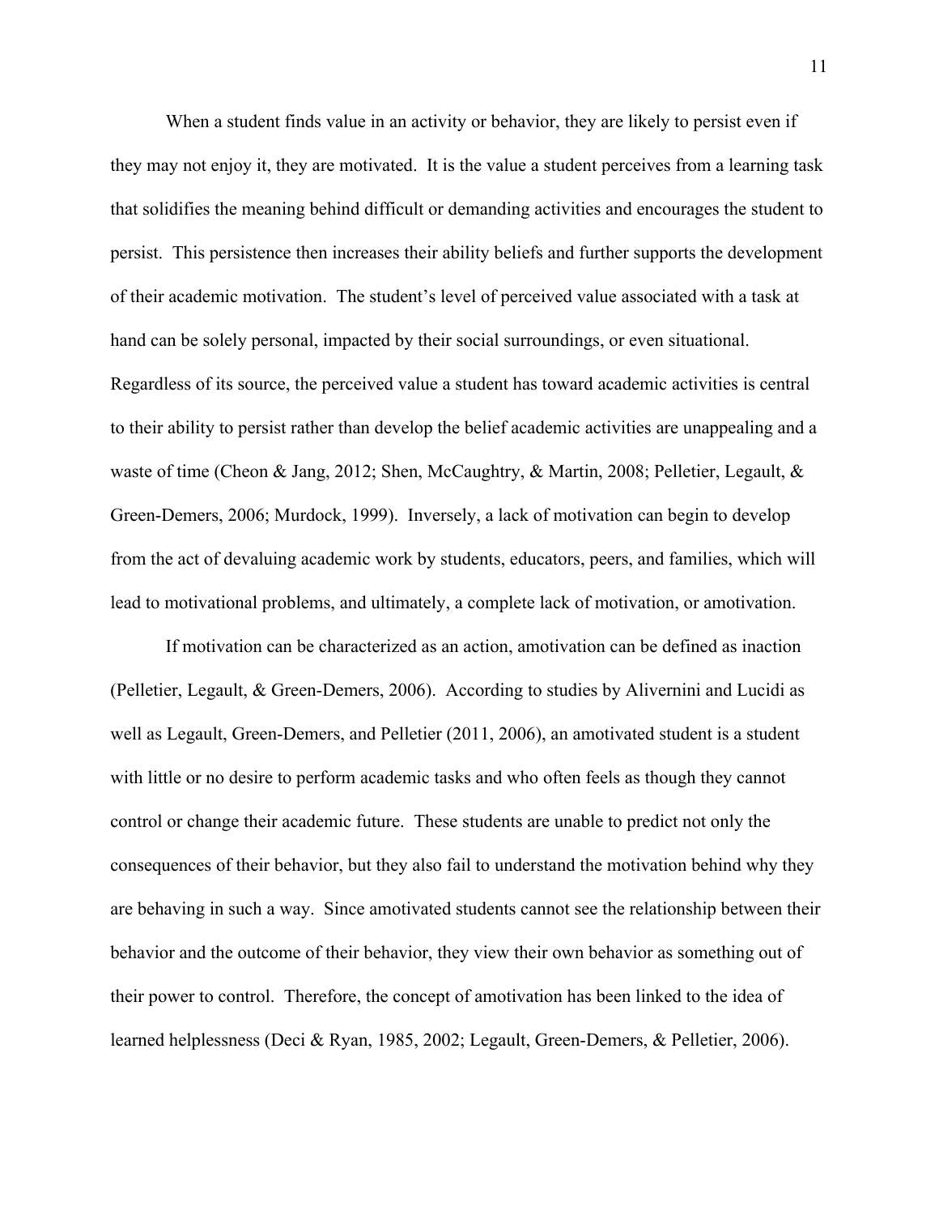When a student finds value in an activity or behavior, they are likely to persist even if they may not enjoy it, they are motivated. It is the value a student perceives from a learning task that solidifies the meaning behind difficult or demanding activities and encourages the student to persist. This persistence then increases their ability beliefs and further supports the development of their academic motivation. The student's level of perceived value associated with a task at hand can be solely personal, impacted by their social surroundings, or even situational. Regardless of its source, the perceived value a student has toward academic activities is central to their ability to persist rather than develop the belief academic activities are unappealing and a waste of time (Cheon & Jang, 2012; Shen, McCaughtry, & Martin, 2008; Pelletier, Legault, & Green-Demers, 2006; Murdock, 1999). Inversely, a lack of motivation can begin to develop from the act of devaluing academic work by students, educators, peers, and families, which will lead to motivational problems, and ultimately, a complete lack of motivation, or amotivation.

If motivation can be characterized as an action, amotivation can be defined as inaction (Pelletier, Legault, & Green-Demers, 2006). According to studies by Alivernini and Lucidi as well as Legault, Green-Demers, and Pelletier (2011, 2006), an amotivated student is a student with little or no desire to perform academic tasks and who often feels as though they cannot control or change their academic future. These students are unable to predict not only the consequences of their behavior, but they also fail to understand the motivation behind why they are behaving in such a way. Since amotivated students cannot see the relationship between their behavior and the outcome of their behavior, they view their own behavior as something out of their power to control. Therefore, the concept of amotivation has been linked to the idea of learned helplessness (Deci & Ryan, 1985, 2002; Legault, Green-Demers, & Pelletier, 2006).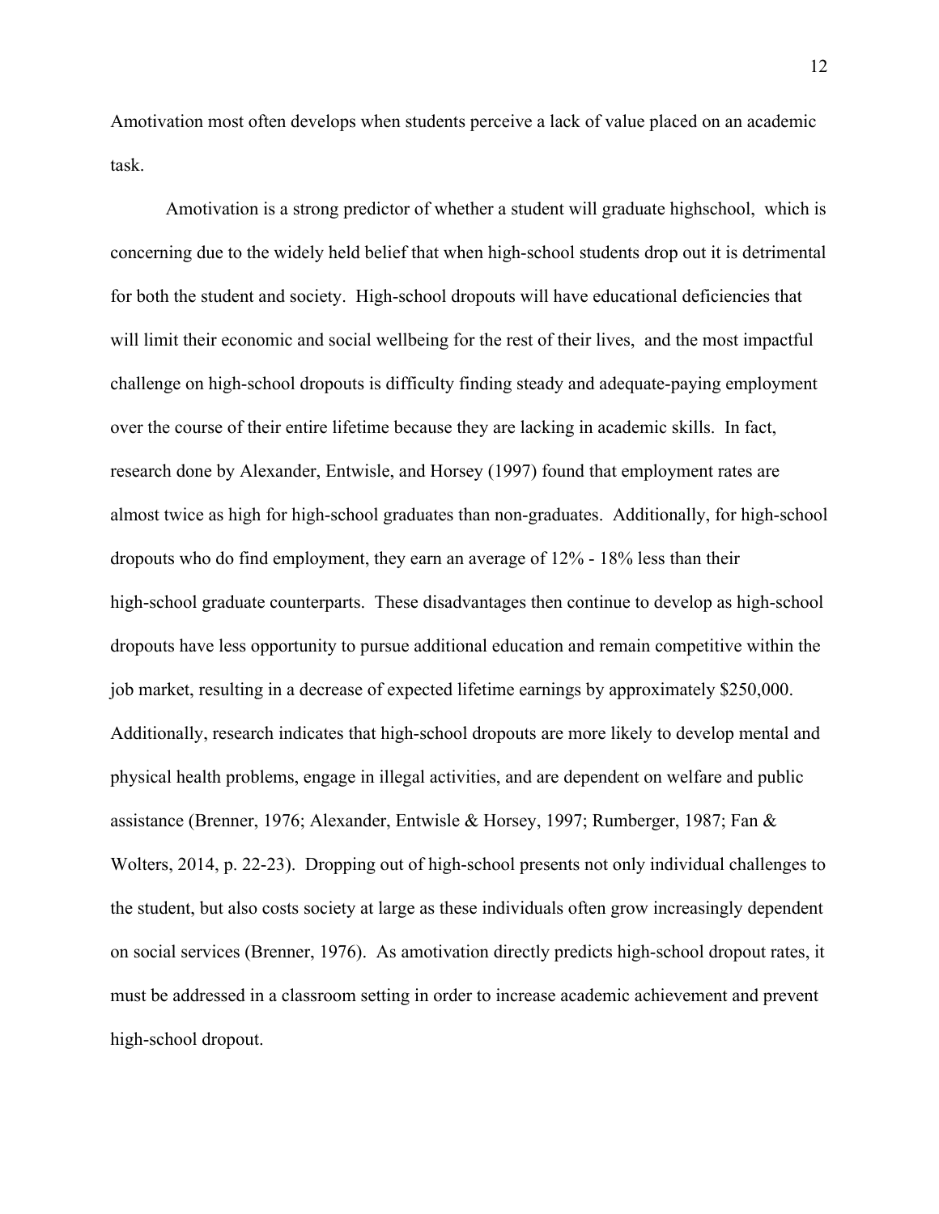Amotivation most often develops when students perceive a lack of value placed on an academic task.

Amotivation is a strong predictor of whether a student will graduate highschool, which is concerning due to the widely held belief that when high-school students drop out it is detrimental for both the student and society. High-school dropouts will have educational deficiencies that will limit their economic and social wellbeing for the rest of their lives, and the most impactful challenge on high-school dropouts is difficulty finding steady and adequate-paying employment over the course of their entire lifetime because they are lacking in academic skills. In fact, research done by Alexander, Entwisle, and Horsey (1997) found that employment rates are almost twice as high for high-school graduates than non-graduates. Additionally, for high-school dropouts who do find employment, they earn an average of 12% - 18% less than their high-school graduate counterparts. These disadvantages then continue to develop as high-school dropouts have less opportunity to pursue additional education and remain competitive within the job market, resulting in a decrease of expected lifetime earnings by approximately $250,000. Additionally, research indicates that high-school dropouts are more likely to develop mental and physical health problems, engage in illegal activities, and are dependent on welfare and public assistance (Brenner, 1976; Alexander, Entwisle & Horsey, 1997; Rumberger, 1987; Fan & Wolters, 2014, p. 22-23). Dropping out of high-school presents not only individual challenges to the student, but also costs society at large as these individuals often grow increasingly dependent on social services (Brenner, 1976). As amotivation directly predicts high-school dropout rates, it must be addressed in a classroom setting in order to increase academic achievement and prevent high-school dropout.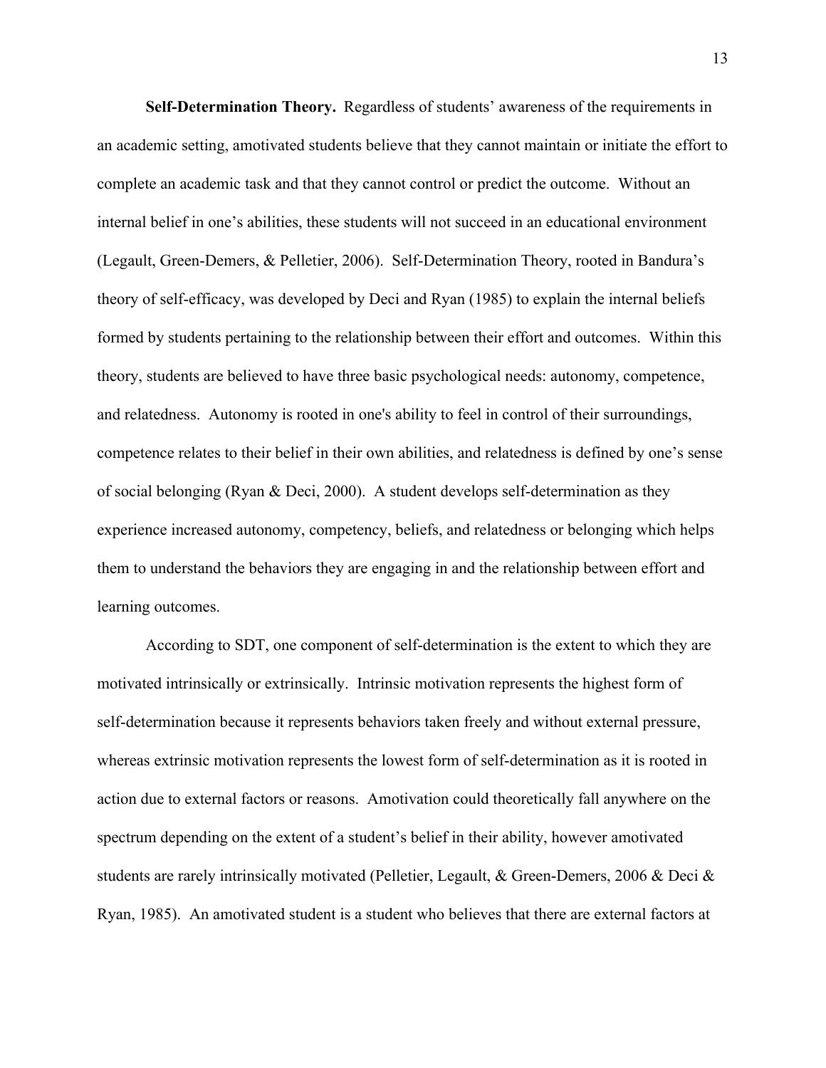**Self-Determination Theory.** Regardless of students' awareness of the requirements in an academic setting, amotivated students believe that they cannot maintain or initiate the effort to complete an academic task and that they cannot control or predict the outcome. Without an internal belief in one's abilities, these students will not succeed in an educational environment (Legault, Green-Demers, & Pelletier, 2006). Self-Determination Theory, rooted in Bandura's theory of self-efficacy, was developed by Deci and Ryan (1985) to explain the internal beliefs formed by students pertaining to the relationship between their effort and outcomes. Within this theory, students are believed to have three basic psychological needs: autonomy, competence, and relatedness. Autonomy is rooted in one's ability to feel in control of their surroundings, competence relates to their belief in their own abilities, and relatedness is defined by one's sense of social belonging (Ryan & Deci, 2000). A student develops self-determination as they experience increased autonomy, competency, beliefs, and relatedness or belonging which helps them to understand the behaviors they are engaging in and the relationship between effort and learning outcomes.

According to SDT, one component of self-determination is the extent to which they are motivated intrinsically or extrinsically. Intrinsic motivation represents the highest form of self-determination because it represents behaviors taken freely and without external pressure, whereas extrinsic motivation represents the lowest form of self-determination as it is rooted in action due to external factors or reasons. Amotivation could theoretically fall anywhere on the spectrum depending on the extent of a student's belief in their ability, however amotivated students are rarely intrinsically motivated (Pelletier, Legault, & Green-Demers, 2006 & Deci & Ryan, 1985). An amotivated student is a student who believes that there are external factors at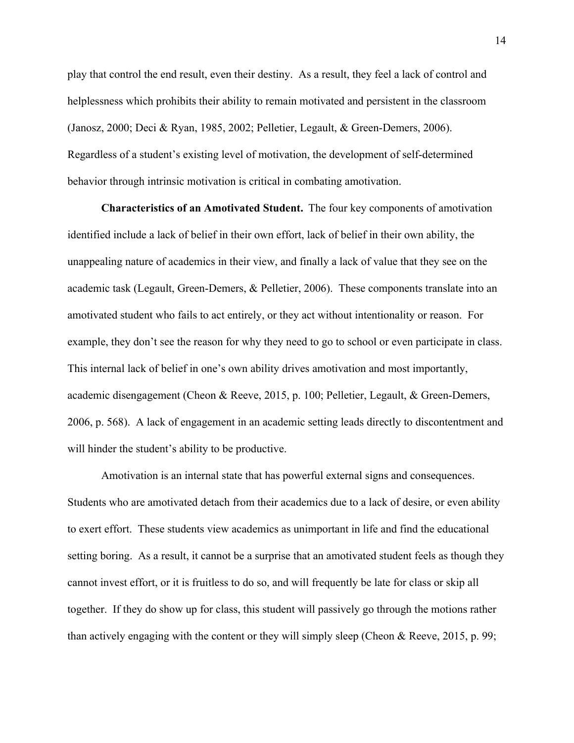play that control the end result, even their destiny. As a result, they feel a lack of control and helplessness which prohibits their ability to remain motivated and persistent in the classroom (Janosz, 2000; Deci & Ryan, 1985, 2002; Pelletier, Legault, & Green-Demers, 2006). Regardless of a student's existing level of motivation, the development of self-determined behavior through intrinsic motivation is critical in combating amotivation.

**Characteristics of an Amotivated Student.** The four key components of amotivation identified include a lack of belief in their own effort, lack of belief in their own ability, the unappealing nature of academics in their view, and finally a lack of value that they see on the academic task (Legault, Green-Demers, & Pelletier, 2006). These components translate into an amotivated student who fails to act entirely, or they act without intentionality or reason. For example, they don't see the reason for why they need to go to school or even participate in class. This internal lack of belief in one's own ability drives amotivation and most importantly, academic disengagement (Cheon & Reeve, 2015, p. 100; Pelletier, Legault, & Green-Demers, 2006, p. 568). A lack of engagement in an academic setting leads directly to discontentment and will hinder the student's ability to be productive.

Amotivation is an internal state that has powerful external signs and consequences. Students who are amotivated detach from their academics due to a lack of desire, or even ability to exert effort. These students view academics as unimportant in life and find the educational setting boring. As a result, it cannot be a surprise that an amotivated student feels as though they cannot invest effort, or it is fruitless to do so, and will frequently be late for class or skip all together. If they do show up for class, this student will passively go through the motions rather than actively engaging with the content or they will simply sleep (Cheon & Reeve, 2015, p. 99;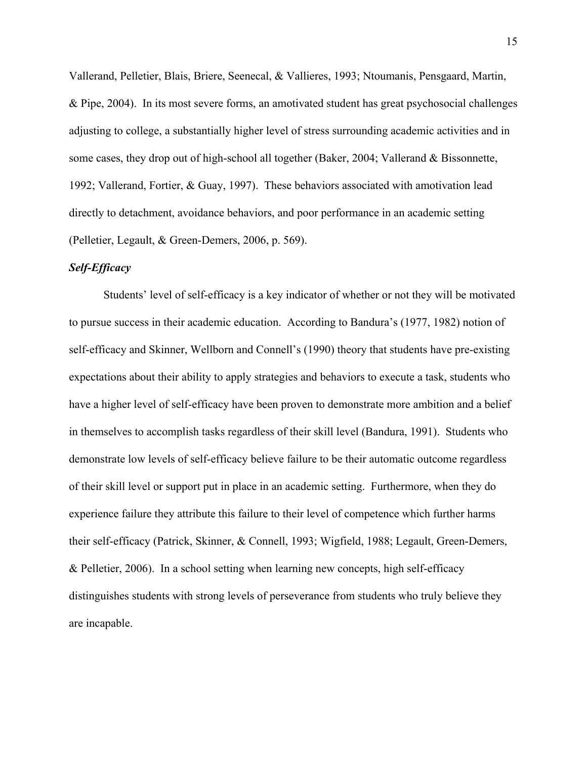Vallerand, Pelletier, Blais, Briere, Seenecal, & Vallieres, 1993; Ntoumanis, Pensgaard, Martin, & Pipe, 2004). In its most severe forms, an amotivated student has great psychosocial challenges adjusting to college, a substantially higher level of stress surrounding academic activities and in some cases, they drop out of high-school all together (Baker, 2004; Vallerand & Bissonnette, 1992; Vallerand, Fortier, & Guay, 1997). These behaviors associated with amotivation lead directly to detachment, avoidance behaviors, and poor performance in an academic setting (Pelletier, Legault, & Green-Demers, 2006, p. 569).

### *Self-Efficacy*

Students' level of self-efficacy is a key indicator of whether or not they will be motivated to pursue success in their academic education. According to Bandura's (1977, 1982) notion of self-efficacy and Skinner, Wellborn and Connell's (1990) theory that students have pre-existing expectations about their ability to apply strategies and behaviors to execute a task, students who have a higher level of self-efficacy have been proven to demonstrate more ambition and a belief in themselves to accomplish tasks regardless of their skill level (Bandura, 1991). Students who demonstrate low levels of self-efficacy believe failure to be their automatic outcome regardless of their skill level or support put in place in an academic setting. Furthermore, when they do experience failure they attribute this failure to their level of competence which further harms their self-efficacy (Patrick, Skinner, & Connell, 1993; Wigfield, 1988; Legault, Green-Demers, & Pelletier, 2006). In a school setting when learning new concepts, high self-efficacy distinguishes students with strong levels of perseverance from students who truly believe they are incapable.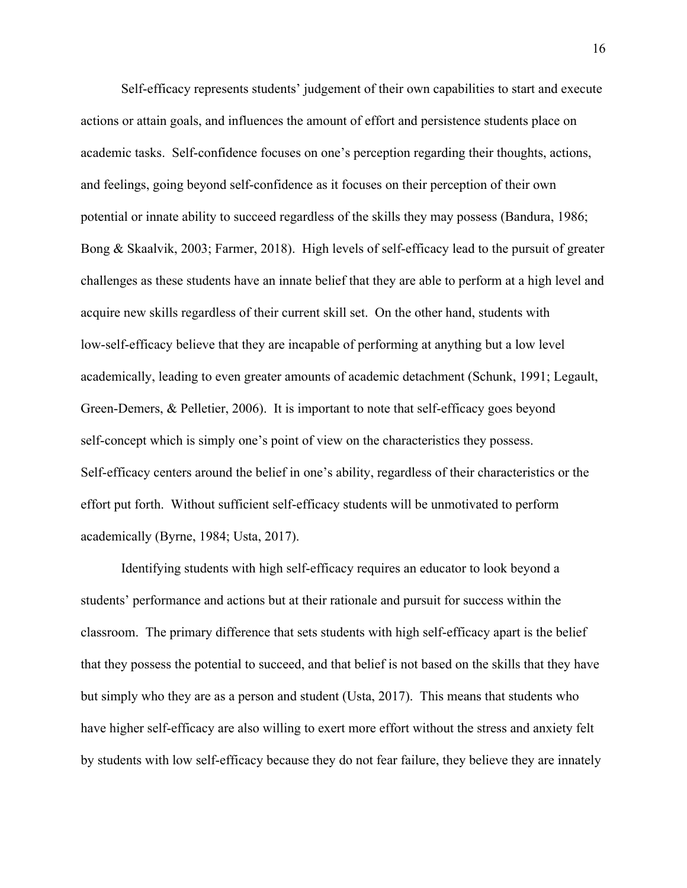Self-efficacy represents students' judgement of their own capabilities to start and execute actions or attain goals, and influences the amount of effort and persistence students place on academic tasks. Self-confidence focuses on one's perception regarding their thoughts, actions, and feelings, going beyond self-confidence as it focuses on their perception of their own potential or innate ability to succeed regardless of the skills they may possess (Bandura, 1986; Bong & Skaalvik, 2003; Farmer, 2018). High levels of self-efficacy lead to the pursuit of greater challenges as these students have an innate belief that they are able to perform at a high level and acquire new skills regardless of their current skill set. On the other hand, students with low-self-efficacy believe that they are incapable of performing at anything but a low level academically, leading to even greater amounts of academic detachment (Schunk, 1991; Legault, Green-Demers, & Pelletier, 2006). It is important to note that self-efficacy goes beyond self-concept which is simply one's point of view on the characteristics they possess. Self-efficacy centers around the belief in one's ability, regardless of their characteristics or the effort put forth. Without sufficient self-efficacy students will be unmotivated to perform academically (Byrne, 1984; Usta, 2017).

Identifying students with high self-efficacy requires an educator to look beyond a students' performance and actions but at their rationale and pursuit for success within the classroom. The primary difference that sets students with high self-efficacy apart is the belief that they possess the potential to succeed, and that belief is not based on the skills that they have but simply who they are as a person and student (Usta, 2017). This means that students who have higher self-efficacy are also willing to exert more effort without the stress and anxiety felt by students with low self-efficacy because they do not fear failure, they believe they are innately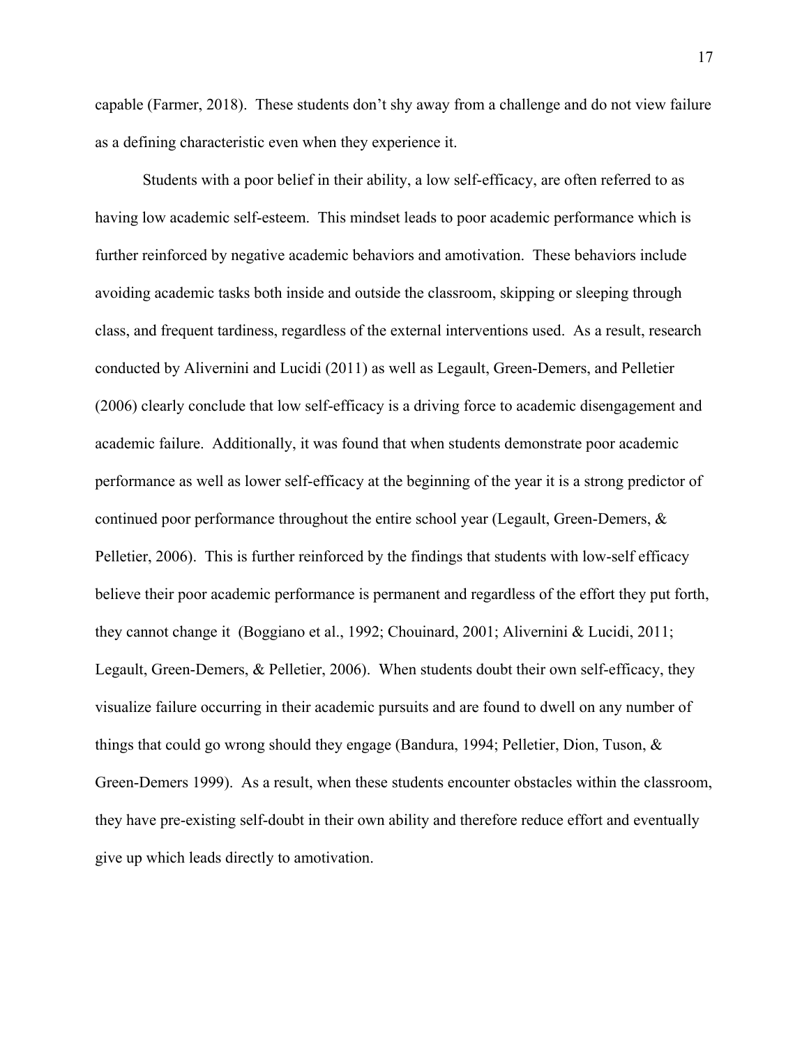capable (Farmer, 2018). These students don't shy away from a challenge and do not view failure as a defining characteristic even when they experience it.

Students with a poor belief in their ability, a low self-efficacy, are often referred to as having low academic self-esteem. This mindset leads to poor academic performance which is further reinforced by negative academic behaviors and amotivation. These behaviors include avoiding academic tasks both inside and outside the classroom, skipping or sleeping through class, and frequent tardiness, regardless of the external interventions used. As a result, research conducted by Alivernini and Lucidi (2011) as well as Legault, Green-Demers, and Pelletier (2006) clearly conclude that low self-efficacy is a driving force to academic disengagement and academic failure. Additionally, it was found that when students demonstrate poor academic performance as well as lower self-efficacy at the beginning of the year it is a strong predictor of continued poor performance throughout the entire school year (Legault, Green-Demers, & Pelletier, 2006). This is further reinforced by the findings that students with low-self efficacy believe their poor academic performance is permanent and regardless of the effort they put forth, they cannot change it (Boggiano et al., 1992; Chouinard, 2001; Alivernini & Lucidi, 2011; Legault, Green-Demers, & Pelletier, 2006). When students doubt their own self-efficacy, they visualize failure occurring in their academic pursuits and are found to dwell on any number of things that could go wrong should they engage (Bandura, 1994; Pelletier, Dion, Tuson, & Green-Demers 1999). As a result, when these students encounter obstacles within the classroom, they have pre-existing self-doubt in their own ability and therefore reduce effort and eventually give up which leads directly to amotivation.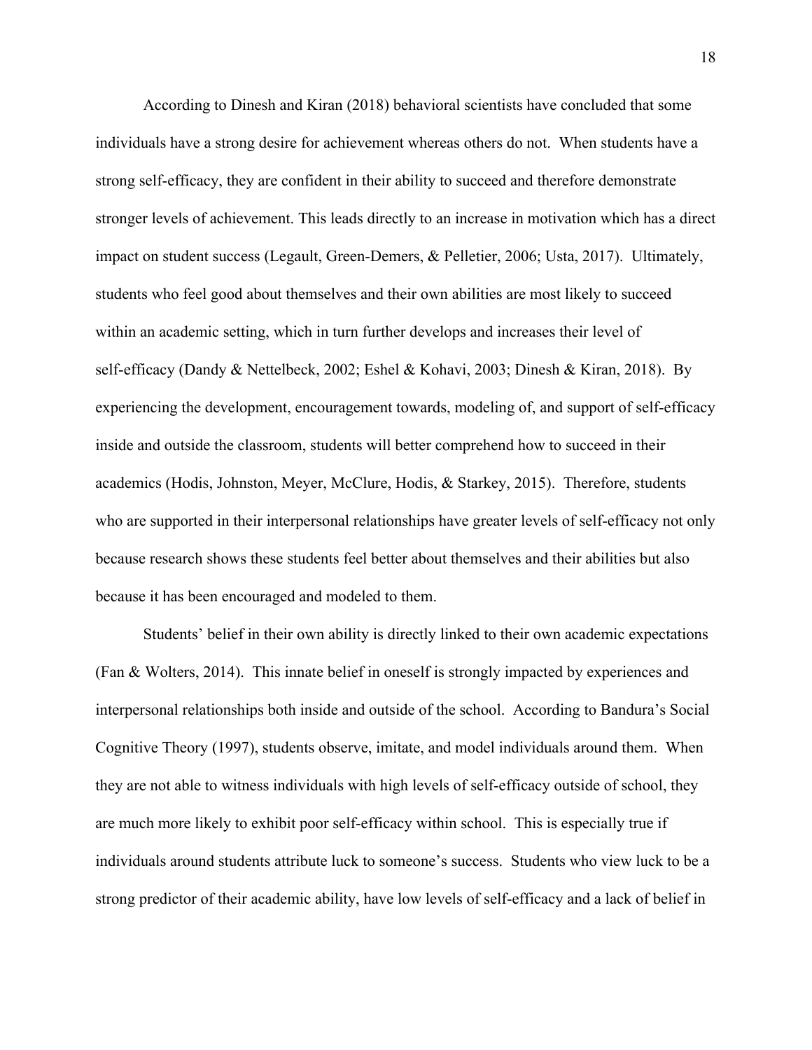According to Dinesh and Kiran (2018) behavioral scientists have concluded that some individuals have a strong desire for achievement whereas others do not. When students have a strong self-efficacy, they are confident in their ability to succeed and therefore demonstrate stronger levels of achievement. This leads directly to an increase in motivation which has a direct impact on student success (Legault, Green-Demers, & Pelletier, 2006; Usta, 2017). Ultimately, students who feel good about themselves and their own abilities are most likely to succeed within an academic setting, which in turn further develops and increases their level of self-efficacy (Dandy & Nettelbeck, 2002; Eshel & Kohavi, 2003; Dinesh & Kiran, 2018). By experiencing the development, encouragement towards, modeling of, and support of self-efficacy inside and outside the classroom, students will better comprehend how to succeed in their academics (Hodis, Johnston, Meyer, McClure, Hodis, & Starkey, 2015). Therefore, students who are supported in their interpersonal relationships have greater levels of self-efficacy not only because research shows these students feel better about themselves and their abilities but also because it has been encouraged and modeled to them.

Students' belief in their own ability is directly linked to their own academic expectations (Fan & Wolters, 2014). This innate belief in oneself is strongly impacted by experiences and interpersonal relationships both inside and outside of the school. According to Bandura's Social Cognitive Theory (1997), students observe, imitate, and model individuals around them. When they are not able to witness individuals with high levels of self-efficacy outside of school, they are much more likely to exhibit poor self-efficacy within school. This is especially true if individuals around students attribute luck to someone's success. Students who view luck to be a strong predictor of their academic ability, have low levels of self-efficacy and a lack of belief in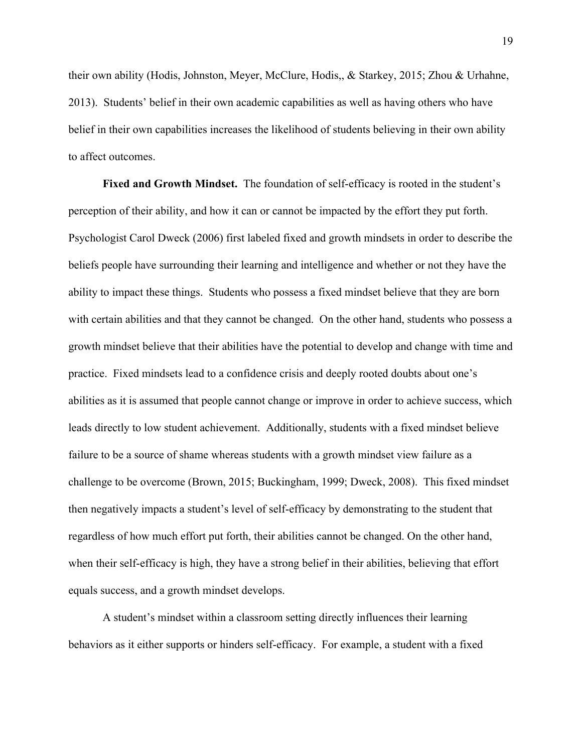their own ability (Hodis, Johnston, Meyer, McClure, Hodis,, & Starkey, 2015; Zhou & Urhahne, 2013). Students' belief in their own academic capabilities as well as having others who have belief in their own capabilities increases the likelihood of students believing in their own ability to affect outcomes.

**Fixed and Growth Mindset.** The foundation of self-efficacy is rooted in the student's perception of their ability, and how it can or cannot be impacted by the effort they put forth. Psychologist Carol Dweck (2006) first labeled fixed and growth mindsets in order to describe the beliefs people have surrounding their learning and intelligence and whether or not they have the ability to impact these things. Students who possess a fixed mindset believe that they are born with certain abilities and that they cannot be changed. On the other hand, students who possess a growth mindset believe that their abilities have the potential to develop and change with time and practice. Fixed mindsets lead to a confidence crisis and deeply rooted doubts about one's abilities as it is assumed that people cannot change or improve in order to achieve success, which leads directly to low student achievement. Additionally, students with a fixed mindset believe failure to be a source of shame whereas students with a growth mindset view failure as a challenge to be overcome (Brown, 2015; Buckingham, 1999; Dweck, 2008). This fixed mindset then negatively impacts a student's level of self-efficacy by demonstrating to the student that regardless of how much effort put forth, their abilities cannot be changed. On the other hand, when their self-efficacy is high, they have a strong belief in their abilities, believing that effort equals success, and a growth mindset develops.

A student's mindset within a classroom setting directly influences their learning behaviors as it either supports or hinders self-efficacy. For example, a student with a fixed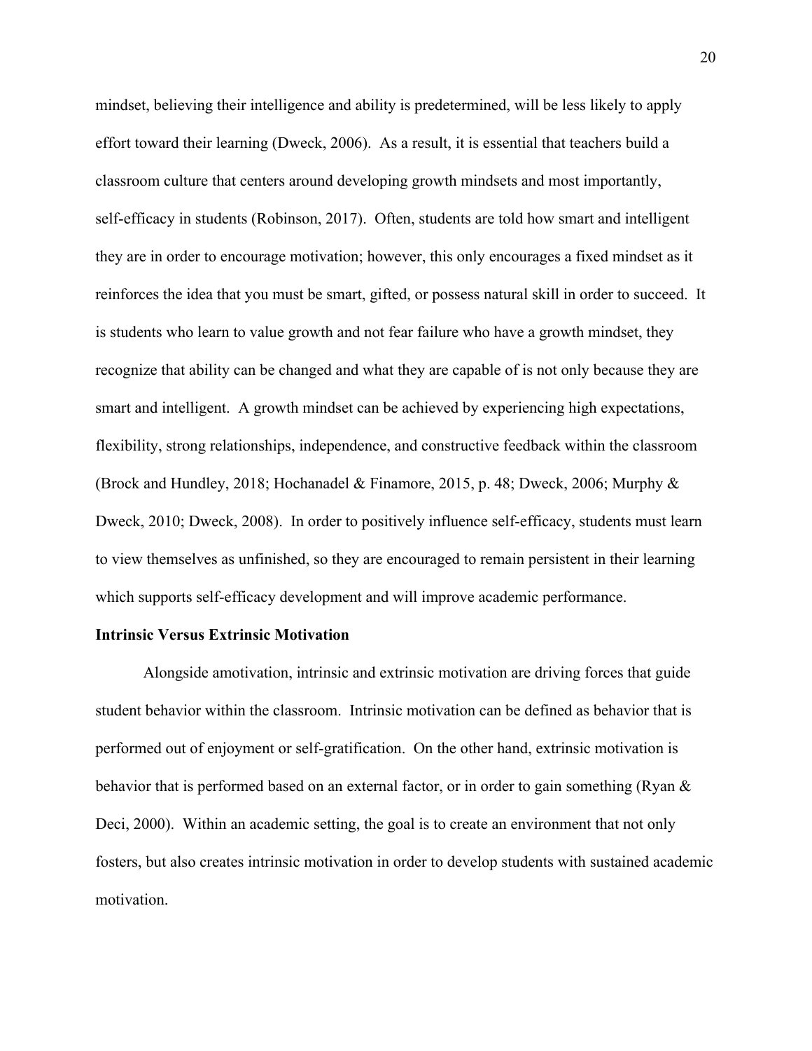mindset, believing their intelligence and ability is predetermined, will be less likely to apply effort toward their learning (Dweck, 2006). As a result, it is essential that teachers build a classroom culture that centers around developing growth mindsets and most importantly, self-efficacy in students (Robinson, 2017). Often, students are told how smart and intelligent they are in order to encourage motivation; however, this only encourages a fixed mindset as it reinforces the idea that you must be smart, gifted, or possess natural skill in order to succeed. It is students who learn to value growth and not fear failure who have a growth mindset, they recognize that ability can be changed and what they are capable of is not only because they are smart and intelligent. A growth mindset can be achieved by experiencing high expectations, flexibility, strong relationships, independence, and constructive feedback within the classroom (Brock and Hundley, 2018; Hochanadel & Finamore, 2015, p. 48; Dweck, 2006; Murphy & Dweck, 2010; Dweck, 2008). In order to positively influence self-efficacy, students must learn to view themselves as unfinished, so they are encouraged to remain persistent in their learning which supports self-efficacy development and will improve academic performance.

**Intrinsic Versus Extrinsic Motivation**

Alongside amotivation, intrinsic and extrinsic motivation are driving forces that guide student behavior within the classroom. Intrinsic motivation can be defined as behavior that is performed out of enjoyment or self-gratification. On the other hand, extrinsic motivation is behavior that is performed based on an external factor, or in order to gain something (Ryan & Deci, 2000). Within an academic setting, the goal is to create an environment that not only fosters, but also creates intrinsic motivation in order to develop students with sustained academic motivation.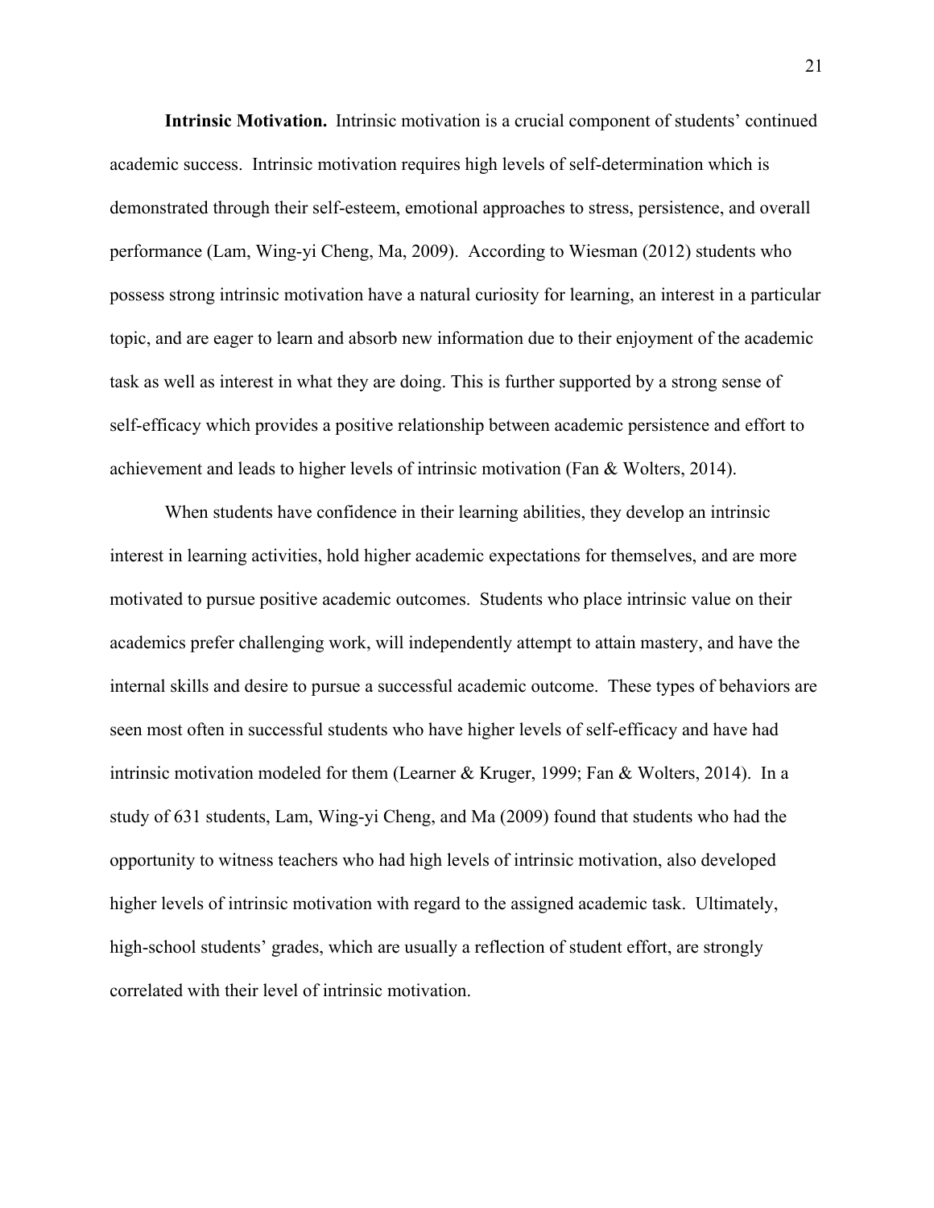**Intrinsic Motivation.** Intrinsic motivation is a crucial component of students' continued academic success. Intrinsic motivation requires high levels of self-determination which is demonstrated through their self-esteem, emotional approaches to stress, persistence, and overall performance (Lam, Wing-yi Cheng, Ma, 2009). According to Wiesman (2012) students who possess strong intrinsic motivation have a natural curiosity for learning, an interest in a particular topic, and are eager to learn and absorb new information due to their enjoyment of the academic task as well as interest in what they are doing. This is further supported by a strong sense of self-efficacy which provides a positive relationship between academic persistence and effort to achievement and leads to higher levels of intrinsic motivation (Fan & Wolters, 2014).

When students have confidence in their learning abilities, they develop an intrinsic interest in learning activities, hold higher academic expectations for themselves, and are more motivated to pursue positive academic outcomes. Students who place intrinsic value on their academics prefer challenging work, will independently attempt to attain mastery, and have the internal skills and desire to pursue a successful academic outcome. These types of behaviors are seen most often in successful students who have higher levels of self-efficacy and have had intrinsic motivation modeled for them (Learner & Kruger, 1999; Fan & Wolters, 2014). In a study of 631 students, Lam, Wing-yi Cheng, and Ma (2009) found that students who had the opportunity to witness teachers who had high levels of intrinsic motivation, also developed higher levels of intrinsic motivation with regard to the assigned academic task. Ultimately, high-school students' grades, which are usually a reflection of student effort, are strongly correlated with their level of intrinsic motivation.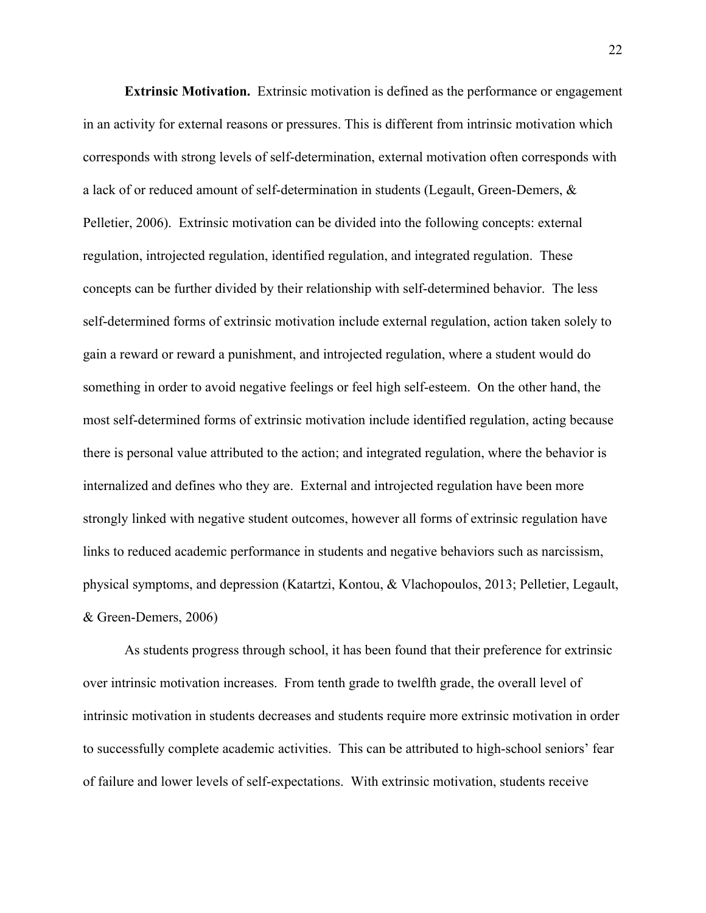**Extrinsic Motivation.** Extrinsic motivation is defined as the performance or engagement in an activity for external reasons or pressures. This is different from intrinsic motivation which corresponds with strong levels of self-determination, external motivation often corresponds with a lack of or reduced amount of self-determination in students (Legault, Green-Demers, & Pelletier, 2006). Extrinsic motivation can be divided into the following concepts: external regulation, introjected regulation, identified regulation, and integrated regulation. These concepts can be further divided by their relationship with self-determined behavior. The less self-determined forms of extrinsic motivation include external regulation, action taken solely to gain a reward or reward a punishment, and introjected regulation, where a student would do something in order to avoid negative feelings or feel high self-esteem. On the other hand, the most self-determined forms of extrinsic motivation include identified regulation, acting because there is personal value attributed to the action; and integrated regulation, where the behavior is internalized and defines who they are. External and introjected regulation have been more strongly linked with negative student outcomes, however all forms of extrinsic regulation have links to reduced academic performance in students and negative behaviors such as narcissism, physical symptoms, and depression (Katartzi, Kontou, & Vlachopoulos, 2013; Pelletier, Legault, & Green-Demers, 2006)

As students progress through school, it has been found that their preference for extrinsic over intrinsic motivation increases. From tenth grade to twelfth grade, the overall level of intrinsic motivation in students decreases and students require more extrinsic motivation in order to successfully complete academic activities. This can be attributed to high-school seniors' fear of failure and lower levels of self-expectations. With extrinsic motivation, students receive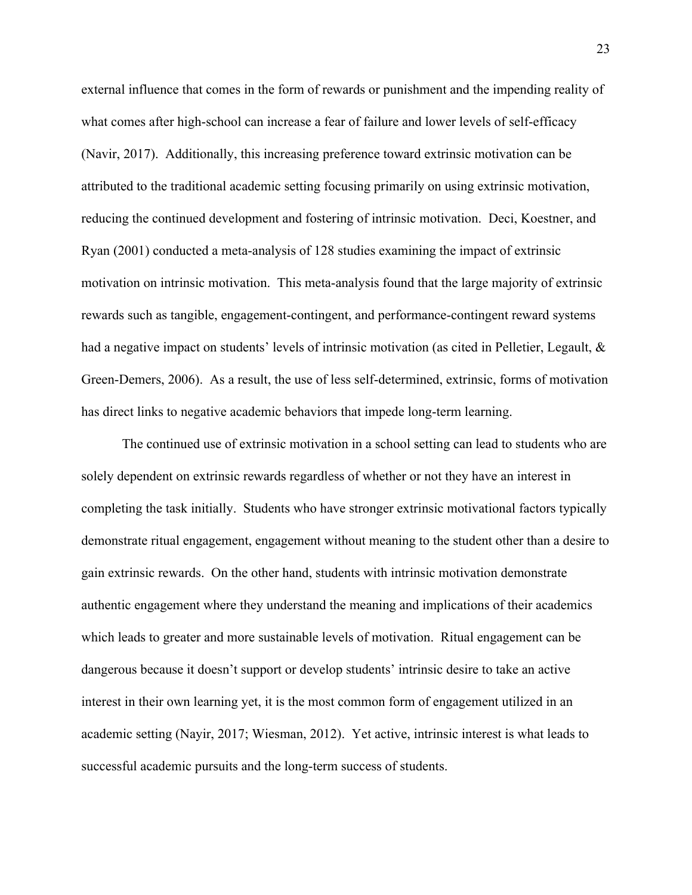external influence that comes in the form of rewards or punishment and the impending reality of what comes after high-school can increase a fear of failure and lower levels of self-efficacy (Navir, 2017). Additionally, this increasing preference toward extrinsic motivation can be attributed to the traditional academic setting focusing primarily on using extrinsic motivation, reducing the continued development and fostering of intrinsic motivation. Deci, Koestner, and Ryan (2001) conducted a meta-analysis of 128 studies examining the impact of extrinsic motivation on intrinsic motivation. This meta-analysis found that the large majority of extrinsic rewards such as tangible, engagement-contingent, and performance-contingent reward systems had a negative impact on students' levels of intrinsic motivation (as cited in Pelletier, Legault, & Green-Demers, 2006). As a result, the use of less self-determined, extrinsic, forms of motivation has direct links to negative academic behaviors that impede long-term learning.

The continued use of extrinsic motivation in a school setting can lead to students who are solely dependent on extrinsic rewards regardless of whether or not they have an interest in completing the task initially. Students who have stronger extrinsic motivational factors typically demonstrate ritual engagement, engagement without meaning to the student other than a desire to gain extrinsic rewards. On the other hand, students with intrinsic motivation demonstrate authentic engagement where they understand the meaning and implications of their academics which leads to greater and more sustainable levels of motivation. Ritual engagement can be dangerous because it doesn't support or develop students' intrinsic desire to take an active interest in their own learning yet, it is the most common form of engagement utilized in an academic setting (Nayir, 2017; Wiesman, 2012). Yet active, intrinsic interest is what leads to successful academic pursuits and the long-term success of students.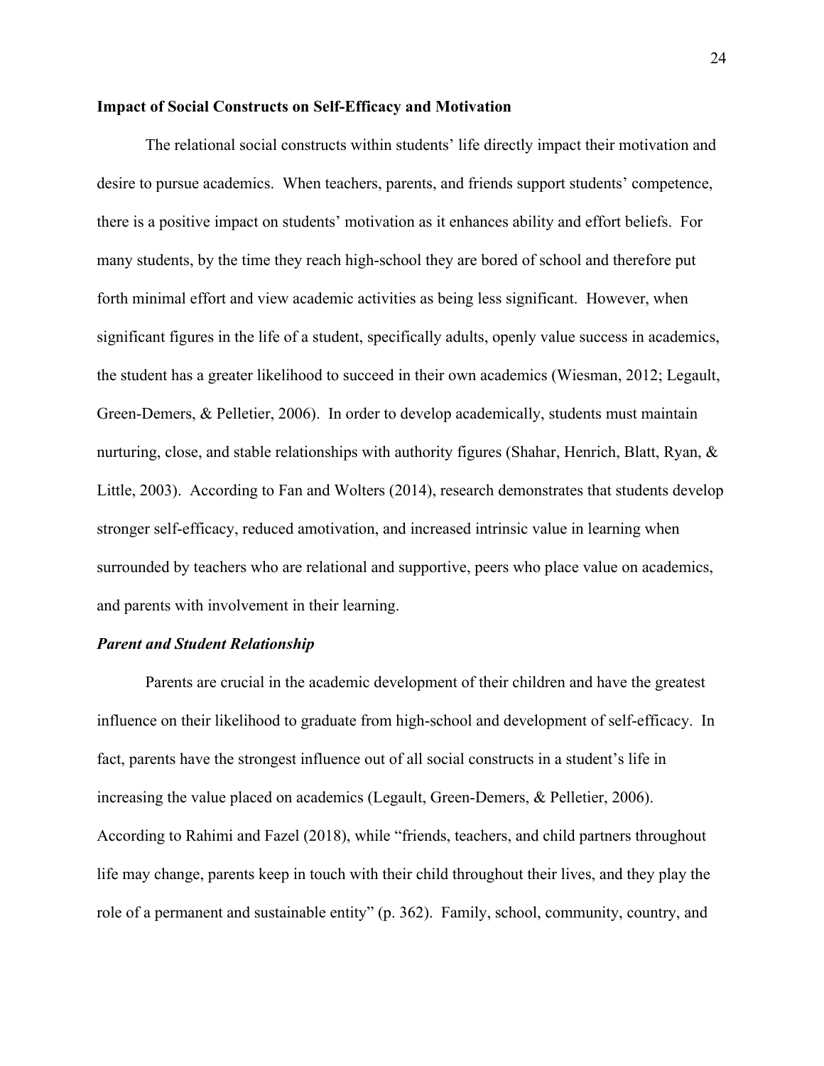## Impact of Social Constructs on Self-Efficacy and Motivation

The relational social constructs within students' life directly impact their motivation and desire to pursue academics. When teachers, parents, and friends support students' competence, there is a positive impact on students' motivation as it enhances ability and effort beliefs. For many students, by the time they reach high-school they are bored of school and therefore put forth minimal effort and view academic activities as being less significant. However, when significant figures in the life of a student, specifically adults, openly value success in academics, the student has a greater likelihood to succeed in their own academics (Wiesman, 2012; Legault, Green-Demers, & Pelletier, 2006). In order to develop academically, students must maintain nurturing, close, and stable relationships with authority figures (Shahar, Henrich, Blatt, Ryan, & Little, 2003). According to Fan and Wolters (2014), research demonstrates that students develop stronger self-efficacy, reduced amotivation, and increased intrinsic value in learning when surrounded by teachers who are relational and supportive, peers who place value on academics, and parents with involvement in their learning.

### *Parent and Student Relationship*

Parents are crucial in the academic development of their children and have the greatest influence on their likelihood to graduate from high-school and development of self-efficacy. In fact, parents have the strongest influence out of all social constructs in a student's life in increasing the value placed on academics (Legault, Green-Demers, & Pelletier, 2006). According to Rahimi and Fazel (2018), while "friends, teachers, and child partners throughout life may change, parents keep in touch with their child throughout their lives, and they play the role of a permanent and sustainable entity" (p. 362). Family, school, community, country, and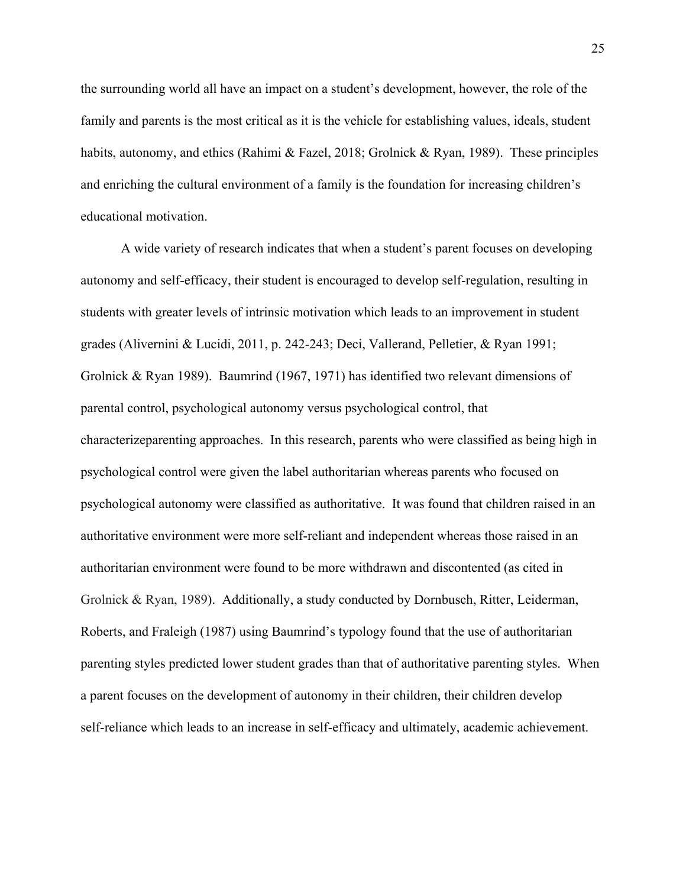the surrounding world all have an impact on a student's development, however, the role of the family and parents is the most critical as it is the vehicle for establishing values, ideals, student habits, autonomy, and ethics (Rahimi & Fazel, 2018; Grolnick & Ryan, 1989). These principles and enriching the cultural environment of a family is the foundation for increasing children's educational motivation.

A wide variety of research indicates that when a student's parent focuses on developing autonomy and self-efficacy, their student is encouraged to develop self-regulation, resulting in students with greater levels of intrinsic motivation which leads to an improvement in student grades (Alivernini & Lucidi, 2011, p. 242-243; Deci, Vallerand, Pelletier, & Ryan 1991; Grolnick & Ryan 1989). Baumrind (1967, 1971) has identified two relevant dimensions of parental control, psychological autonomy versus psychological control, that characterizeparenting approaches. In this research, parents who were classified as being high in psychological control were given the label authoritarian whereas parents who focused on psychological autonomy were classified as authoritative. It was found that children raised in an authoritative environment were more self-reliant and independent whereas those raised in an authoritarian environment were found to be more withdrawn and discontented (as cited in Grolnick & Ryan, 1989). Additionally, a study conducted by Dornbusch, Ritter, Leiderman, Roberts, and Fraleigh (1987) using Baumrind's typology found that the use of authoritarian parenting styles predicted lower student grades than that of authoritative parenting styles. When a parent focuses on the development of autonomy in their children, their children develop self-reliance which leads to an increase in self-efficacy and ultimately, academic achievement.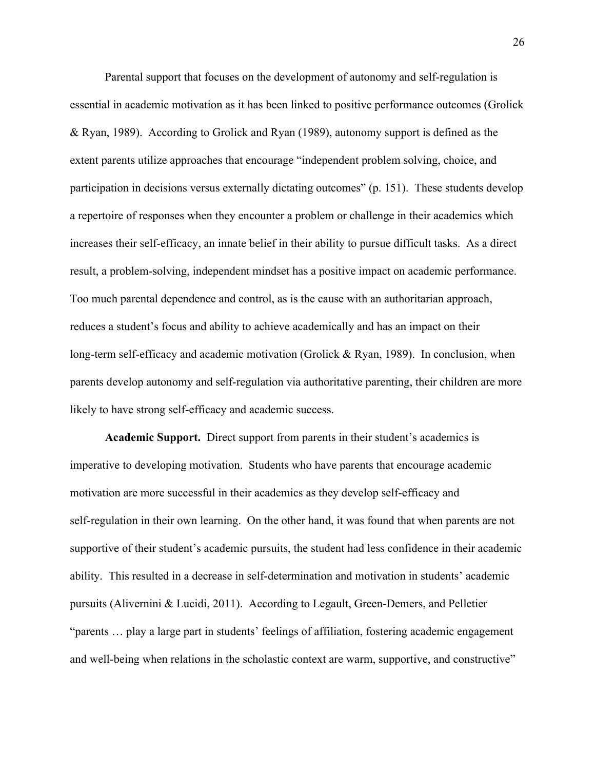Parental support that focuses on the development of autonomy and self-regulation is essential in academic motivation as it has been linked to positive performance outcomes (Grolick & Ryan, 1989). According to Grolick and Ryan (1989), autonomy support is defined as the extent parents utilize approaches that encourage "independent problem solving, choice, and participation in decisions versus externally dictating outcomes" (p. 151). These students develop a repertoire of responses when they encounter a problem or challenge in their academics which increases their self-efficacy, an innate belief in their ability to pursue difficult tasks. As a direct result, a problem-solving, independent mindset has a positive impact on academic performance. Too much parental dependence and control, as is the cause with an authoritarian approach, reduces a student's focus and ability to achieve academically and has an impact on their long-term self-efficacy and academic motivation (Grolick & Ryan, 1989). In conclusion, when parents develop autonomy and self-regulation via authoritative parenting, their children are more likely to have strong self-efficacy and academic success.

**Academic Support.** Direct support from parents in their student's academics is imperative to developing motivation. Students who have parents that encourage academic motivation are more successful in their academics as they develop self-efficacy and self-regulation in their own learning. On the other hand, it was found that when parents are not supportive of their student's academic pursuits, the student had less confidence in their academic ability. This resulted in a decrease in self-determination and motivation in students' academic pursuits (Alivernini & Lucidi, 2011). According to Legault, Green-Demers, and Pelletier "parents … play a large part in students' feelings of affiliation, fostering academic engagement and well-being when relations in the scholastic context are warm, supportive, and constructive"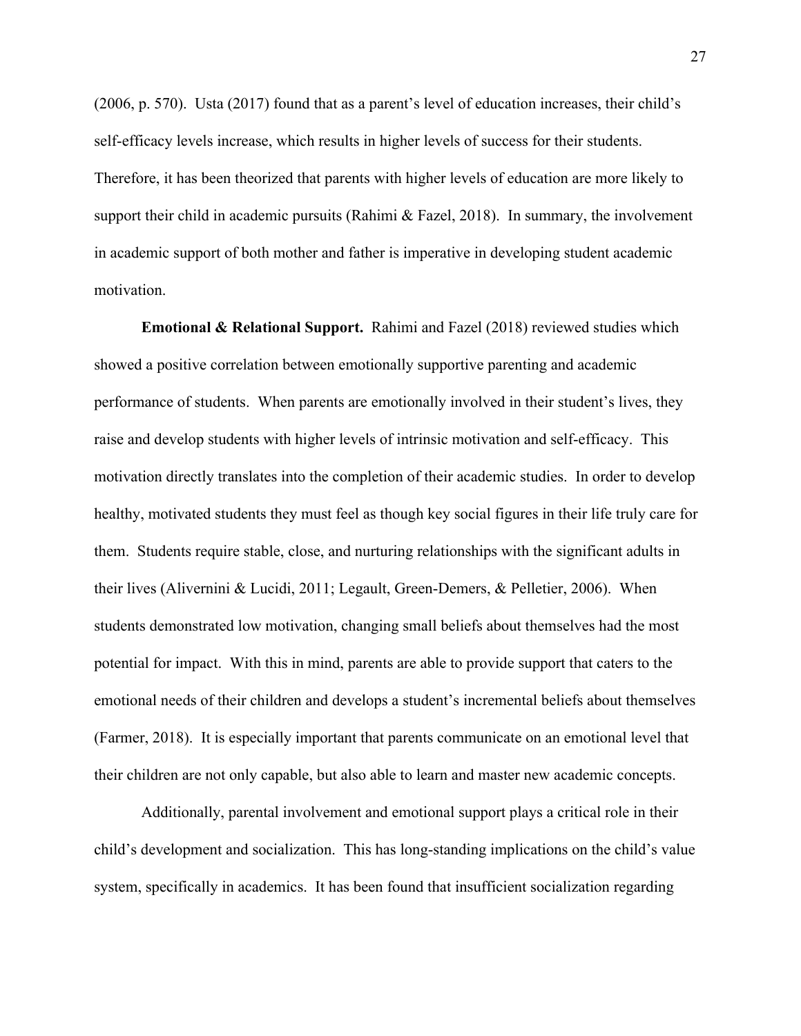(2006, p. 570). Usta (2017) found that as a parent's level of education increases, their child's self-efficacy levels increase, which results in higher levels of success for their students. Therefore, it has been theorized that parents with higher levels of education are more likely to support their child in academic pursuits (Rahimi & Fazel, 2018). In summary, the involvement in academic support of both mother and father is imperative in developing student academic motivation.

**Emotional & Relational Support.** Rahimi and Fazel (2018) reviewed studies which showed a positive correlation between emotionally supportive parenting and academic performance of students. When parents are emotionally involved in their student's lives, they raise and develop students with higher levels of intrinsic motivation and self-efficacy. This motivation directly translates into the completion of their academic studies. In order to develop healthy, motivated students they must feel as though key social figures in their life truly care for them. Students require stable, close, and nurturing relationships with the significant adults in their lives (Alivernini & Lucidi, 2011; Legault, Green-Demers, & Pelletier, 2006). When students demonstrated low motivation, changing small beliefs about themselves had the most potential for impact. With this in mind, parents are able to provide support that caters to the emotional needs of their children and develops a student's incremental beliefs about themselves (Farmer, 2018). It is especially important that parents communicate on an emotional level that their children are not only capable, but also able to learn and master new academic concepts.

Additionally, parental involvement and emotional support plays a critical role in their child's development and socialization. This has long-standing implications on the child's value system, specifically in academics. It has been found that insufficient socialization regarding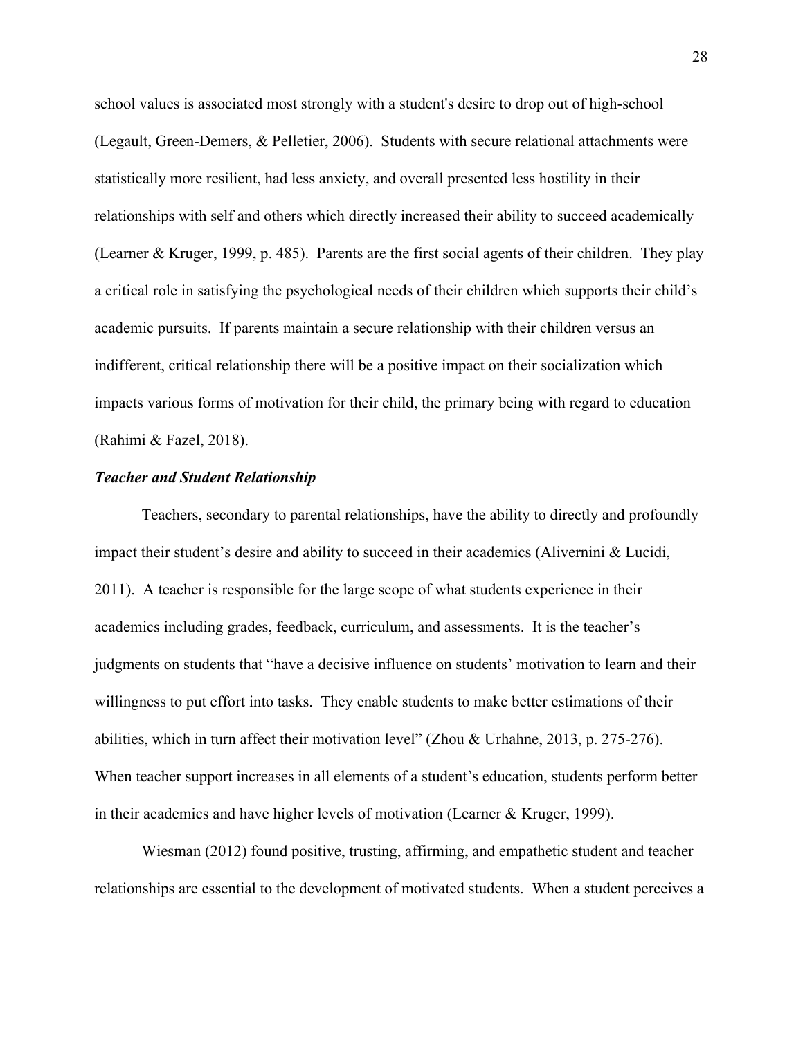school values is associated most strongly with a student's desire to drop out of high-school (Legault, Green-Demers, & Pelletier, 2006). Students with secure relational attachments were statistically more resilient, had less anxiety, and overall presented less hostility in their relationships with self and others which directly increased their ability to succeed academically (Learner & Kruger, 1999, p. 485). Parents are the first social agents of their children. They play a critical role in satisfying the psychological needs of their children which supports their child's academic pursuits. If parents maintain a secure relationship with their children versus an indifferent, critical relationship there will be a positive impact on their socialization which impacts various forms of motivation for their child, the primary being with regard to education (Rahimi & Fazel, 2018).

### *Teacher and Student Relationship*

Teachers, secondary to parental relationships, have the ability to directly and profoundly impact their student's desire and ability to succeed in their academics (Alivernini & Lucidi, 2011). A teacher is responsible for the large scope of what students experience in their academics including grades, feedback, curriculum, and assessments. It is the teacher's judgments on students that "have a decisive influence on students' motivation to learn and their willingness to put effort into tasks. They enable students to make better estimations of their abilities, which in turn affect their motivation level" (Zhou & Urhahne, 2013, p. 275-276). When teacher support increases in all elements of a student's education, students perform better in their academics and have higher levels of motivation (Learner & Kruger, 1999).

Wiesman (2012) found positive, trusting, affirming, and empathetic student and teacher relationships are essential to the development of motivated students. When a student perceives a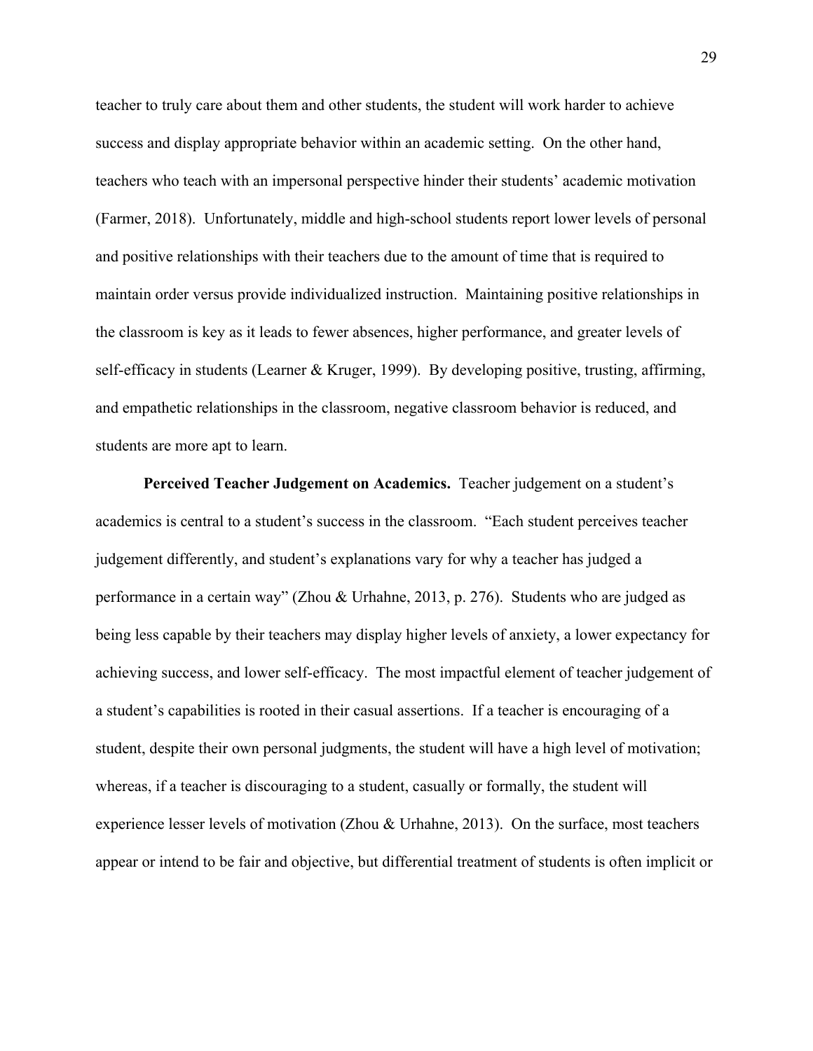teacher to truly care about them and other students, the student will work harder to achieve success and display appropriate behavior within an academic setting. On the other hand, teachers who teach with an impersonal perspective hinder their students' academic motivation (Farmer, 2018). Unfortunately, middle and high-school students report lower levels of personal and positive relationships with their teachers due to the amount of time that is required to maintain order versus provide individualized instruction. Maintaining positive relationships in the classroom is key as it leads to fewer absences, higher performance, and greater levels of self-efficacy in students (Learner & Kruger, 1999). By developing positive, trusting, affirming, and empathetic relationships in the classroom, negative classroom behavior is reduced, and students are more apt to learn.

**Perceived Teacher Judgement on Academics.** Teacher judgement on a student's academics is central to a student's success in the classroom. "Each student perceives teacher judgement differently, and student's explanations vary for why a teacher has judged a performance in a certain way" (Zhou & Urhahne, 2013, p. 276). Students who are judged as being less capable by their teachers may display higher levels of anxiety, a lower expectancy for achieving success, and lower self-efficacy. The most impactful element of teacher judgement of a student's capabilities is rooted in their casual assertions. If a teacher is encouraging of a student, despite their own personal judgments, the student will have a high level of motivation; whereas, if a teacher is discouraging to a student, casually or formally, the student will experience lesser levels of motivation (Zhou & Urhahne, 2013). On the surface, most teachers appear or intend to be fair and objective, but differential treatment of students is often implicit or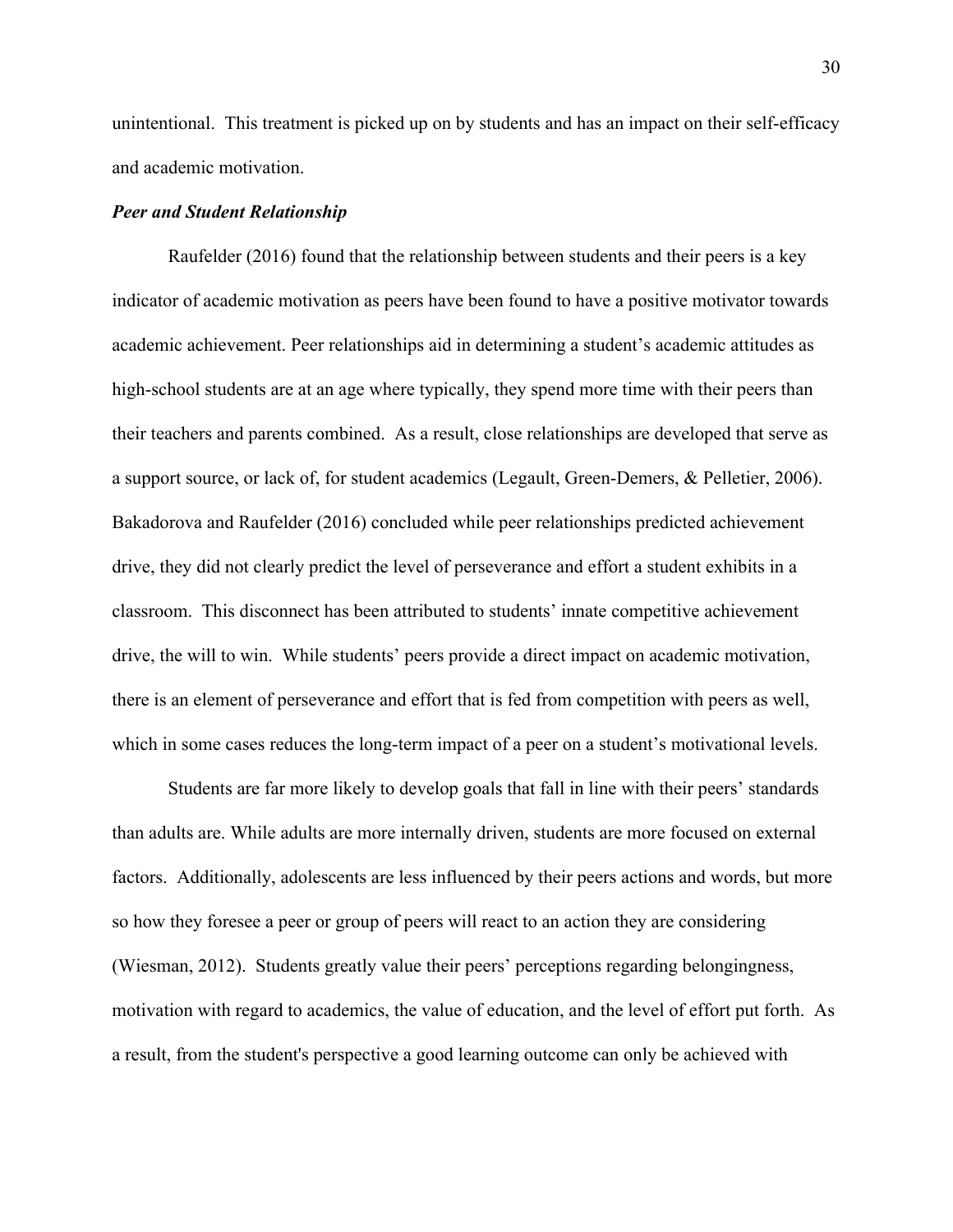unintentional. This treatment is picked up on by students and has an impact on their self-efficacy and academic motivation.

***Peer and Student Relationship***

Raufelder (2016) found that the relationship between students and their peers is a key indicator of academic motivation as peers have been found to have a positive motivator towards academic achievement. Peer relationships aid in determining a student's academic attitudes as high-school students are at an age where typically, they spend more time with their peers than their teachers and parents combined. As a result, close relationships are developed that serve as a support source, or lack of, for student academics (Legault, Green-Demers, & Pelletier, 2006). Bakadorova and Raufelder (2016) concluded while peer relationships predicted achievement drive, they did not clearly predict the level of perseverance and effort a student exhibits in a classroom. This disconnect has been attributed to students' innate competitive achievement drive, the will to win. While students' peers provide a direct impact on academic motivation, there is an element of perseverance and effort that is fed from competition with peers as well, which in some cases reduces the long-term impact of a peer on a student's motivational levels.

Students are far more likely to develop goals that fall in line with their peers' standards than adults are. While adults are more internally driven, students are more focused on external factors. Additionally, adolescents are less influenced by their peers actions and words, but more so how they foresee a peer or group of peers will react to an action they are considering (Wiesman, 2012). Students greatly value their peers' perceptions regarding belongingness, motivation with regard to academics, the value of education, and the level of effort put forth. As a result, from the student's perspective a good learning outcome can only be achieved with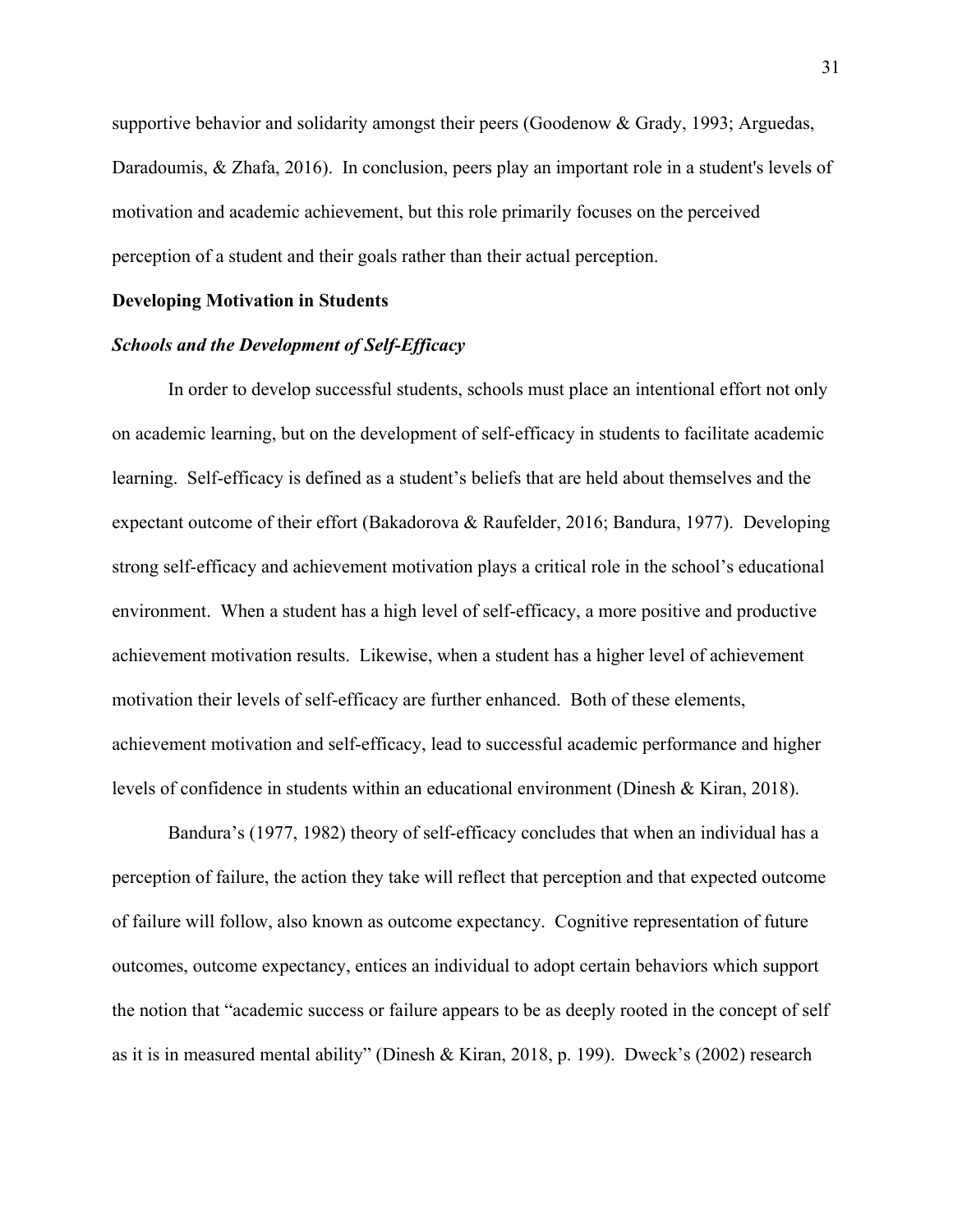supportive behavior and solidarity amongst their peers (Goodenow & Grady, 1993; Arguedas, Daradoumis, & Zhafa, 2016). In conclusion, peers play an important role in a student's levels of motivation and academic achievement, but this role primarily focuses on the perceived perception of a student and their goals rather than their actual perception.

## Developing Motivation in Students

### *Schools and the Development of Self-Efficacy*

In order to develop successful students, schools must place an intentional effort not only on academic learning, but on the development of self-efficacy in students to facilitate academic learning. Self-efficacy is defined as a student's beliefs that are held about themselves and the expectant outcome of their effort (Bakadorova & Raufelder, 2016; Bandura, 1977). Developing strong self-efficacy and achievement motivation plays a critical role in the school's educational environment. When a student has a high level of self-efficacy, a more positive and productive achievement motivation results. Likewise, when a student has a higher level of achievement motivation their levels of self-efficacy are further enhanced. Both of these elements, achievement motivation and self-efficacy, lead to successful academic performance and higher levels of confidence in students within an educational environment (Dinesh & Kiran, 2018).

Bandura's (1977, 1982) theory of self-efficacy concludes that when an individual has a perception of failure, the action they take will reflect that perception and that expected outcome of failure will follow, also known as outcome expectancy. Cognitive representation of future outcomes, outcome expectancy, entices an individual to adopt certain behaviors which support the notion that "academic success or failure appears to be as deeply rooted in the concept of self as it is in measured mental ability" (Dinesh & Kiran, 2018, p. 199). Dweck's (2002) research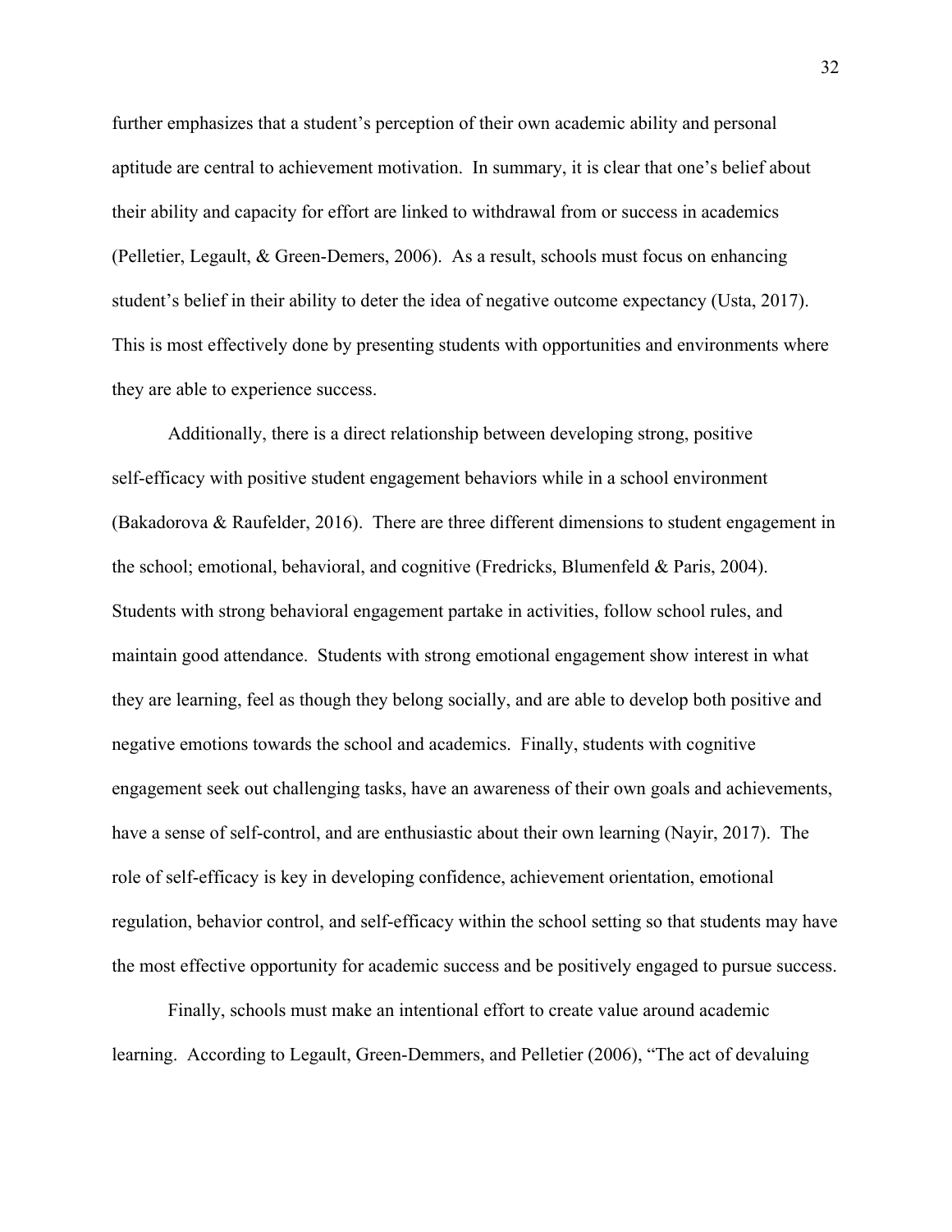further emphasizes that a student's perception of their own academic ability and personal aptitude are central to achievement motivation. In summary, it is clear that one's belief about their ability and capacity for effort are linked to withdrawal from or success in academics (Pelletier, Legault, & Green-Demers, 2006). As a result, schools must focus on enhancing student's belief in their ability to deter the idea of negative outcome expectancy (Usta, 2017). This is most effectively done by presenting students with opportunities and environments where they are able to experience success.

Additionally, there is a direct relationship between developing strong, positive self-efficacy with positive student engagement behaviors while in a school environment (Bakadorova & Raufelder, 2016). There are three different dimensions to student engagement in the school; emotional, behavioral, and cognitive (Fredricks, Blumenfeld & Paris, 2004). Students with strong behavioral engagement partake in activities, follow school rules, and maintain good attendance. Students with strong emotional engagement show interest in what they are learning, feel as though they belong socially, and are able to develop both positive and negative emotions towards the school and academics. Finally, students with cognitive engagement seek out challenging tasks, have an awareness of their own goals and achievements, have a sense of self-control, and are enthusiastic about their own learning (Nayir, 2017). The role of self-efficacy is key in developing confidence, achievement orientation, emotional regulation, behavior control, and self-efficacy within the school setting so that students may have the most effective opportunity for academic success and be positively engaged to pursue success.

Finally, schools must make an intentional effort to create value around academic learning. According to Legault, Green-Demmers, and Pelletier (2006), "The act of devaluing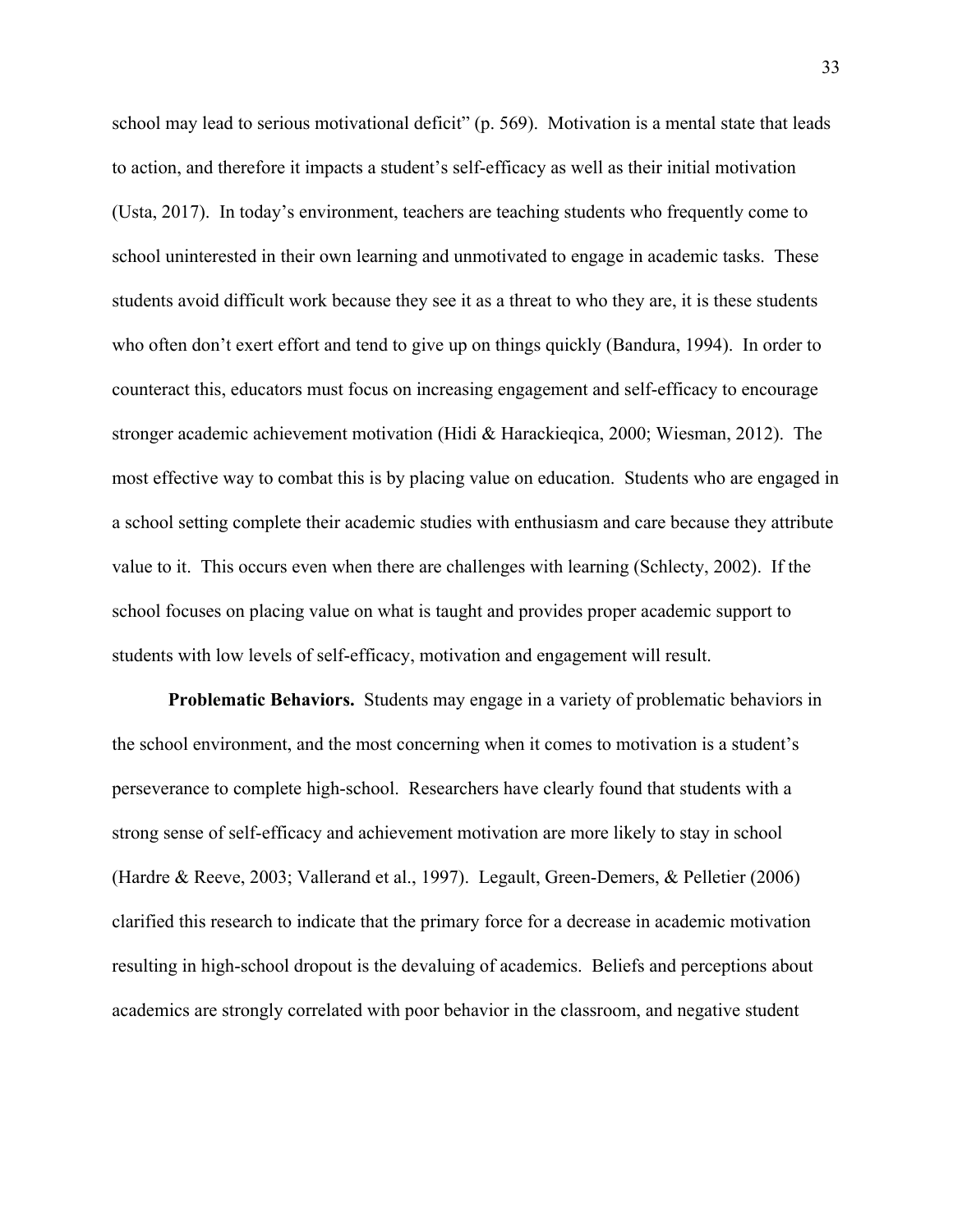school may lead to serious motivational deficit" (p. 569). Motivation is a mental state that leads to action, and therefore it impacts a student's self-efficacy as well as their initial motivation (Usta, 2017). In today's environment, teachers are teaching students who frequently come to school uninterested in their own learning and unmotivated to engage in academic tasks. These students avoid difficult work because they see it as a threat to who they are, it is these students who often don't exert effort and tend to give up on things quickly (Bandura, 1994). In order to counteract this, educators must focus on increasing engagement and self-efficacy to encourage stronger academic achievement motivation (Hidi & Harackieqica, 2000; Wiesman, 2012). The most effective way to combat this is by placing value on education. Students who are engaged in a school setting complete their academic studies with enthusiasm and care because they attribute value to it. This occurs even when there are challenges with learning (Schlecty, 2002). If the school focuses on placing value on what is taught and provides proper academic support to students with low levels of self-efficacy, motivation and engagement will result.

**Problematic Behaviors.** Students may engage in a variety of problematic behaviors in the school environment, and the most concerning when it comes to motivation is a student's perseverance to complete high-school. Researchers have clearly found that students with a strong sense of self-efficacy and achievement motivation are more likely to stay in school (Hardre & Reeve, 2003; Vallerand et al., 1997). Legault, Green-Demers, & Pelletier (2006) clarified this research to indicate that the primary force for a decrease in academic motivation resulting in high-school dropout is the devaluing of academics. Beliefs and perceptions about academics are strongly correlated with poor behavior in the classroom, and negative student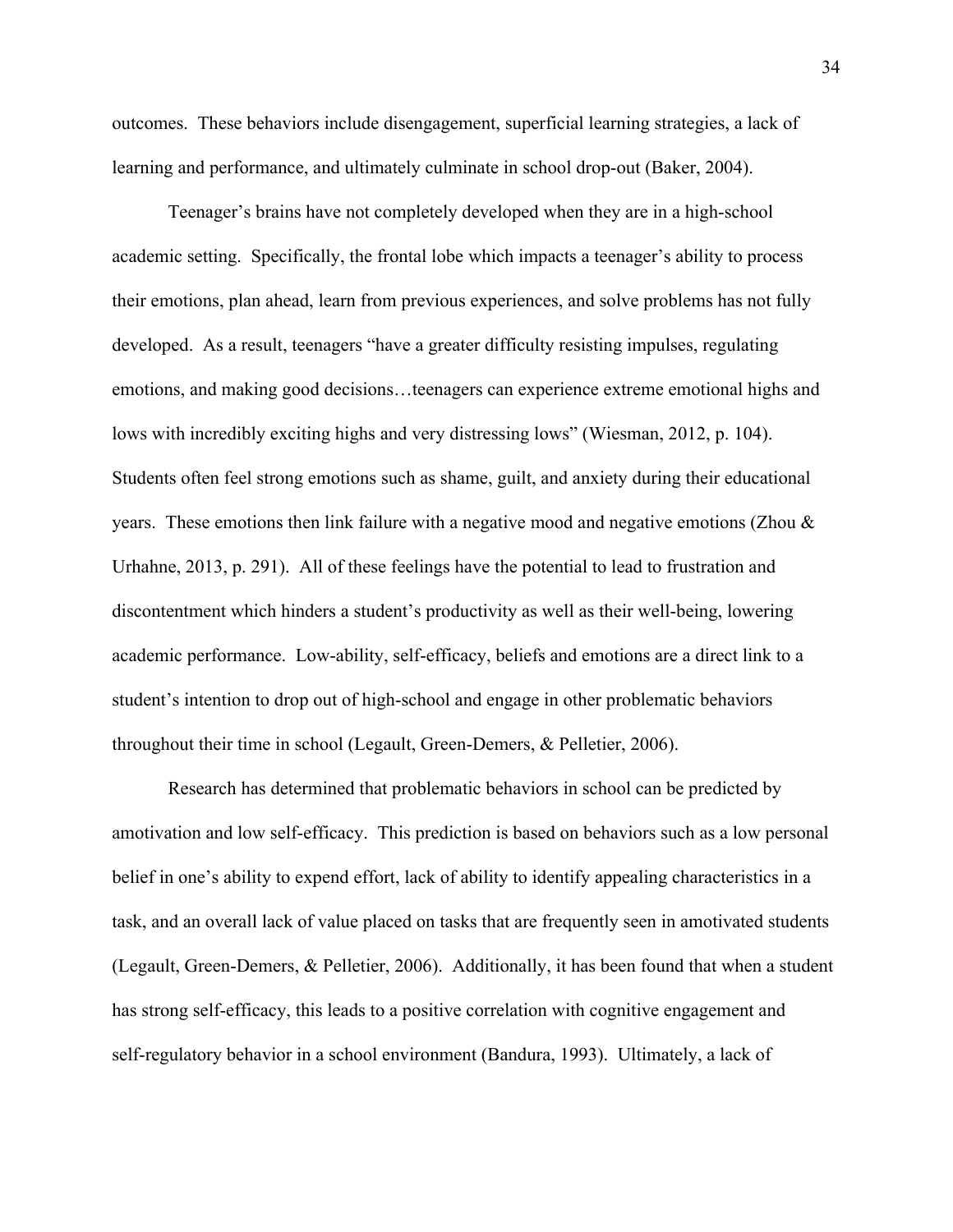outcomes. These behaviors include disengagement, superficial learning strategies, a lack of learning and performance, and ultimately culminate in school drop-out (Baker, 2004).

Teenager's brains have not completely developed when they are in a high-school academic setting. Specifically, the frontal lobe which impacts a teenager's ability to process their emotions, plan ahead, learn from previous experiences, and solve problems has not fully developed. As a result, teenagers "have a greater difficulty resisting impulses, regulating emotions, and making good decisions…teenagers can experience extreme emotional highs and lows with incredibly exciting highs and very distressing lows" (Wiesman, 2012, p. 104). Students often feel strong emotions such as shame, guilt, and anxiety during their educational years. These emotions then link failure with a negative mood and negative emotions (Zhou & Urhahne, 2013, p. 291). All of these feelings have the potential to lead to frustration and discontentment which hinders a student's productivity as well as their well-being, lowering academic performance. Low-ability, self-efficacy, beliefs and emotions are a direct link to a student's intention to drop out of high-school and engage in other problematic behaviors throughout their time in school (Legault, Green-Demers, & Pelletier, 2006).

Research has determined that problematic behaviors in school can be predicted by amotivation and low self-efficacy. This prediction is based on behaviors such as a low personal belief in one's ability to expend effort, lack of ability to identify appealing characteristics in a task, and an overall lack of value placed on tasks that are frequently seen in amotivated students (Legault, Green-Demers, & Pelletier, 2006). Additionally, it has been found that when a student has strong self-efficacy, this leads to a positive correlation with cognitive engagement and self-regulatory behavior in a school environment (Bandura, 1993). Ultimately, a lack of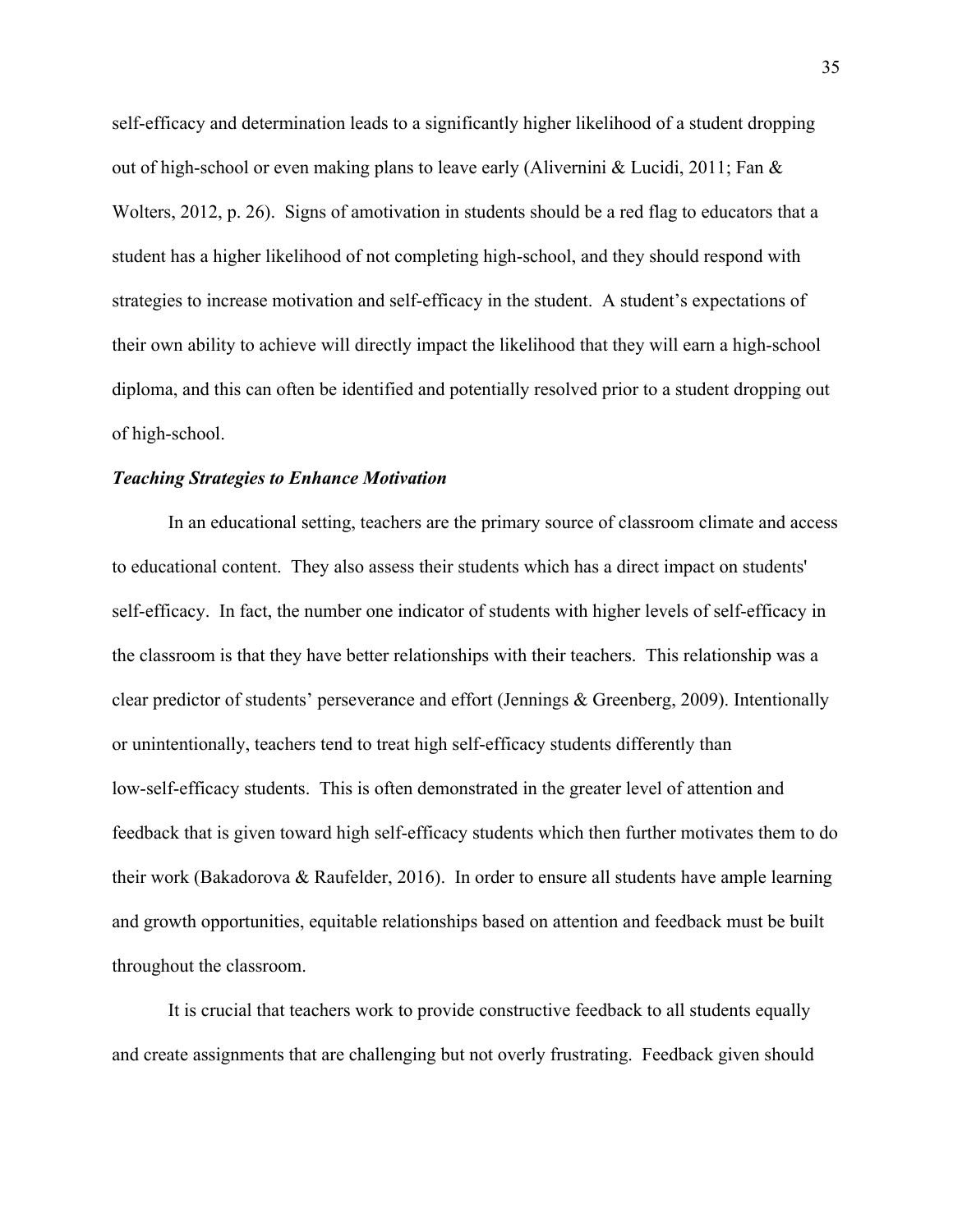self-efficacy and determination leads to a significantly higher likelihood of a student dropping out of high-school or even making plans to leave early (Alivernini & Lucidi, 2011; Fan & Wolters, 2012, p. 26).  Signs of amotivation in students should be a red flag to educators that a student has a higher likelihood of not completing high-school, and they should respond with strategies to increase motivation and self-efficacy in the student.  A student's expectations of their own ability to achieve will directly impact the likelihood that they will earn a high-school diploma, and this can often be identified and potentially resolved prior to a student dropping out of high-school.

### ***Teaching Strategies to Enhance Motivation***

In an educational setting, teachers are the primary source of classroom climate and access to educational content.  They also assess their students which has a direct impact on students' self-efficacy.  In fact, the number one indicator of students with higher levels of self-efficacy in the classroom is that they have better relationships with their teachers.  This relationship was a clear predictor of students' perseverance and effort (Jennings & Greenberg, 2009). Intentionally or unintentionally, teachers tend to treat high self-efficacy students differently than low-self-efficacy students.  This is often demonstrated in the greater level of attention and feedback that is given toward high self-efficacy students which then further motivates them to do their work (Bakadorova & Raufelder, 2016).  In order to ensure all students have ample learning and growth opportunities, equitable relationships based on attention and feedback must be built throughout the classroom.

It is crucial that teachers work to provide constructive feedback to all students equally and create assignments that are challenging but not overly frustrating.  Feedback given should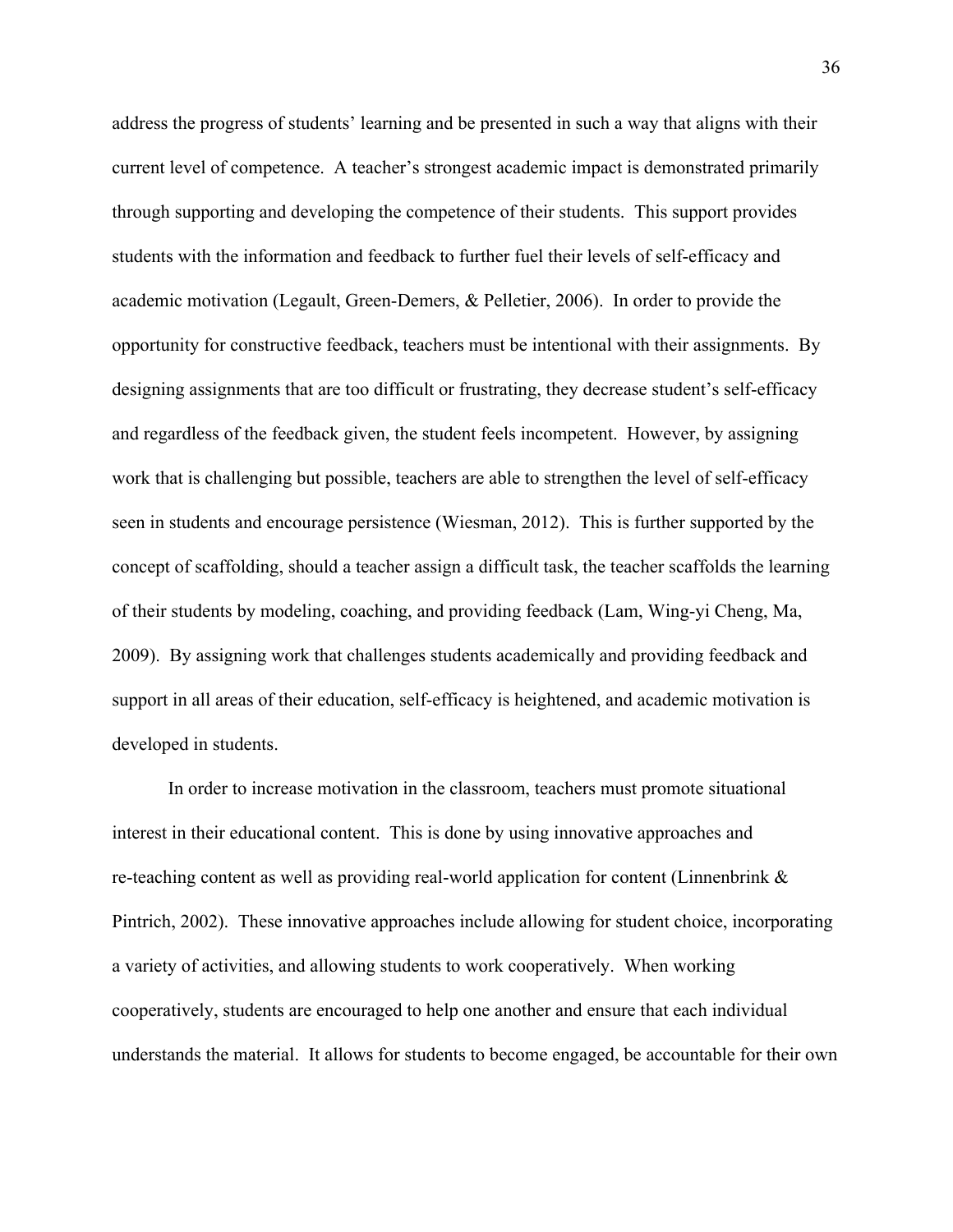address the progress of students' learning and be presented in such a way that aligns with their current level of competence. A teacher's strongest academic impact is demonstrated primarily through supporting and developing the competence of their students. This support provides students with the information and feedback to further fuel their levels of self-efficacy and academic motivation (Legault, Green-Demers, & Pelletier, 2006). In order to provide the opportunity for constructive feedback, teachers must be intentional with their assignments. By designing assignments that are too difficult or frustrating, they decrease student's self-efficacy and regardless of the feedback given, the student feels incompetent. However, by assigning work that is challenging but possible, teachers are able to strengthen the level of self-efficacy seen in students and encourage persistence (Wiesman, 2012). This is further supported by the concept of scaffolding, should a teacher assign a difficult task, the teacher scaffolds the learning of their students by modeling, coaching, and providing feedback (Lam, Wing-yi Cheng, Ma, 2009). By assigning work that challenges students academically and providing feedback and support in all areas of their education, self-efficacy is heightened, and academic motivation is developed in students.

In order to increase motivation in the classroom, teachers must promote situational interest in their educational content. This is done by using innovative approaches and re-teaching content as well as providing real-world application for content (Linnenbrink & Pintrich, 2002). These innovative approaches include allowing for student choice, incorporating a variety of activities, and allowing students to work cooperatively. When working cooperatively, students are encouraged to help one another and ensure that each individual understands the material. It allows for students to become engaged, be accountable for their own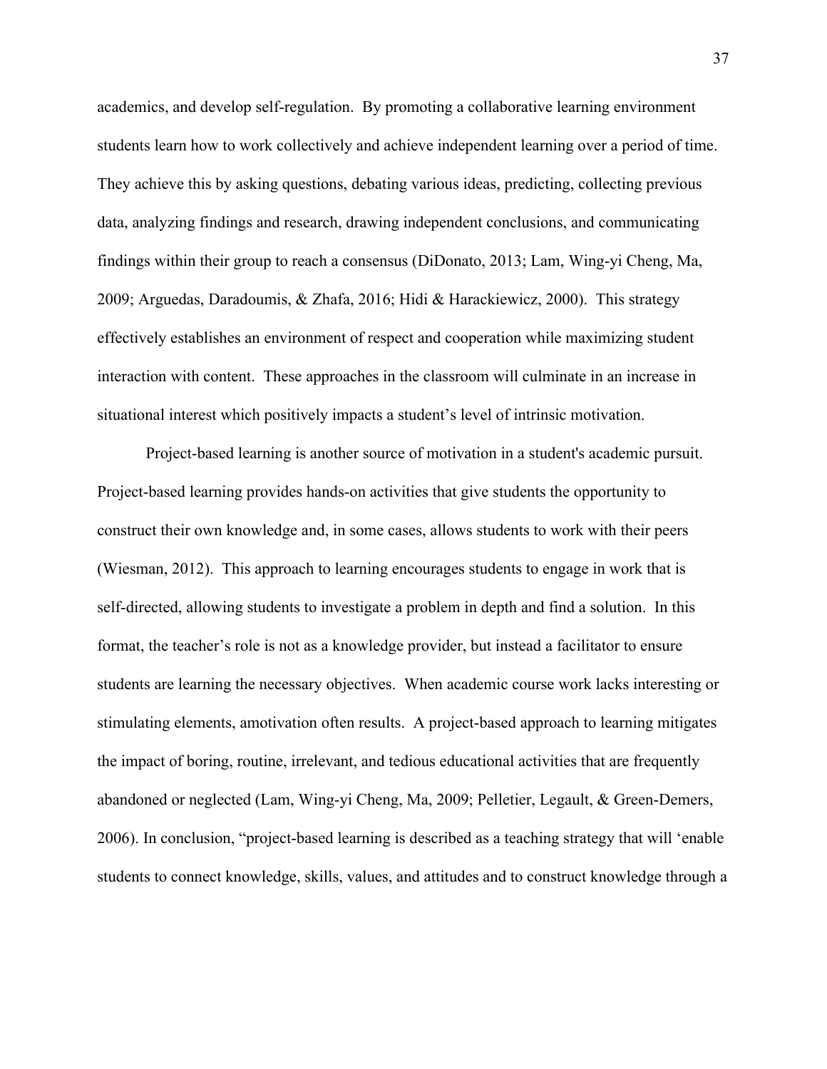academics, and develop self-regulation. By promoting a collaborative learning environment students learn how to work collectively and achieve independent learning over a period of time. They achieve this by asking questions, debating various ideas, predicting, collecting previous data, analyzing findings and research, drawing independent conclusions, and communicating findings within their group to reach a consensus (DiDonato, 2013; Lam, Wing-yi Cheng, Ma, 2009; Arguedas, Daradoumis, & Zhafa, 2016; Hidi & Harackiewicz, 2000). This strategy effectively establishes an environment of respect and cooperation while maximizing student interaction with content. These approaches in the classroom will culminate in an increase in situational interest which positively impacts a student's level of intrinsic motivation.

Project-based learning is another source of motivation in a student's academic pursuit. Project-based learning provides hands-on activities that give students the opportunity to construct their own knowledge and, in some cases, allows students to work with their peers (Wiesman, 2012). This approach to learning encourages students to engage in work that is self-directed, allowing students to investigate a problem in depth and find a solution. In this format, the teacher's role is not as a knowledge provider, but instead a facilitator to ensure students are learning the necessary objectives. When academic course work lacks interesting or stimulating elements, amotivation often results. A project-based approach to learning mitigates the impact of boring, routine, irrelevant, and tedious educational activities that are frequently abandoned or neglected (Lam, Wing-yi Cheng, Ma, 2009; Pelletier, Legault, & Green-Demers, 2006). In conclusion, "project-based learning is described as a teaching strategy that will 'enable students to connect knowledge, skills, values, and attitudes and to construct knowledge through a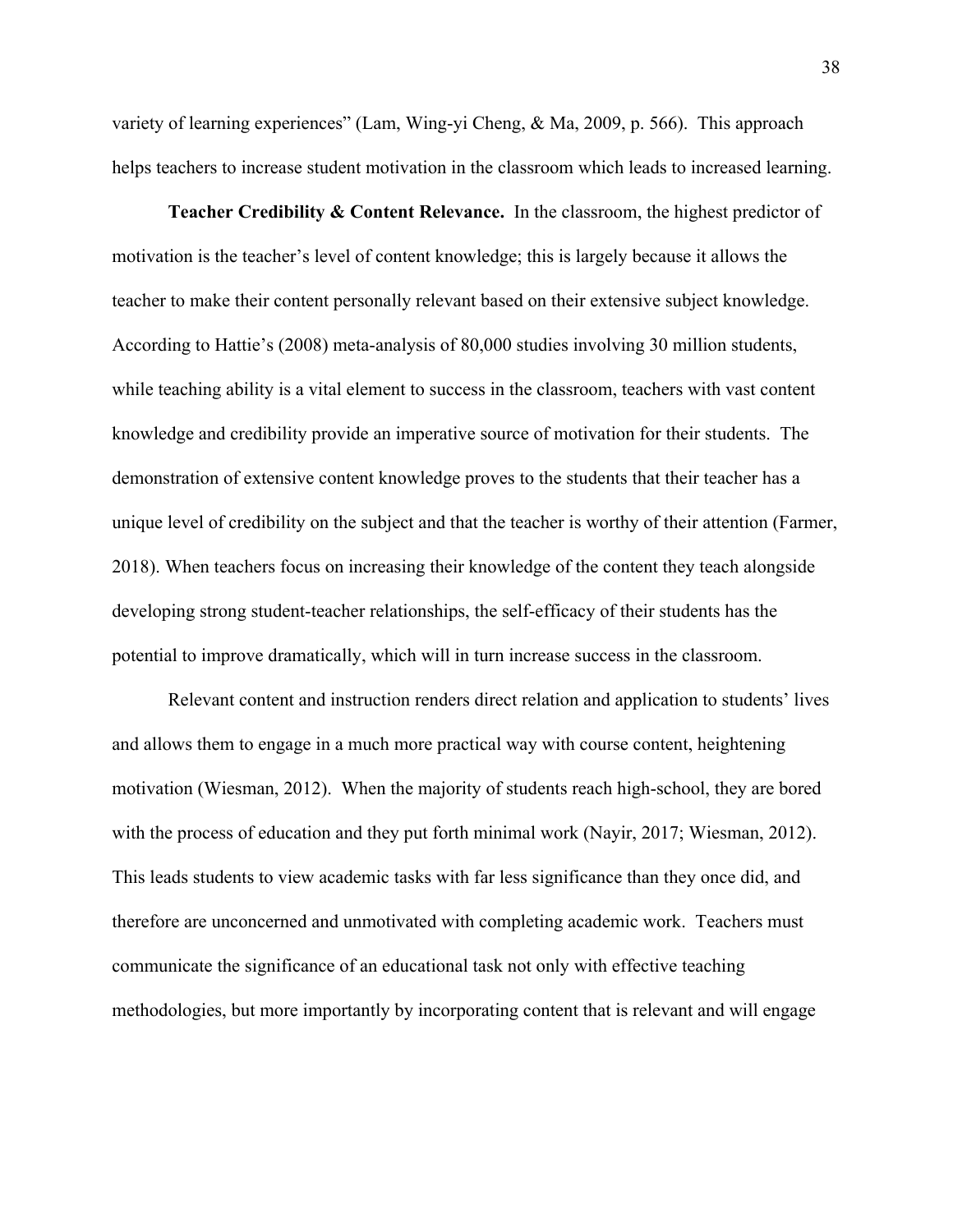variety of learning experiences" (Lam, Wing-yi Cheng, & Ma, 2009, p. 566). This approach helps teachers to increase student motivation in the classroom which leads to increased learning.

**Teacher Credibility & Content Relevance.** In the classroom, the highest predictor of motivation is the teacher's level of content knowledge; this is largely because it allows the teacher to make their content personally relevant based on their extensive subject knowledge. According to Hattie's (2008) meta-analysis of 80,000 studies involving 30 million students, while teaching ability is a vital element to success in the classroom, teachers with vast content knowledge and credibility provide an imperative source of motivation for their students. The demonstration of extensive content knowledge proves to the students that their teacher has a unique level of credibility on the subject and that the teacher is worthy of their attention (Farmer, 2018). When teachers focus on increasing their knowledge of the content they teach alongside developing strong student-teacher relationships, the self-efficacy of their students has the potential to improve dramatically, which will in turn increase success in the classroom.

Relevant content and instruction renders direct relation and application to students' lives and allows them to engage in a much more practical way with course content, heightening motivation (Wiesman, 2012). When the majority of students reach high-school, they are bored with the process of education and they put forth minimal work (Nayir, 2017; Wiesman, 2012). This leads students to view academic tasks with far less significance than they once did, and therefore are unconcerned and unmotivated with completing academic work. Teachers must communicate the significance of an educational task not only with effective teaching methodologies, but more importantly by incorporating content that is relevant and will engage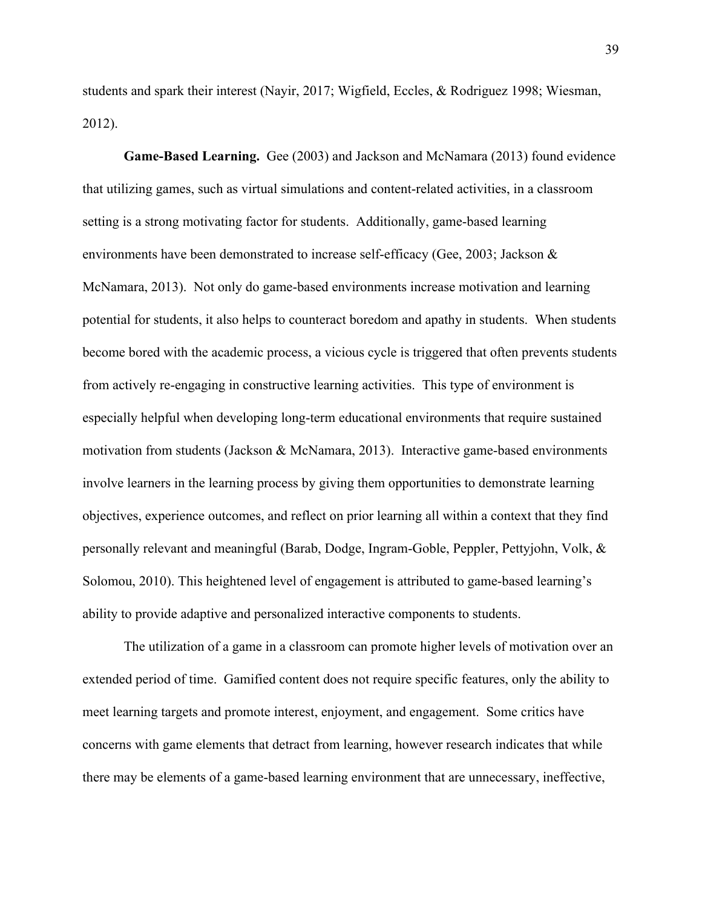students and spark their interest (Nayir, 2017; Wigfield, Eccles, & Rodriguez 1998; Wiesman, 2012).

**Game-Based Learning.** Gee (2003) and Jackson and McNamara (2013) found evidence that utilizing games, such as virtual simulations and content-related activities, in a classroom setting is a strong motivating factor for students. Additionally, game-based learning environments have been demonstrated to increase self-efficacy (Gee, 2003; Jackson & McNamara, 2013). Not only do game-based environments increase motivation and learning potential for students, it also helps to counteract boredom and apathy in students. When students become bored with the academic process, a vicious cycle is triggered that often prevents students from actively re-engaging in constructive learning activities. This type of environment is especially helpful when developing long-term educational environments that require sustained motivation from students (Jackson & McNamara, 2013). Interactive game-based environments involve learners in the learning process by giving them opportunities to demonstrate learning objectives, experience outcomes, and reflect on prior learning all within a context that they find personally relevant and meaningful (Barab, Dodge, Ingram-Goble, Peppler, Pettyjohn, Volk, & Solomou, 2010). This heightened level of engagement is attributed to game-based learning's ability to provide adaptive and personalized interactive components to students.

The utilization of a game in a classroom can promote higher levels of motivation over an extended period of time. Gamified content does not require specific features, only the ability to meet learning targets and promote interest, enjoyment, and engagement. Some critics have concerns with game elements that detract from learning, however research indicates that while there may be elements of a game-based learning environment that are unnecessary, ineffective,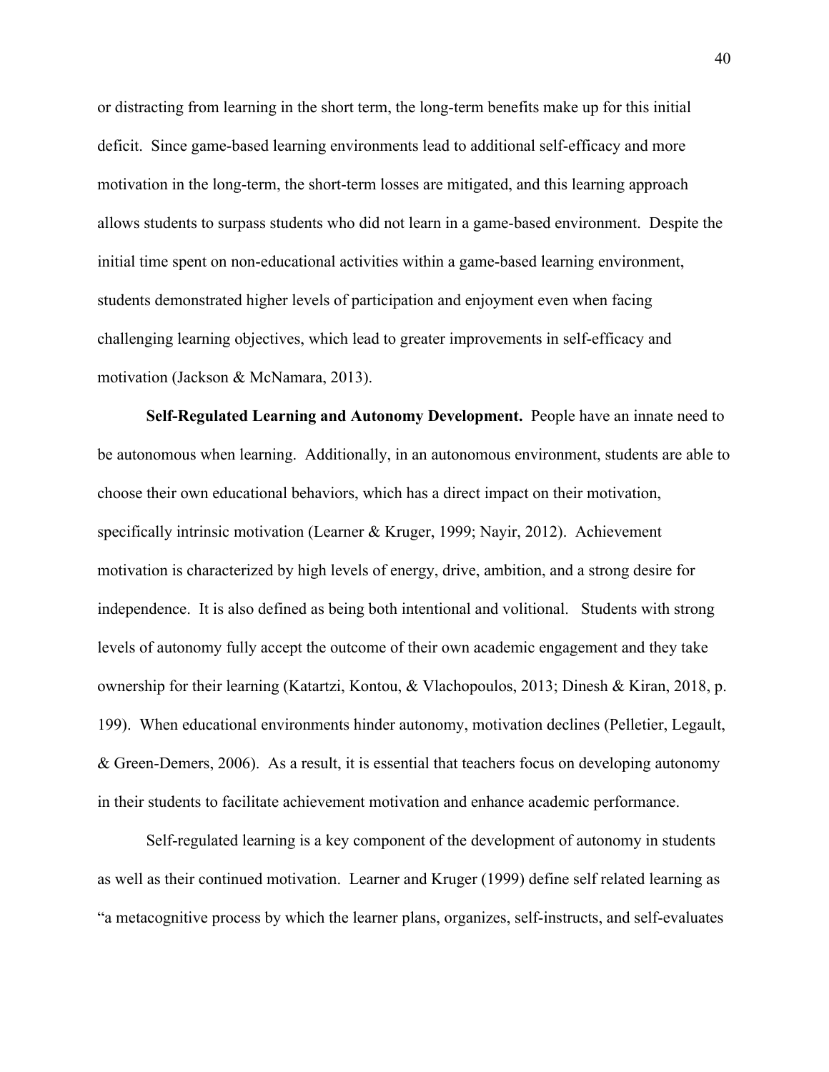or distracting from learning in the short term, the long-term benefits make up for this initial deficit. Since game-based learning environments lead to additional self-efficacy and more motivation in the long-term, the short-term losses are mitigated, and this learning approach allows students to surpass students who did not learn in a game-based environment. Despite the initial time spent on non-educational activities within a game-based learning environment, students demonstrated higher levels of participation and enjoyment even when facing challenging learning objectives, which lead to greater improvements in self-efficacy and motivation (Jackson & McNamara, 2013).

**Self-Regulated Learning and Autonomy Development.** People have an innate need to be autonomous when learning. Additionally, in an autonomous environment, students are able to choose their own educational behaviors, which has a direct impact on their motivation, specifically intrinsic motivation (Learner & Kruger, 1999; Nayir, 2012). Achievement motivation is characterized by high levels of energy, drive, ambition, and a strong desire for independence. It is also defined as being both intentional and volitional. Students with strong levels of autonomy fully accept the outcome of their own academic engagement and they take ownership for their learning (Katartzi, Kontou, & Vlachopoulos, 2013; Dinesh & Kiran, 2018, p. 199). When educational environments hinder autonomy, motivation declines (Pelletier, Legault, & Green-Demers, 2006). As a result, it is essential that teachers focus on developing autonomy in their students to facilitate achievement motivation and enhance academic performance.

Self-regulated learning is a key component of the development of autonomy in students as well as their continued motivation. Learner and Kruger (1999) define self related learning as "a metacognitive process by which the learner plans, organizes, self-instructs, and self-evaluates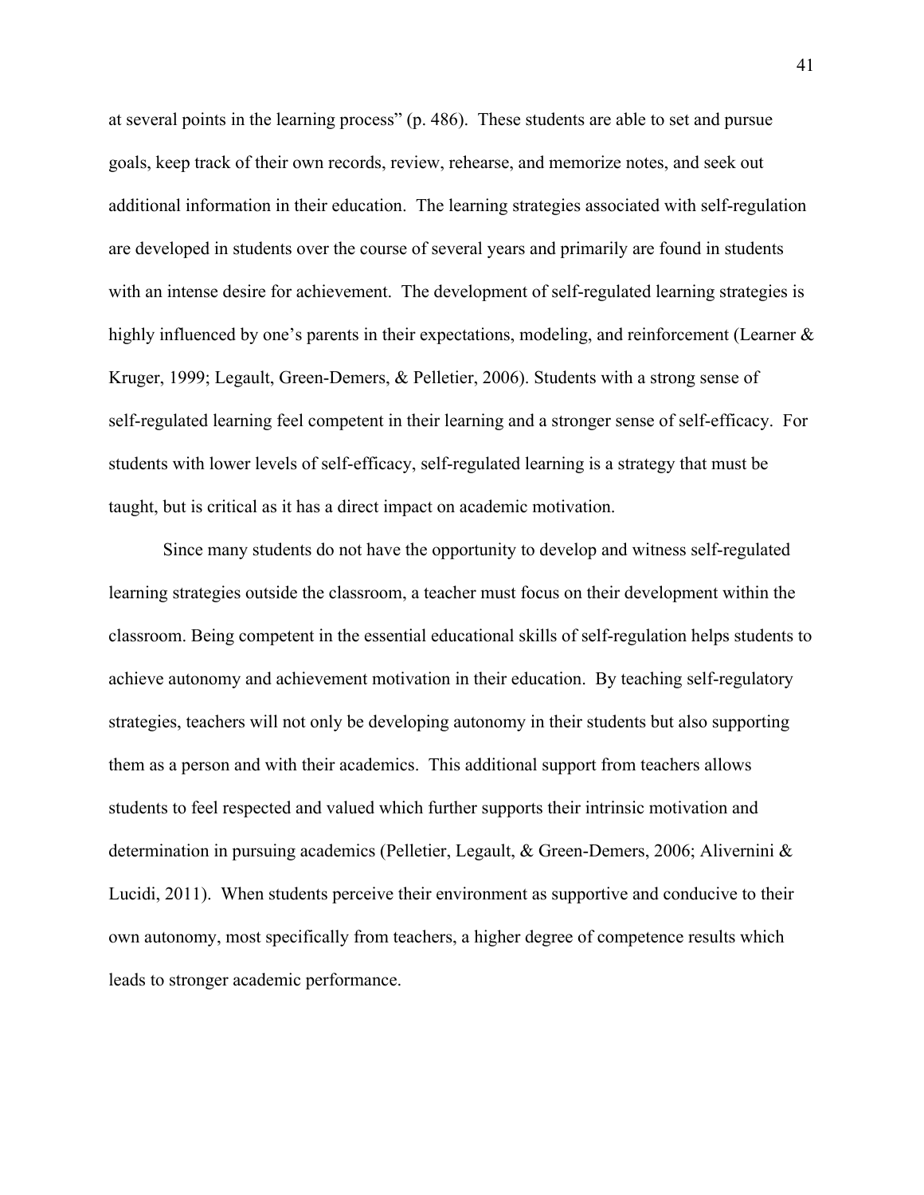at several points in the learning process" (p. 486). These students are able to set and pursue goals, keep track of their own records, review, rehearse, and memorize notes, and seek out additional information in their education. The learning strategies associated with self-regulation are developed in students over the course of several years and primarily are found in students with an intense desire for achievement. The development of self-regulated learning strategies is highly influenced by one's parents in their expectations, modeling, and reinforcement (Learner & Kruger, 1999; Legault, Green-Demers, & Pelletier, 2006). Students with a strong sense of self-regulated learning feel competent in their learning and a stronger sense of self-efficacy. For students with lower levels of self-efficacy, self-regulated learning is a strategy that must be taught, but is critical as it has a direct impact on academic motivation.

Since many students do not have the opportunity to develop and witness self-regulated learning strategies outside the classroom, a teacher must focus on their development within the classroom. Being competent in the essential educational skills of self-regulation helps students to achieve autonomy and achievement motivation in their education. By teaching self-regulatory strategies, teachers will not only be developing autonomy in their students but also supporting them as a person and with their academics. This additional support from teachers allows students to feel respected and valued which further supports their intrinsic motivation and determination in pursuing academics (Pelletier, Legault, & Green-Demers, 2006; Alivernini & Lucidi, 2011). When students perceive their environment as supportive and conducive to their own autonomy, most specifically from teachers, a higher degree of competence results which leads to stronger academic performance.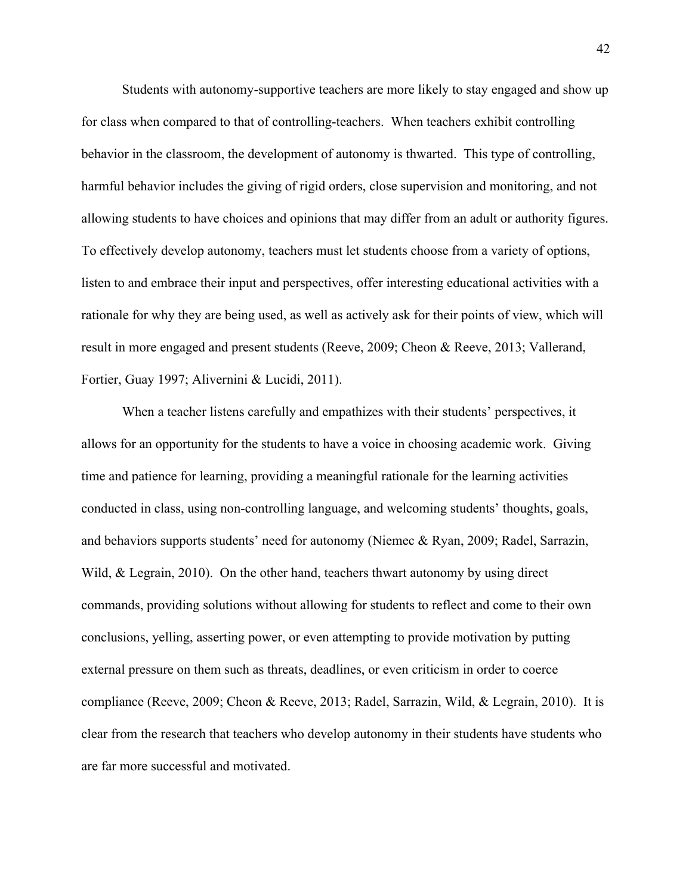Students with autonomy-supportive teachers are more likely to stay engaged and show up for class when compared to that of controlling-teachers. When teachers exhibit controlling behavior in the classroom, the development of autonomy is thwarted. This type of controlling, harmful behavior includes the giving of rigid orders, close supervision and monitoring, and not allowing students to have choices and opinions that may differ from an adult or authority figures. To effectively develop autonomy, teachers must let students choose from a variety of options, listen to and embrace their input and perspectives, offer interesting educational activities with a rationale for why they are being used, as well as actively ask for their points of view, which will result in more engaged and present students (Reeve, 2009; Cheon & Reeve, 2013; Vallerand, Fortier, Guay 1997; Alivernini & Lucidi, 2011).

When a teacher listens carefully and empathizes with their students' perspectives, it allows for an opportunity for the students to have a voice in choosing academic work. Giving time and patience for learning, providing a meaningful rationale for the learning activities conducted in class, using non-controlling language, and welcoming students' thoughts, goals, and behaviors supports students' need for autonomy (Niemec & Ryan, 2009; Radel, Sarrazin, Wild, & Legrain, 2010). On the other hand, teachers thwart autonomy by using direct commands, providing solutions without allowing for students to reflect and come to their own conclusions, yelling, asserting power, or even attempting to provide motivation by putting external pressure on them such as threats, deadlines, or even criticism in order to coerce compliance (Reeve, 2009; Cheon & Reeve, 2013; Radel, Sarrazin, Wild, & Legrain, 2010). It is clear from the research that teachers who develop autonomy in their students have students who are far more successful and motivated.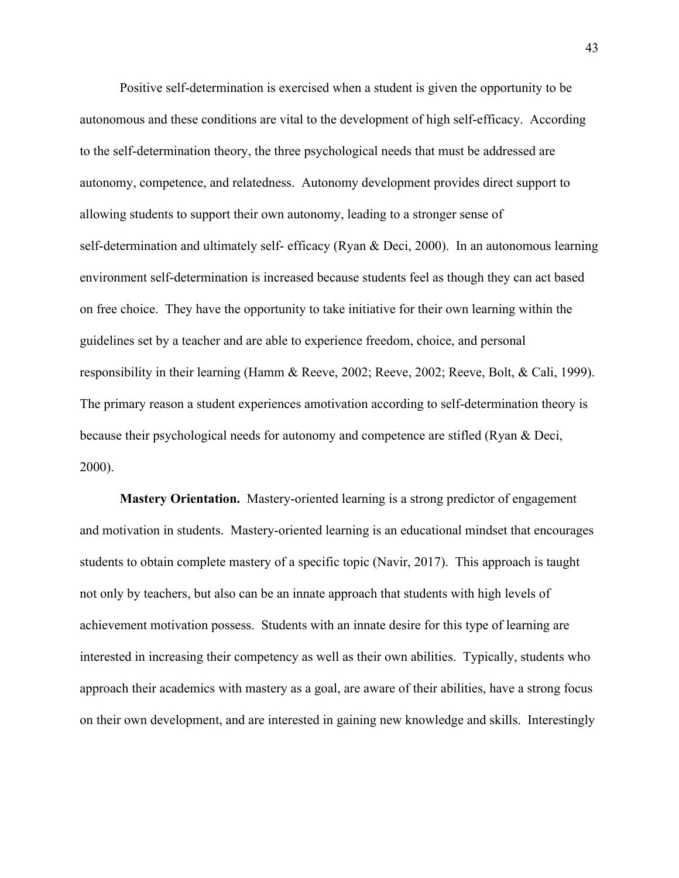Positive self-determination is exercised when a student is given the opportunity to be autonomous and these conditions are vital to the development of high self-efficacy. According to the self-determination theory, the three psychological needs that must be addressed are autonomy, competence, and relatedness. Autonomy development provides direct support to allowing students to support their own autonomy, leading to a stronger sense of self-determination and ultimately self- efficacy (Ryan & Deci, 2000). In an autonomous learning environment self-determination is increased because students feel as though they can act based on free choice. They have the opportunity to take initiative for their own learning within the guidelines set by a teacher and are able to experience freedom, choice, and personal responsibility in their learning (Hamm & Reeve, 2002; Reeve, 2002; Reeve, Bolt, & Cali, 1999). The primary reason a student experiences amotivation according to self-determination theory is because their psychological needs for autonomy and competence are stifled (Ryan & Deci, 2000).

**Mastery Orientation.** Mastery-oriented learning is a strong predictor of engagement and motivation in students. Mastery-oriented learning is an educational mindset that encourages students to obtain complete mastery of a specific topic (Navir, 2017). This approach is taught not only by teachers, but also can be an innate approach that students with high levels of achievement motivation possess. Students with an innate desire for this type of learning are interested in increasing their competency as well as their own abilities. Typically, students who approach their academics with mastery as a goal, are aware of their abilities, have a strong focus on their own development, and are interested in gaining new knowledge and skills. Interestingly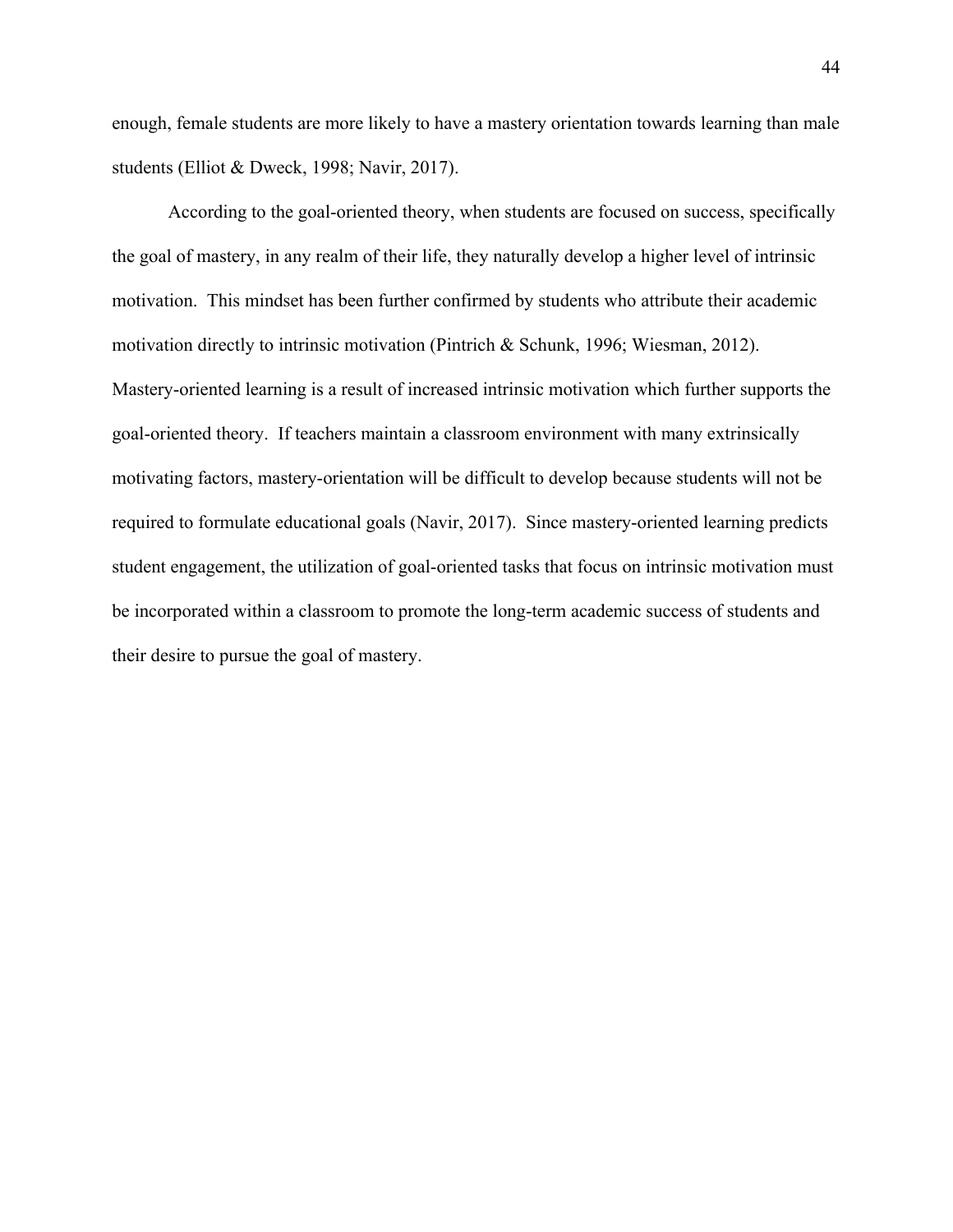enough, female students are more likely to have a mastery orientation towards learning than male students (Elliot & Dweck, 1998; Navir, 2017).

According to the goal-oriented theory, when students are focused on success, specifically the goal of mastery, in any realm of their life, they naturally develop a higher level of intrinsic motivation. This mindset has been further confirmed by students who attribute their academic motivation directly to intrinsic motivation (Pintrich & Schunk, 1996; Wiesman, 2012). Mastery-oriented learning is a result of increased intrinsic motivation which further supports the goal-oriented theory. If teachers maintain a classroom environment with many extrinsically motivating factors, mastery-orientation will be difficult to develop because students will not be required to formulate educational goals (Navir, 2017). Since mastery-oriented learning predicts student engagement, the utilization of goal-oriented tasks that focus on intrinsic motivation must be incorporated within a classroom to promote the long-term academic success of students and their desire to pursue the goal of mastery.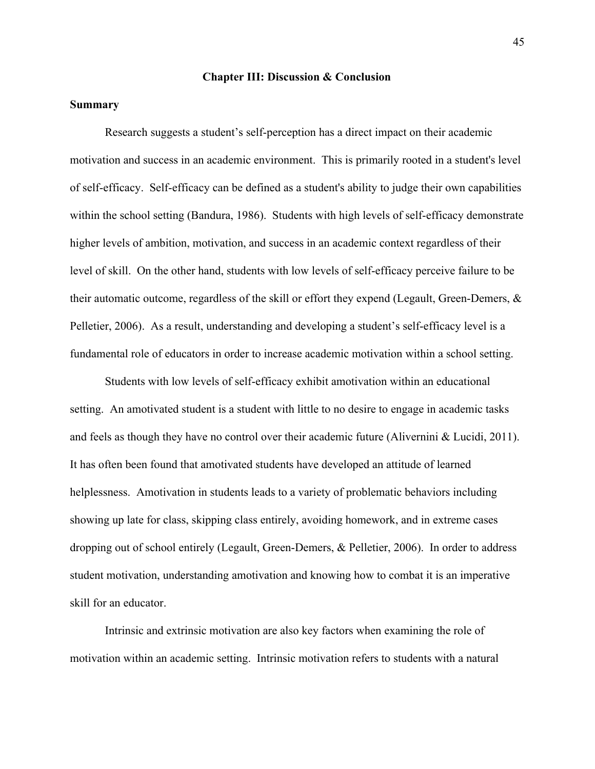## Chapter III: Discussion & Conclusion

### Summary

Research suggests a student's self-perception has a direct impact on their academic motivation and success in an academic environment. This is primarily rooted in a student's level of self-efficacy. Self-efficacy can be defined as a student's ability to judge their own capabilities within the school setting (Bandura, 1986). Students with high levels of self-efficacy demonstrate higher levels of ambition, motivation, and success in an academic context regardless of their level of skill. On the other hand, students with low levels of self-efficacy perceive failure to be their automatic outcome, regardless of the skill or effort they expend (Legault, Green-Demers, & Pelletier, 2006). As a result, understanding and developing a student's self-efficacy level is a fundamental role of educators in order to increase academic motivation within a school setting.

Students with low levels of self-efficacy exhibit amotivation within an educational setting. An amotivated student is a student with little to no desire to engage in academic tasks and feels as though they have no control over their academic future (Alivernini & Lucidi, 2011). It has often been found that amotivated students have developed an attitude of learned helplessness. Amotivation in students leads to a variety of problematic behaviors including showing up late for class, skipping class entirely, avoiding homework, and in extreme cases dropping out of school entirely (Legault, Green-Demers, & Pelletier, 2006). In order to address student motivation, understanding amotivation and knowing how to combat it is an imperative skill for an educator.

Intrinsic and extrinsic motivation are also key factors when examining the role of motivation within an academic setting. Intrinsic motivation refers to students with a natural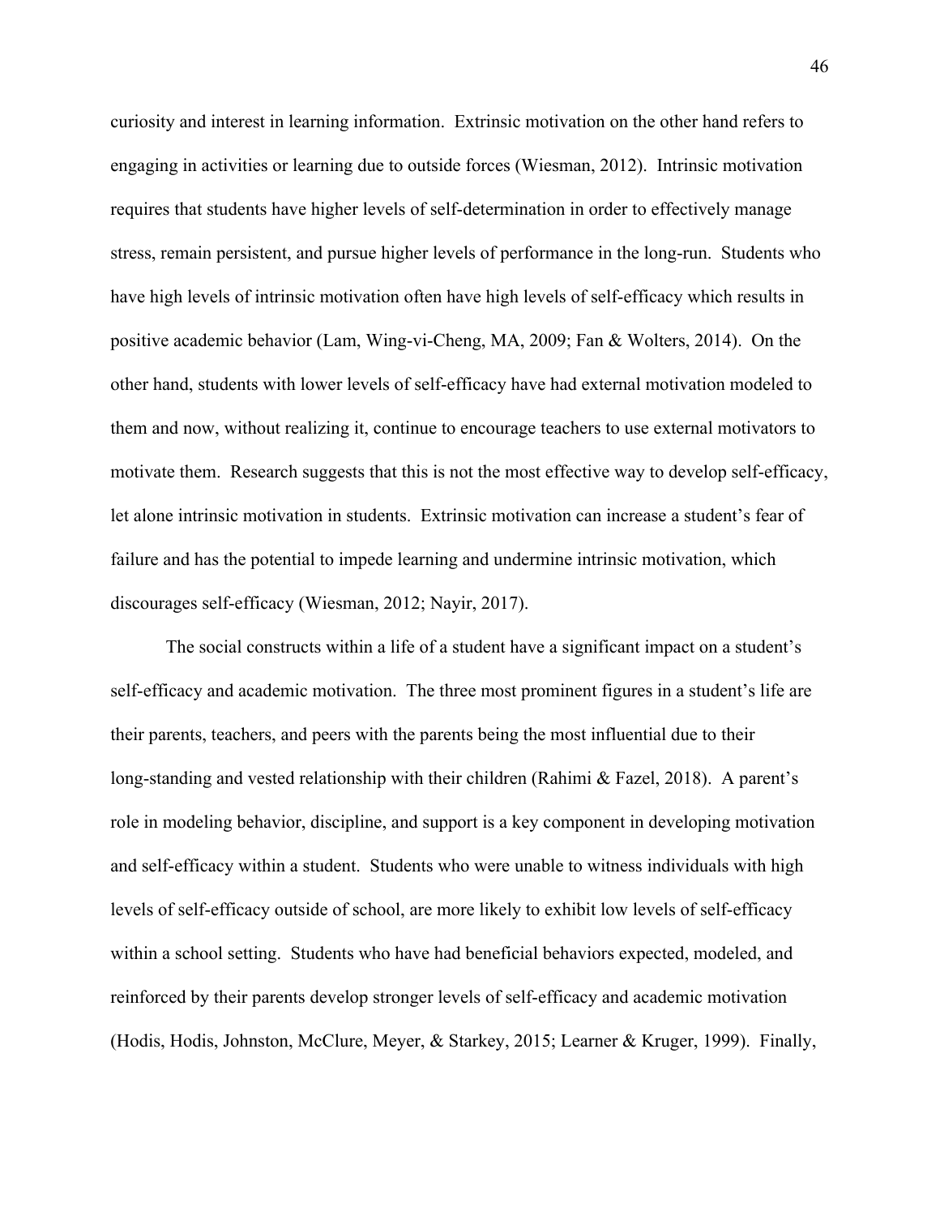curiosity and interest in learning information. Extrinsic motivation on the other hand refers to engaging in activities or learning due to outside forces (Wiesman, 2012). Intrinsic motivation requires that students have higher levels of self-determination in order to effectively manage stress, remain persistent, and pursue higher levels of performance in the long-run. Students who have high levels of intrinsic motivation often have high levels of self-efficacy which results in positive academic behavior (Lam, Wing-vi-Cheng, MA, 2009; Fan & Wolters, 2014). On the other hand, students with lower levels of self-efficacy have had external motivation modeled to them and now, without realizing it, continue to encourage teachers to use external motivators to motivate them. Research suggests that this is not the most effective way to develop self-efficacy, let alone intrinsic motivation in students. Extrinsic motivation can increase a student's fear of failure and has the potential to impede learning and undermine intrinsic motivation, which discourages self-efficacy (Wiesman, 2012; Nayir, 2017).

The social constructs within a life of a student have a significant impact on a student's self-efficacy and academic motivation. The three most prominent figures in a student's life are their parents, teachers, and peers with the parents being the most influential due to their long-standing and vested relationship with their children (Rahimi & Fazel, 2018). A parent's role in modeling behavior, discipline, and support is a key component in developing motivation and self-efficacy within a student. Students who were unable to witness individuals with high levels of self-efficacy outside of school, are more likely to exhibit low levels of self-efficacy within a school setting. Students who have had beneficial behaviors expected, modeled, and reinforced by their parents develop stronger levels of self-efficacy and academic motivation (Hodis, Hodis, Johnston, McClure, Meyer, & Starkey, 2015; Learner & Kruger, 1999). Finally,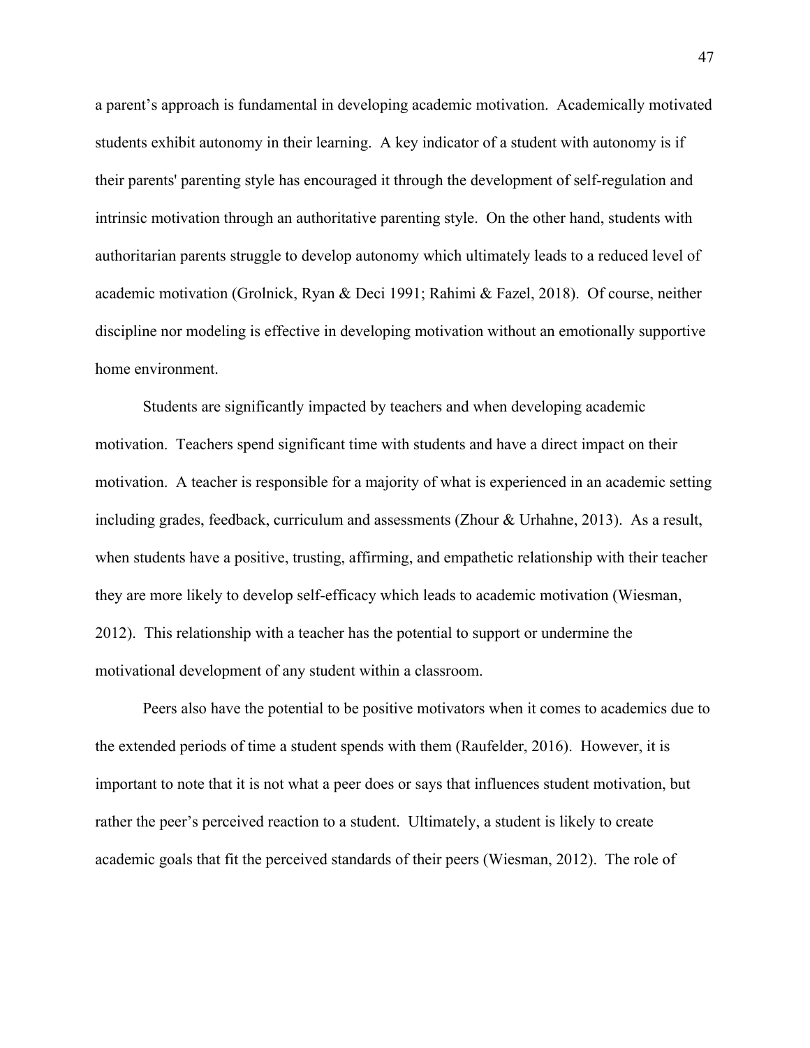a parent's approach is fundamental in developing academic motivation. Academically motivated students exhibit autonomy in their learning. A key indicator of a student with autonomy is if their parents' parenting style has encouraged it through the development of self-regulation and intrinsic motivation through an authoritative parenting style. On the other hand, students with authoritarian parents struggle to develop autonomy which ultimately leads to a reduced level of academic motivation (Grolnick, Ryan & Deci 1991; Rahimi & Fazel, 2018). Of course, neither discipline nor modeling is effective in developing motivation without an emotionally supportive home environment.

Students are significantly impacted by teachers and when developing academic motivation. Teachers spend significant time with students and have a direct impact on their motivation. A teacher is responsible for a majority of what is experienced in an academic setting including grades, feedback, curriculum and assessments (Zhour & Urhahne, 2013). As a result, when students have a positive, trusting, affirming, and empathetic relationship with their teacher they are more likely to develop self-efficacy which leads to academic motivation (Wiesman, 2012). This relationship with a teacher has the potential to support or undermine the motivational development of any student within a classroom.

Peers also have the potential to be positive motivators when it comes to academics due to the extended periods of time a student spends with them (Raufelder, 2016). However, it is important to note that it is not what a peer does or says that influences student motivation, but rather the peer's perceived reaction to a student. Ultimately, a student is likely to create academic goals that fit the perceived standards of their peers (Wiesman, 2012). The role of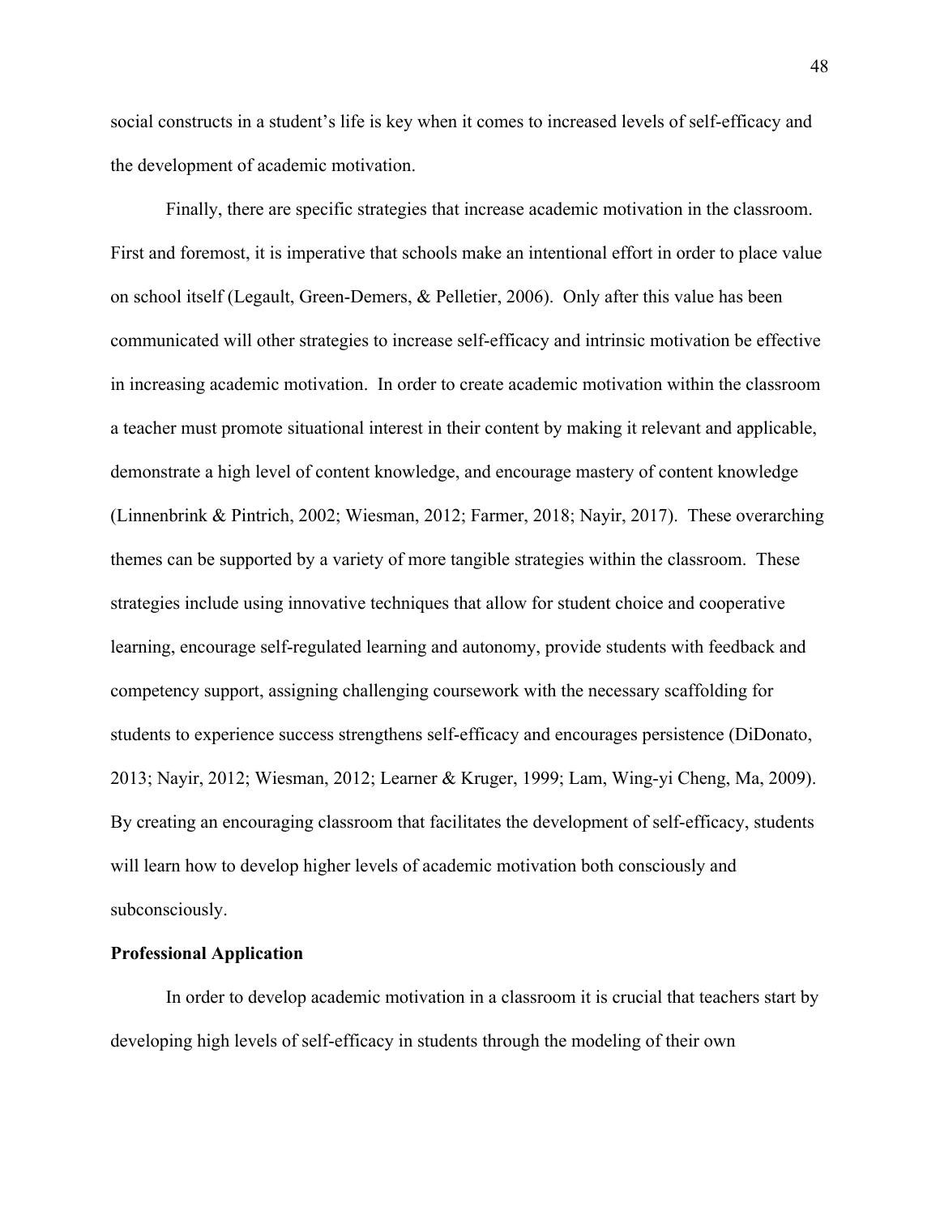social constructs in a student's life is key when it comes to increased levels of self-efficacy and the development of academic motivation.

Finally, there are specific strategies that increase academic motivation in the classroom. First and foremost, it is imperative that schools make an intentional effort in order to place value on school itself (Legault, Green-Demers, & Pelletier, 2006). Only after this value has been communicated will other strategies to increase self-efficacy and intrinsic motivation be effective in increasing academic motivation. In order to create academic motivation within the classroom a teacher must promote situational interest in their content by making it relevant and applicable, demonstrate a high level of content knowledge, and encourage mastery of content knowledge (Linnenbrink & Pintrich, 2002; Wiesman, 2012; Farmer, 2018; Nayir, 2017). These overarching themes can be supported by a variety of more tangible strategies within the classroom. These strategies include using innovative techniques that allow for student choice and cooperative learning, encourage self-regulated learning and autonomy, provide students with feedback and competency support, assigning challenging coursework with the necessary scaffolding for students to experience success strengthens self-efficacy and encourages persistence (DiDonato, 2013; Nayir, 2012; Wiesman, 2012; Learner & Kruger, 1999; Lam, Wing-yi Cheng, Ma, 2009). By creating an encouraging classroom that facilitates the development of self-efficacy, students will learn how to develop higher levels of academic motivation both consciously and subconsciously.

**Professional Application**

In order to develop academic motivation in a classroom it is crucial that teachers start by developing high levels of self-efficacy in students through the modeling of their own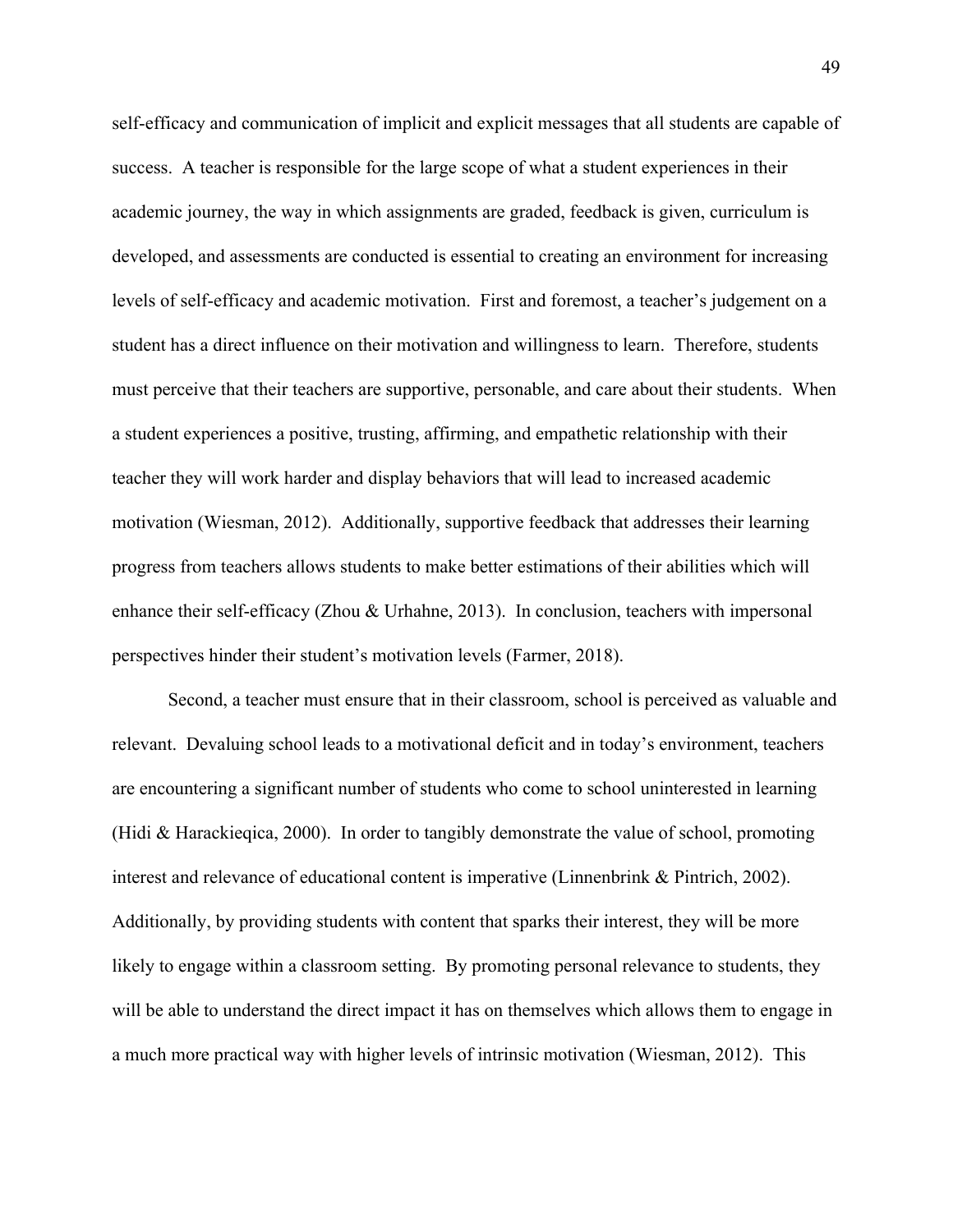self-efficacy and communication of implicit and explicit messages that all students are capable of success. A teacher is responsible for the large scope of what a student experiences in their academic journey, the way in which assignments are graded, feedback is given, curriculum is developed, and assessments are conducted is essential to creating an environment for increasing levels of self-efficacy and academic motivation. First and foremost, a teacher's judgement on a student has a direct influence on their motivation and willingness to learn. Therefore, students must perceive that their teachers are supportive, personable, and care about their students. When a student experiences a positive, trusting, affirming, and empathetic relationship with their teacher they will work harder and display behaviors that will lead to increased academic motivation (Wiesman, 2012). Additionally, supportive feedback that addresses their learning progress from teachers allows students to make better estimations of their abilities which will enhance their self-efficacy (Zhou & Urhahne, 2013). In conclusion, teachers with impersonal perspectives hinder their student's motivation levels (Farmer, 2018).

Second, a teacher must ensure that in their classroom, school is perceived as valuable and relevant. Devaluing school leads to a motivational deficit and in today's environment, teachers are encountering a significant number of students who come to school uninterested in learning (Hidi & Harackieqica, 2000). In order to tangibly demonstrate the value of school, promoting interest and relevance of educational content is imperative (Linnenbrink & Pintrich, 2002). Additionally, by providing students with content that sparks their interest, they will be more likely to engage within a classroom setting. By promoting personal relevance to students, they will be able to understand the direct impact it has on themselves which allows them to engage in a much more practical way with higher levels of intrinsic motivation (Wiesman, 2012). This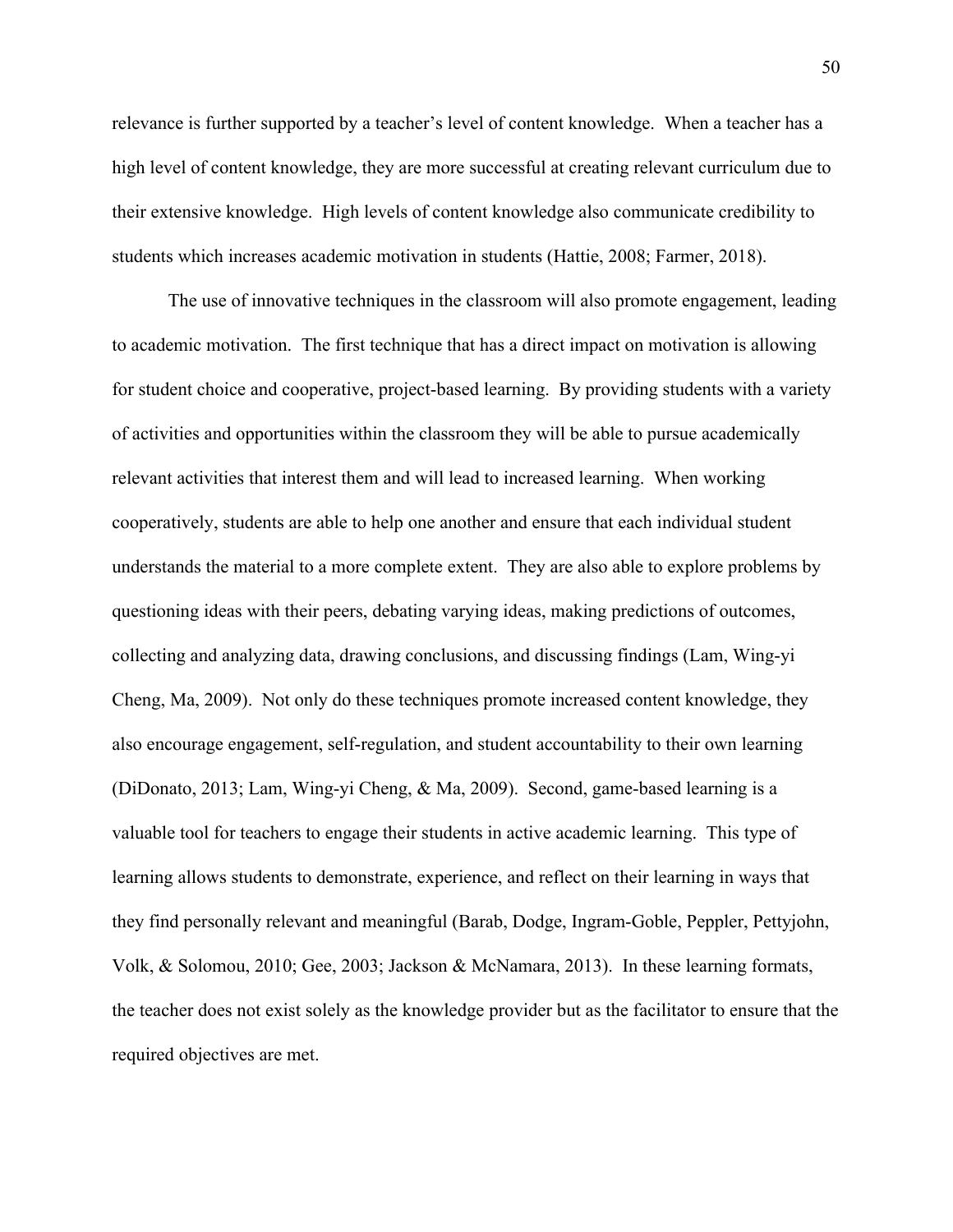relevance is further supported by a teacher's level of content knowledge. When a teacher has a high level of content knowledge, they are more successful at creating relevant curriculum due to their extensive knowledge. High levels of content knowledge also communicate credibility to students which increases academic motivation in students (Hattie, 2008; Farmer, 2018).

The use of innovative techniques in the classroom will also promote engagement, leading to academic motivation. The first technique that has a direct impact on motivation is allowing for student choice and cooperative, project-based learning. By providing students with a variety of activities and opportunities within the classroom they will be able to pursue academically relevant activities that interest them and will lead to increased learning. When working cooperatively, students are able to help one another and ensure that each individual student understands the material to a more complete extent. They are also able to explore problems by questioning ideas with their peers, debating varying ideas, making predictions of outcomes, collecting and analyzing data, drawing conclusions, and discussing findings (Lam, Wing-yi Cheng, Ma, 2009). Not only do these techniques promote increased content knowledge, they also encourage engagement, self-regulation, and student accountability to their own learning (DiDonato, 2013; Lam, Wing-yi Cheng, & Ma, 2009). Second, game-based learning is a valuable tool for teachers to engage their students in active academic learning. This type of learning allows students to demonstrate, experience, and reflect on their learning in ways that they find personally relevant and meaningful (Barab, Dodge, Ingram-Goble, Peppler, Pettyjohn, Volk, & Solomou, 2010; Gee, 2003; Jackson & McNamara, 2013). In these learning formats, the teacher does not exist solely as the knowledge provider but as the facilitator to ensure that the required objectives are met.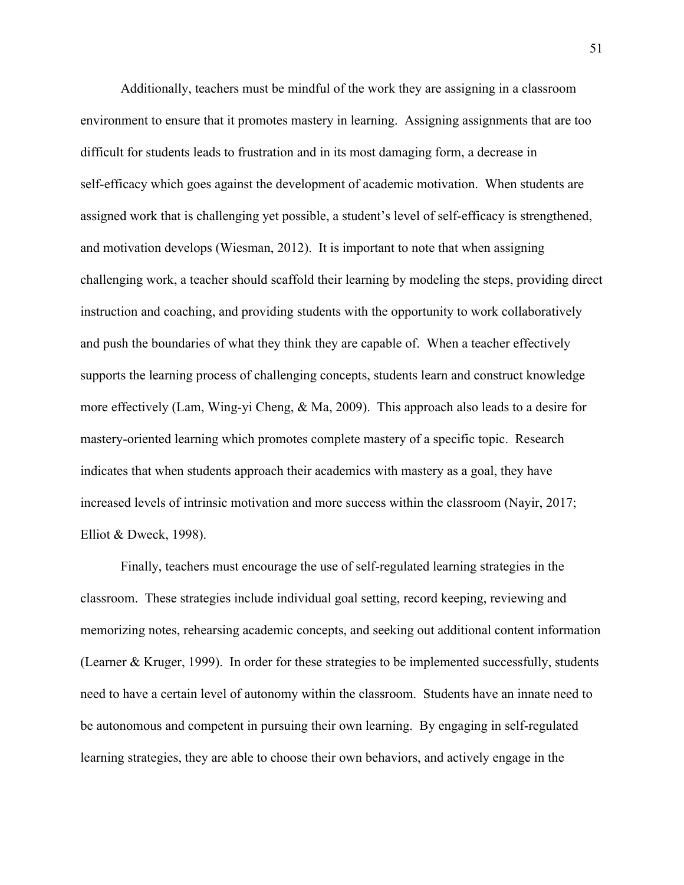Additionally, teachers must be mindful of the work they are assigning in a classroom environment to ensure that it promotes mastery in learning. Assigning assignments that are too difficult for students leads to frustration and in its most damaging form, a decrease in self-efficacy which goes against the development of academic motivation. When students are assigned work that is challenging yet possible, a student's level of self-efficacy is strengthened, and motivation develops (Wiesman, 2012). It is important to note that when assigning challenging work, a teacher should scaffold their learning by modeling the steps, providing direct instruction and coaching, and providing students with the opportunity to work collaboratively and push the boundaries of what they think they are capable of. When a teacher effectively supports the learning process of challenging concepts, students learn and construct knowledge more effectively (Lam, Wing-yi Cheng, & Ma, 2009). This approach also leads to a desire for mastery-oriented learning which promotes complete mastery of a specific topic. Research indicates that when students approach their academics with mastery as a goal, they have increased levels of intrinsic motivation and more success within the classroom (Nayir, 2017; Elliot & Dweck, 1998).

Finally, teachers must encourage the use of self-regulated learning strategies in the classroom. These strategies include individual goal setting, record keeping, reviewing and memorizing notes, rehearsing academic concepts, and seeking out additional content information (Learner & Kruger, 1999). In order for these strategies to be implemented successfully, students need to have a certain level of autonomy within the classroom. Students have an innate need to be autonomous and competent in pursuing their own learning. By engaging in self-regulated learning strategies, they are able to choose their own behaviors, and actively engage in the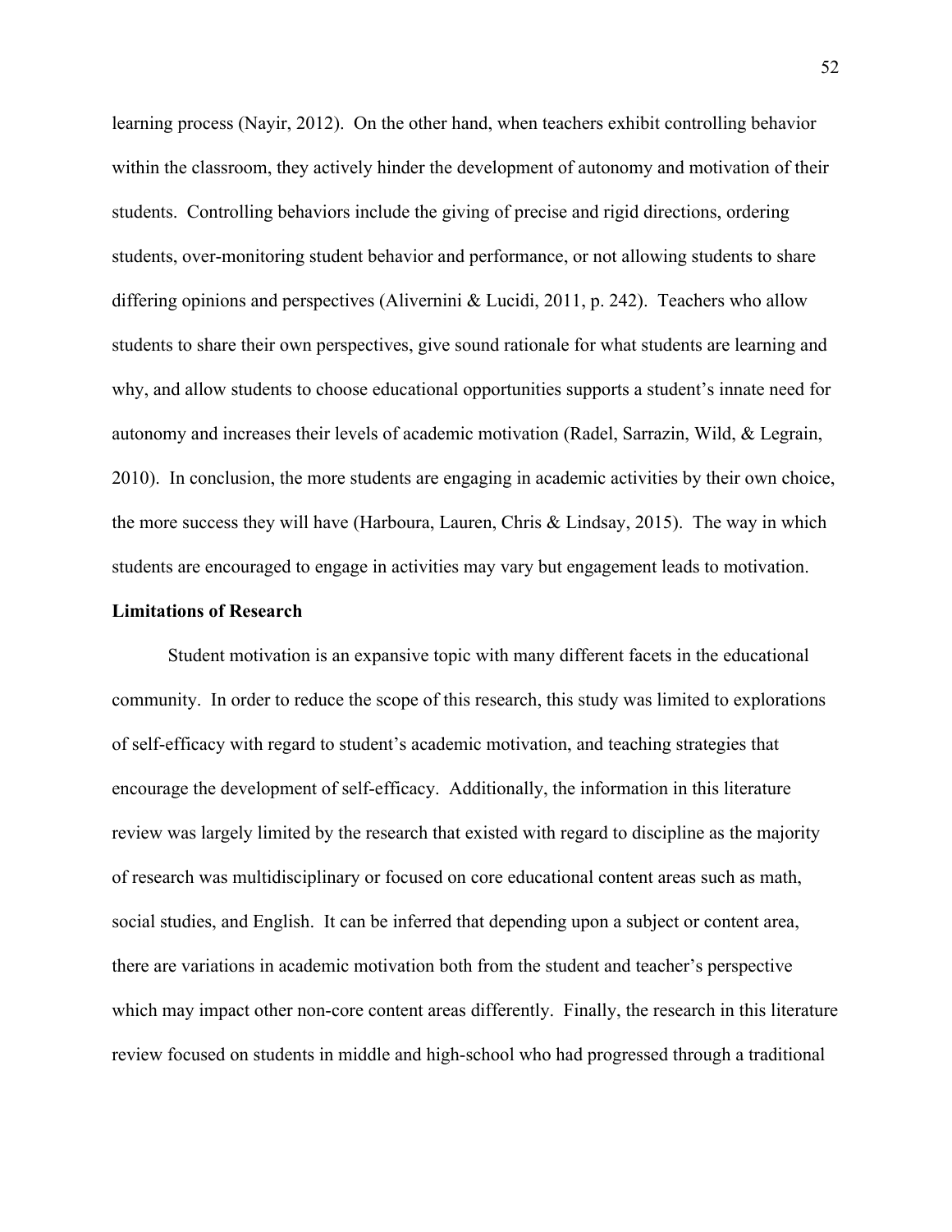learning process (Nayir, 2012). On the other hand, when teachers exhibit controlling behavior within the classroom, they actively hinder the development of autonomy and motivation of their students. Controlling behaviors include the giving of precise and rigid directions, ordering students, over-monitoring student behavior and performance, or not allowing students to share differing opinions and perspectives (Alivernini & Lucidi, 2011, p. 242). Teachers who allow students to share their own perspectives, give sound rationale for what students are learning and why, and allow students to choose educational opportunities supports a student's innate need for autonomy and increases their levels of academic motivation (Radel, Sarrazin, Wild, & Legrain, 2010). In conclusion, the more students are engaging in academic activities by their own choice, the more success they will have (Harboura, Lauren, Chris & Lindsay, 2015). The way in which students are encouraged to engage in activities may vary but engagement leads to motivation.

**Limitations of Research**

Student motivation is an expansive topic with many different facets in the educational community. In order to reduce the scope of this research, this study was limited to explorations of self-efficacy with regard to student's academic motivation, and teaching strategies that encourage the development of self-efficacy. Additionally, the information in this literature review was largely limited by the research that existed with regard to discipline as the majority of research was multidisciplinary or focused on core educational content areas such as math, social studies, and English. It can be inferred that depending upon a subject or content area, there are variations in academic motivation both from the student and teacher's perspective which may impact other non-core content areas differently. Finally, the research in this literature review focused on students in middle and high-school who had progressed through a traditional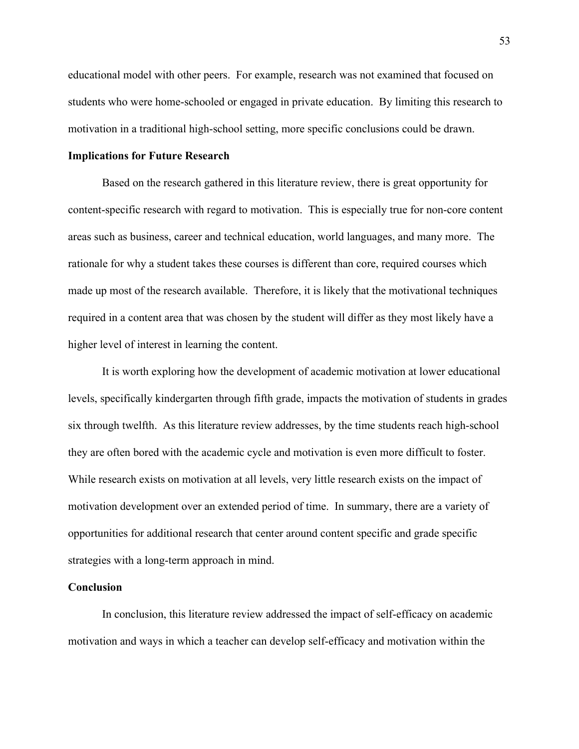educational model with other peers. For example, research was not examined that focused on students who were home-schooled or engaged in private education. By limiting this research to motivation in a traditional high-school setting, more specific conclusions could be drawn.

## Implications for Future Research

Based on the research gathered in this literature review, there is great opportunity for content-specific research with regard to motivation. This is especially true for non-core content areas such as business, career and technical education, world languages, and many more. The rationale for why a student takes these courses is different than core, required courses which made up most of the research available. Therefore, it is likely that the motivational techniques required in a content area that was chosen by the student will differ as they most likely have a higher level of interest in learning the content.

It is worth exploring how the development of academic motivation at lower educational levels, specifically kindergarten through fifth grade, impacts the motivation of students in grades six through twelfth. As this literature review addresses, by the time students reach high-school they are often bored with the academic cycle and motivation is even more difficult to foster. While research exists on motivation at all levels, very little research exists on the impact of motivation development over an extended period of time. In summary, there are a variety of opportunities for additional research that center around content specific and grade specific strategies with a long-term approach in mind.

## Conclusion

In conclusion, this literature review addressed the impact of self-efficacy on academic motivation and ways in which a teacher can develop self-efficacy and motivation within the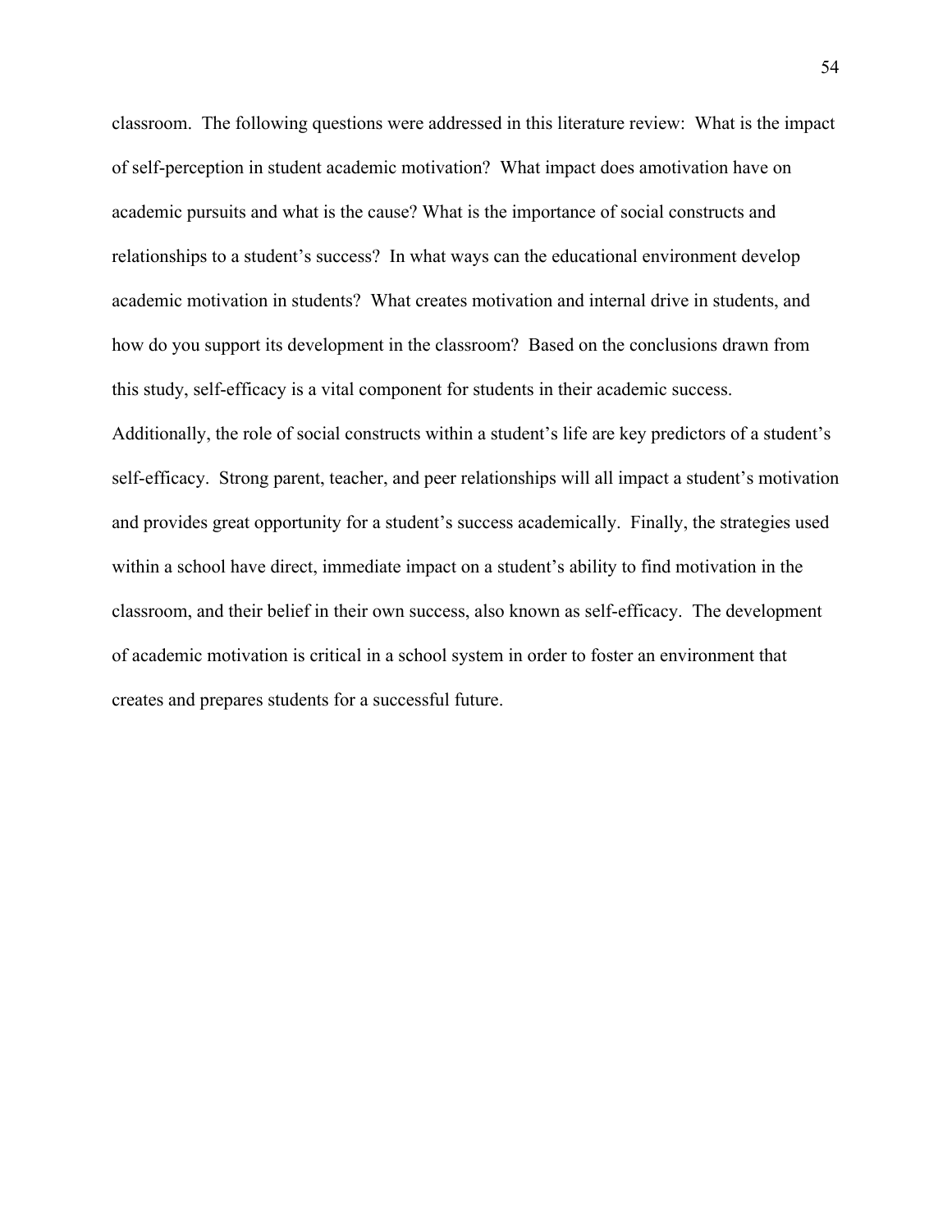classroom. The following questions were addressed in this literature review: What is the impact of self-perception in student academic motivation? What impact does amotivation have on academic pursuits and what is the cause? What is the importance of social constructs and relationships to a student's success? In what ways can the educational environment develop academic motivation in students? What creates motivation and internal drive in students, and how do you support its development in the classroom? Based on the conclusions drawn from this study, self-efficacy is a vital component for students in their academic success. Additionally, the role of social constructs within a student's life are key predictors of a student's self-efficacy. Strong parent, teacher, and peer relationships will all impact a student's motivation and provides great opportunity for a student's success academically. Finally, the strategies used within a school have direct, immediate impact on a student's ability to find motivation in the classroom, and their belief in their own success, also known as self-efficacy. The development of academic motivation is critical in a school system in order to foster an environment that creates and prepares students for a successful future.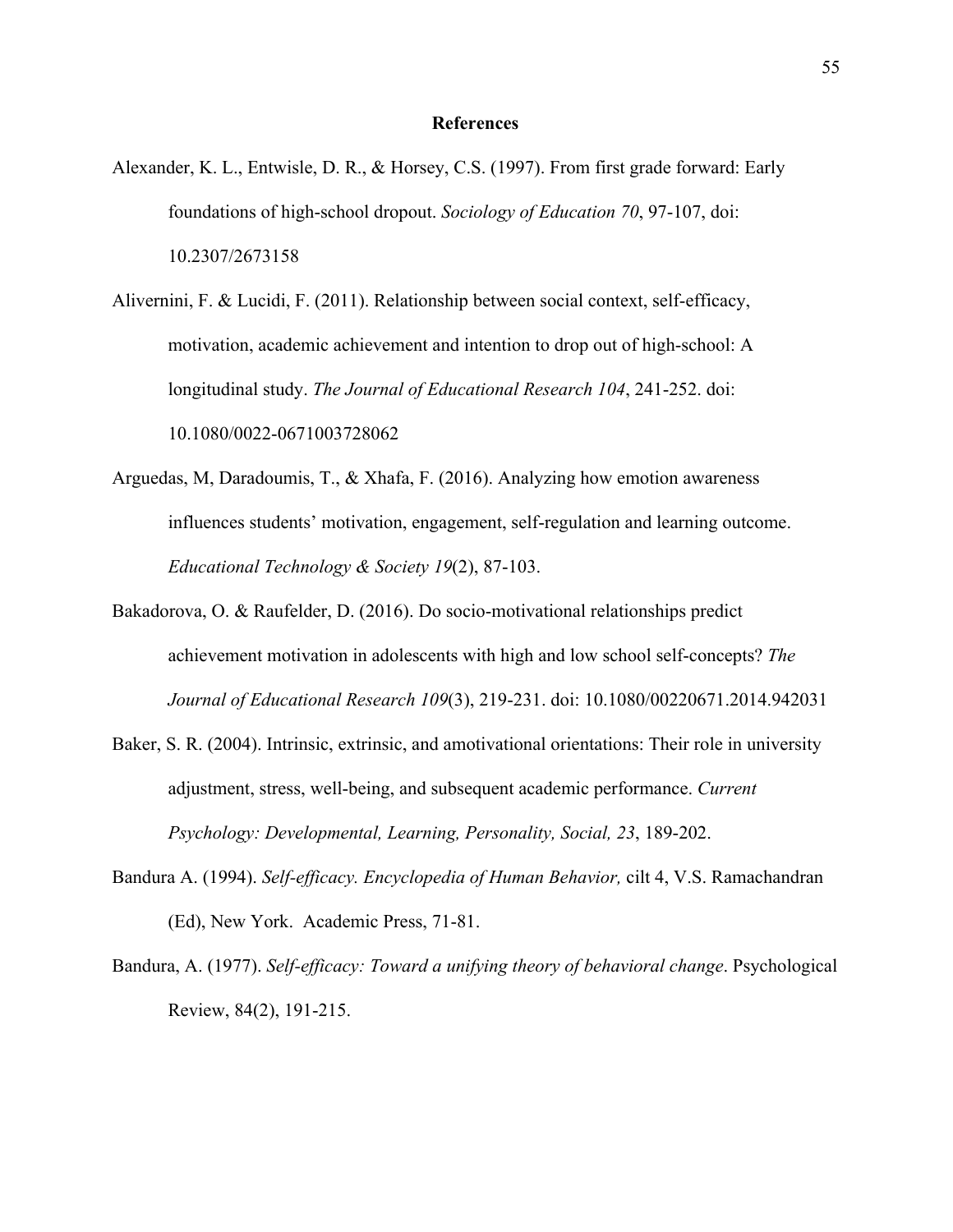## References

Alexander, K. L., Entwisle, D. R., & Horsey, C.S. (1997). From first grade forward: Early foundations of high-school dropout. *Sociology of Education 70*, 97-107, doi: 10.2307/2673158

Alivernini, F. & Lucidi, F. (2011). Relationship between social context, self-efficacy, motivation, academic achievement and intention to drop out of high-school: A longitudinal study. *The Journal of Educational Research 104*, 241-252. doi: 10.1080/0022-0671003728062

Arguedas, M, Daradoumis, T., & Xhafa, F. (2016). Analyzing how emotion awareness influences students' motivation, engagement, self-regulation and learning outcome. *Educational Technology & Society 19*(2), 87-103.

Bakadorova, O. & Raufelder, D. (2016). Do socio-motivational relationships predict achievement motivation in adolescents with high and low school self-concepts? *The Journal of Educational Research 109*(3), 219-231. doi: 10.1080/00220671.2014.942031

Baker, S. R. (2004). Intrinsic, extrinsic, and amotivational orientations: Their role in university adjustment, stress, well-being, and subsequent academic performance. *Current Psychology: Developmental, Learning, Personality, Social, 23*, 189-202.

Bandura A. (1994). *Self-efficacy. Encyclopedia of Human Behavior,* cilt 4, V.S. Ramachandran (Ed), New York. Academic Press, 71-81.

Bandura, A. (1977). *Self-efficacy: Toward a unifying theory of behavioral change*. Psychological Review, 84(2), 191-215.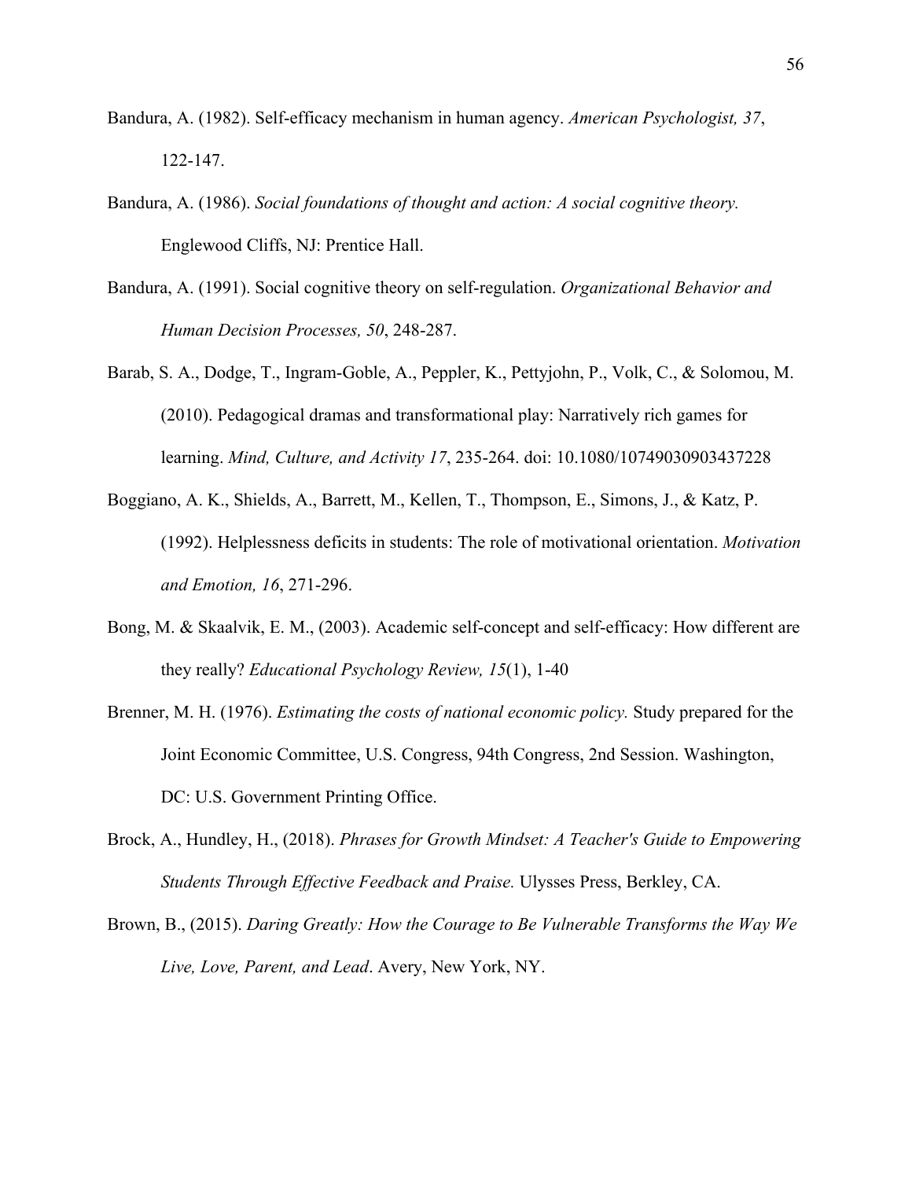Bandura, A. (1982). Self-efficacy mechanism in human agency. *American Psychologist, 37*, 122-147.

Bandura, A. (1986). *Social foundations of thought and action: A social cognitive theory.* Englewood Cliffs, NJ: Prentice Hall.

Bandura, A. (1991). Social cognitive theory on self-regulation. *Organizational Behavior and Human Decision Processes, 50*, 248-287.

Barab, S. A., Dodge, T., Ingram-Goble, A., Peppler, K., Pettyjohn, P., Volk, C., & Solomou, M. (2010). Pedagogical dramas and transformational play: Narratively rich games for learning. *Mind, Culture, and Activity 17*, 235-264. doi: 10.1080/10749030903437228

Boggiano, A. K., Shields, A., Barrett, M., Kellen, T., Thompson, E., Simons, J., & Katz, P. (1992). Helplessness deficits in students: The role of motivational orientation. *Motivation and Emotion, 16*, 271-296.

Bong, M. & Skaalvik, E. M., (2003). Academic self-concept and self-efficacy: How different are they really? *Educational Psychology Review, 15*(1), 1-40

Brenner, M. H. (1976). *Estimating the costs of national economic policy.* Study prepared for the Joint Economic Committee, U.S. Congress, 94th Congress, 2nd Session. Washington, DC: U.S. Government Printing Office.

Brock, A., Hundley, H., (2018). *Phrases for Growth Mindset: A Teacher's Guide to Empowering Students Through Effective Feedback and Praise.* Ulysses Press, Berkley, CA.

Brown, B., (2015). *Daring Greatly: How the Courage to Be Vulnerable Transforms the Way We Live, Love, Parent, and Lead*. Avery, New York, NY.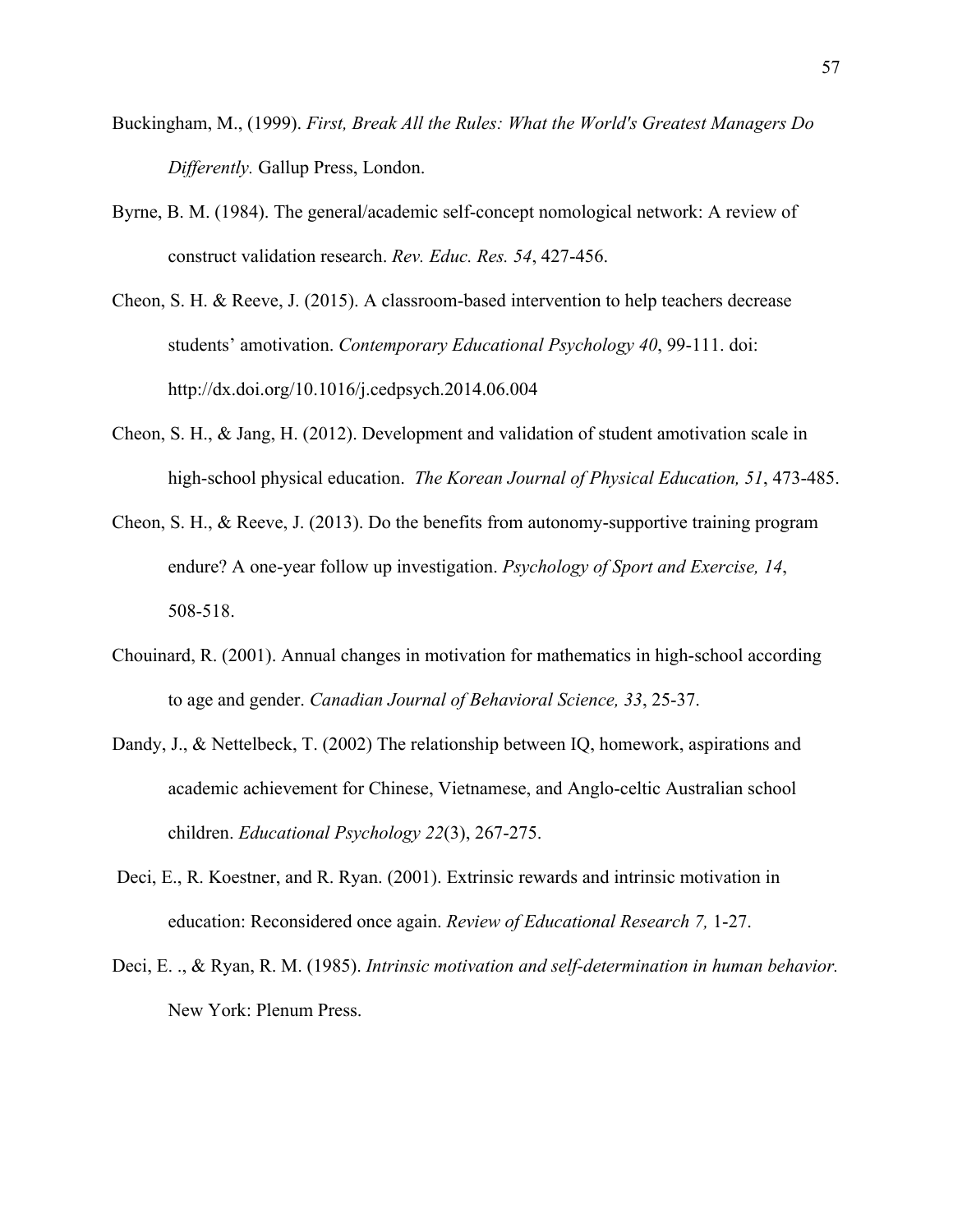Buckingham, M., (1999). *First, Break All the Rules: What the World's Greatest Managers Do Differently.* Gallup Press, London.

Byrne, B. M. (1984). The general/academic self-concept nomological network: A review of construct validation research. *Rev. Educ. Res. 54*, 427-456.

Cheon, S. H. & Reeve, J. (2015). A classroom-based intervention to help teachers decrease students' amotivation. *Contemporary Educational Psychology 40*, 99-111. doi: http://dx.doi.org/10.1016/j.cedpsych.2014.06.004

Cheon, S. H., & Jang, H. (2012). Development and validation of student amotivation scale in high-school physical education. *The Korean Journal of Physical Education, 51*, 473-485.

Cheon, S. H., & Reeve, J. (2013). Do the benefits from autonomy-supportive training program endure? A one-year follow up investigation. *Psychology of Sport and Exercise, 14*, 508-518.

Chouinard, R. (2001). Annual changes in motivation for mathematics in high-school according to age and gender. *Canadian Journal of Behavioral Science, 33*, 25-37.

Dandy, J., & Nettelbeck, T. (2002) The relationship between IQ, homework, aspirations and academic achievement for Chinese, Vietnamese, and Anglo-celtic Australian school children. *Educational Psychology 22*(3), 267-275.

Deci, E., R. Koestner, and R. Ryan. (2001). Extrinsic rewards and intrinsic motivation in education: Reconsidered once again. *Review of Educational Research 7,* 1-27.

Deci, E. ., & Ryan, R. M. (1985). *Intrinsic motivation and self-determination in human behavior.* New York: Plenum Press.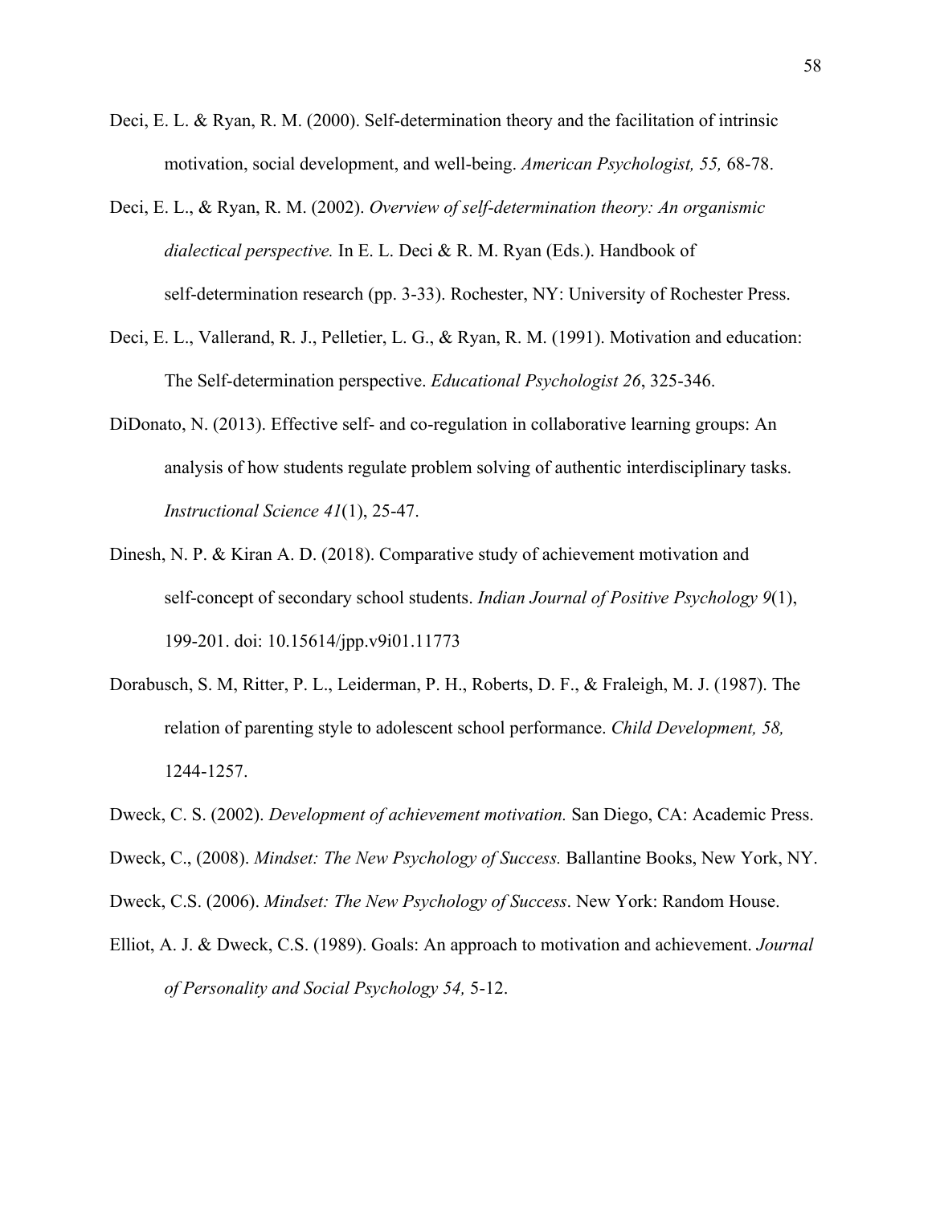Deci, E. L. & Ryan, R. M. (2000). Self-determination theory and the facilitation of intrinsic motivation, social development, and well-being. *American Psychologist, 55,* 68-78.

Deci, E. L., & Ryan, R. M. (2002). *Overview of self-determination theory: An organismic dialectical perspective.* In E. L. Deci & R. M. Ryan (Eds.). Handbook of self-determination research (pp. 3-33). Rochester, NY: University of Rochester Press.

Deci, E. L., Vallerand, R. J., Pelletier, L. G., & Ryan, R. M. (1991). Motivation and education: The Self-determination perspective. *Educational Psychologist 26*, 325-346.

DiDonato, N. (2013). Effective self- and co-regulation in collaborative learning groups: An analysis of how students regulate problem solving of authentic interdisciplinary tasks. *Instructional Science 41*(1), 25-47.

Dinesh, N. P. & Kiran A. D. (2018). Comparative study of achievement motivation and self-concept of secondary school students. *Indian Journal of Positive Psychology 9*(1), 199-201. doi: 10.15614/jpp.v9i01.11773

Dorabusch, S. M, Ritter, P. L., Leiderman, P. H., Roberts, D. F., & Fraleigh, M. J. (1987). The relation of parenting style to adolescent school performance. *Child Development, 58,* 1244-1257.

Dweck, C. S. (2002). *Development of achievement motivation.* San Diego, CA: Academic Press.

Dweck, C., (2008). *Mindset: The New Psychology of Success.* Ballantine Books, New York, NY.

Dweck, C.S. (2006). *Mindset: The New Psychology of Success*. New York: Random House.

Elliot, A. J. & Dweck, C.S. (1989). Goals: An approach to motivation and achievement. *Journal of Personality and Social Psychology 54,* 5-12.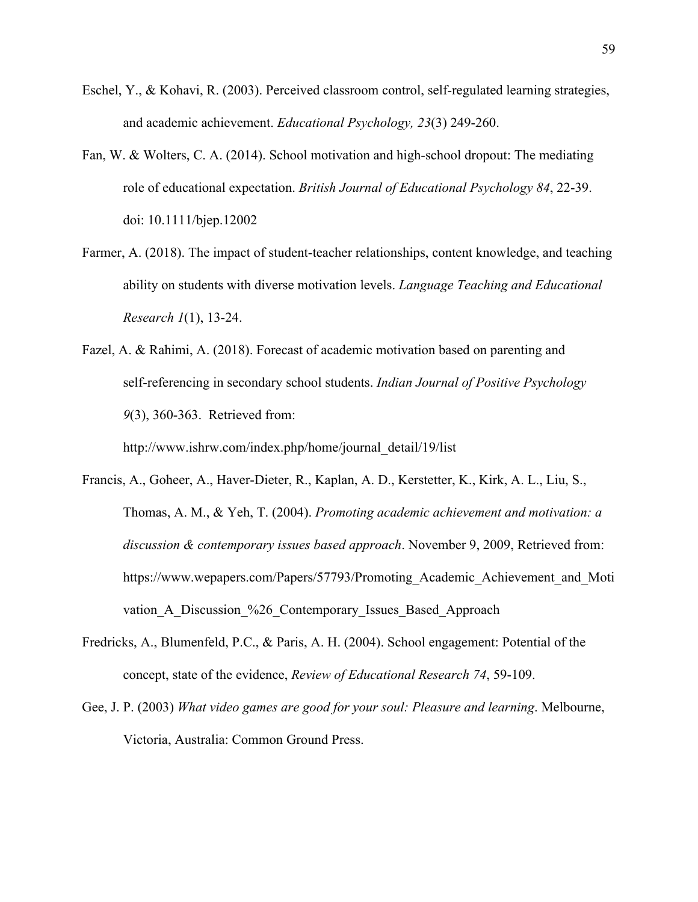Eschel, Y., & Kohavi, R. (2003). Perceived classroom control, self-regulated learning strategies, and academic achievement. *Educational Psychology, 23*(3) 249-260.

Fan, W. & Wolters, C. A. (2014). School motivation and high-school dropout: The mediating role of educational expectation. *British Journal of Educational Psychology 84*, 22-39. doi: 10.1111/bjep.12002

Farmer, A. (2018). The impact of student-teacher relationships, content knowledge, and teaching ability on students with diverse motivation levels. *Language Teaching and Educational Research 1*(1), 13-24.

Fazel, A. & Rahimi, A. (2018). Forecast of academic motivation based on parenting and self-referencing in secondary school students. *Indian Journal of Positive Psychology 9*(3), 360-363. Retrieved from: http://www.ishrw.com/index.php/home/journal_detail/19/list

Francis, A., Goheer, A., Haver-Dieter, R., Kaplan, A. D., Kerstetter, K., Kirk, A. L., Liu, S., Thomas, A. M., & Yeh, T. (2004). *Promoting academic achievement and motivation: a discussion & contemporary issues based approach*. November 9, 2009, Retrieved from: https://www.wepapers.com/Papers/57793/Promoting_Academic_Achievement_and_Motivation_A_Discussion_%26_Contemporary_Issues_Based_Approach

Fredricks, A., Blumenfeld, P.C., & Paris, A. H. (2004). School engagement: Potential of the concept, state of the evidence, *Review of Educational Research 74*, 59-109.

Gee, J. P. (2003) *What video games are good for your soul: Pleasure and learning*. Melbourne, Victoria, Australia: Common Ground Press.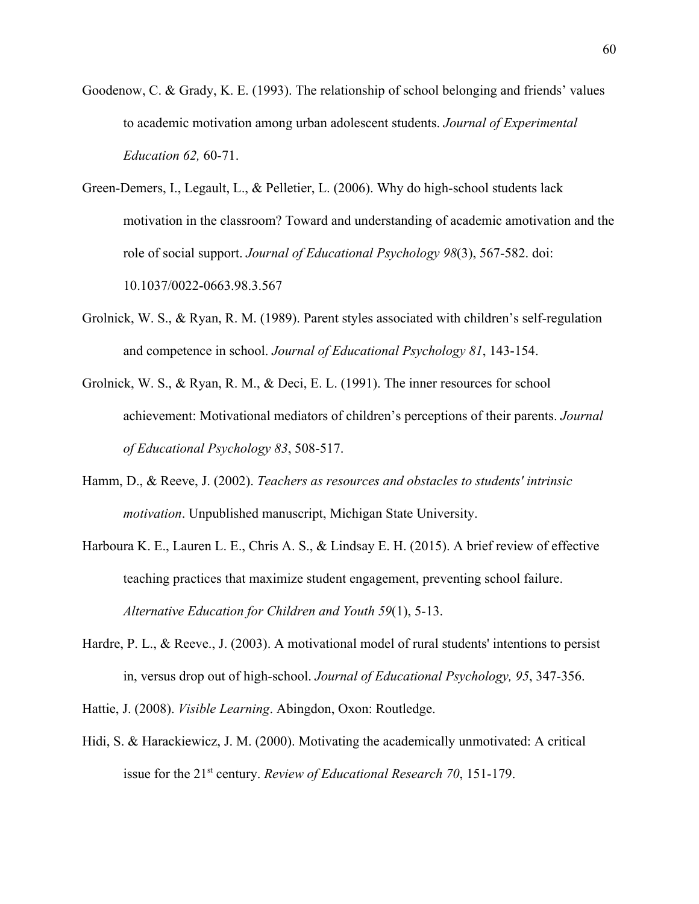Goodenow, C. & Grady, K. E. (1993). The relationship of school belonging and friends' values to academic motivation among urban adolescent students. *Journal of Experimental Education 62,* 60-71.

Green-Demers, I., Legault, L., & Pelletier, L. (2006). Why do high-school students lack motivation in the classroom? Toward and understanding of academic amotivation and the role of social support. *Journal of Educational Psychology 98*(3), 567-582. doi: 10.1037/0022-0663.98.3.567

Grolnick, W. S., & Ryan, R. M. (1989). Parent styles associated with children's self-regulation and competence in school. *Journal of Educational Psychology 81*, 143-154.

Grolnick, W. S., & Ryan, R. M., & Deci, E. L. (1991). The inner resources for school achievement: Motivational mediators of children's perceptions of their parents. *Journal of Educational Psychology 83*, 508-517.

Hamm, D., & Reeve, J. (2002). *Teachers as resources and obstacles to students' intrinsic motivation*. Unpublished manuscript, Michigan State University.

Harboura K. E., Lauren L. E., Chris A. S., & Lindsay E. H. (2015). A brief review of effective teaching practices that maximize student engagement, preventing school failure. *Alternative Education for Children and Youth 59*(1), 5-13.

Hardre, P. L., & Reeve., J. (2003). A motivational model of rural students' intentions to persist in, versus drop out of high-school. *Journal of Educational Psychology, 95*, 347-356.

Hattie, J. (2008). *Visible Learning*. Abingdon, Oxon: Routledge.

Hidi, S. & Harackiewicz, J. M. (2000). Motivating the academically unmotivated: A critical issue for the 21st century. *Review of Educational Research 70*, 151-179.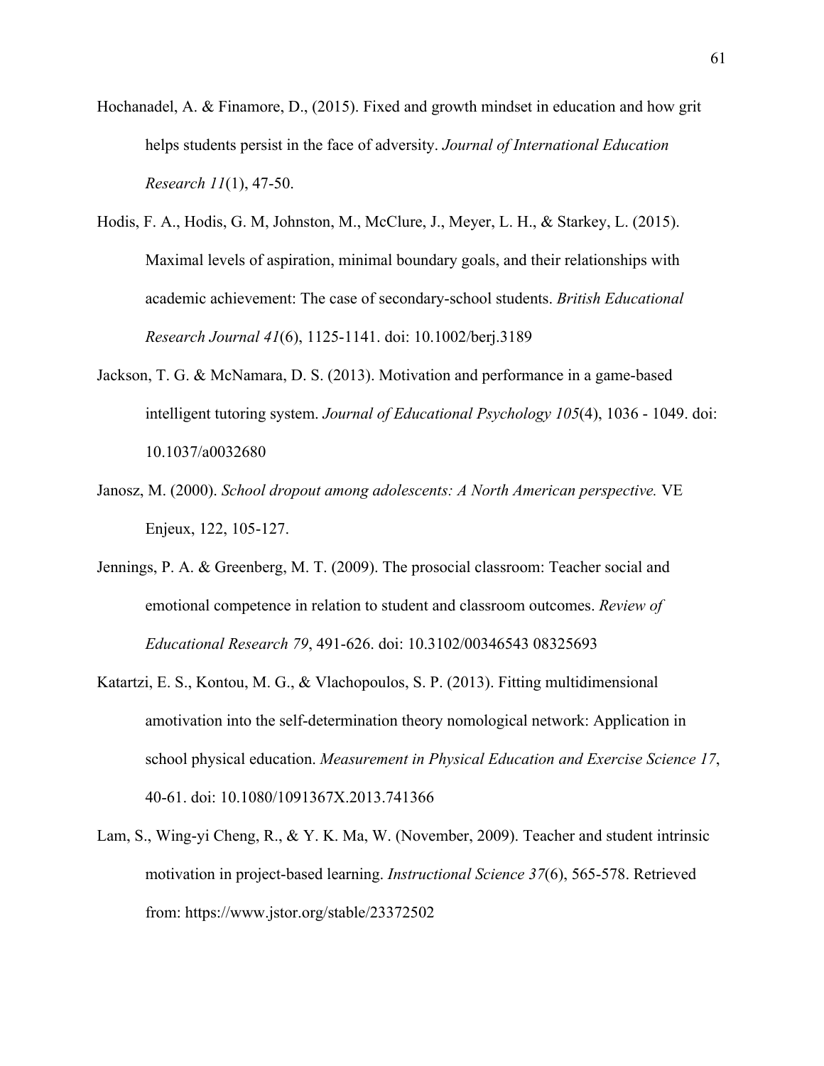Hochanadel, A. & Finamore, D., (2015). Fixed and growth mindset in education and how grit helps students persist in the face of adversity. *Journal of International Education Research 11*(1), 47-50.

Hodis, F. A., Hodis, G. M, Johnston, M., McClure, J., Meyer, L. H., & Starkey, L. (2015). Maximal levels of aspiration, minimal boundary goals, and their relationships with academic achievement: The case of secondary-school students. *British Educational Research Journal 41*(6), 1125-1141. doi: 10.1002/berj.3189

Jackson, T. G. & McNamara, D. S. (2013). Motivation and performance in a game-based intelligent tutoring system. *Journal of Educational Psychology 105*(4), 1036 - 1049. doi: 10.1037/a0032680

Janosz, M. (2000). *School dropout among adolescents: A North American perspective.* VE Enjeux, 122, 105-127.

Jennings, P. A. & Greenberg, M. T. (2009). The prosocial classroom: Teacher social and emotional competence in relation to student and classroom outcomes. *Review of Educational Research 79*, 491-626. doi: 10.3102/00346543 08325693

Katartzi, E. S., Kontou, M. G., & Vlachopoulos, S. P. (2013). Fitting multidimensional amotivation into the self-determination theory nomological network: Application in school physical education. *Measurement in Physical Education and Exercise Science 17*, 40-61. doi: 10.1080/1091367X.2013.741366

Lam, S., Wing-yi Cheng, R., & Y. K. Ma, W. (November, 2009). Teacher and student intrinsic motivation in project-based learning. *Instructional Science 37*(6), 565-578. Retrieved from: https://www.jstor.org/stable/23372502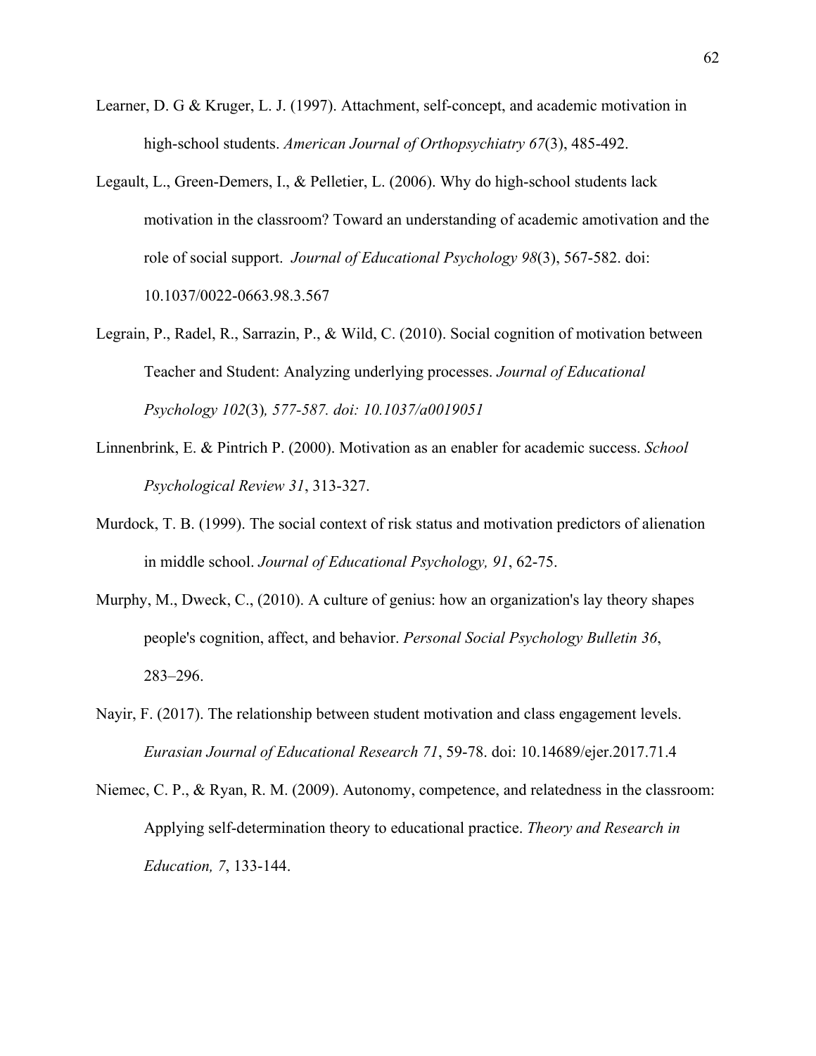Learner, D. G & Kruger, L. J. (1997). Attachment, self-concept, and academic motivation in high-school students. *American Journal of Orthopsychiatry 67*(3), 485-492.

Legault, L., Green-Demers, I., & Pelletier, L. (2006). Why do high-school students lack motivation in the classroom? Toward an understanding of academic amotivation and the role of social support. *Journal of Educational Psychology 98*(3), 567-582. doi: 10.1037/0022-0663.98.3.567

Legrain, P., Radel, R., Sarrazin, P., & Wild, C. (2010). Social cognition of motivation between Teacher and Student: Analyzing underlying processes. *Journal of Educational Psychology 102*(3)*, 577-587. doi: 10.1037/a0019051*

Linnenbrink, E. & Pintrich P. (2000). Motivation as an enabler for academic success. *School Psychological Review 31*, 313-327.

Murdock, T. B. (1999). The social context of risk status and motivation predictors of alienation in middle school. *Journal of Educational Psychology, 91*, 62-75.

Murphy, M., Dweck, C., (2010). A culture of genius: how an organization's lay theory shapes people's cognition, affect, and behavior. *Personal Social Psychology Bulletin 36*, 283–296.

Nayir, F. (2017). The relationship between student motivation and class engagement levels. *Eurasian Journal of Educational Research 71*, 59-78. doi: 10.14689/ejer.2017.71.4

Niemec, C. P., & Ryan, R. M. (2009). Autonomy, competence, and relatedness in the classroom: Applying self-determination theory to educational practice. *Theory and Research in Education, 7*, 133-144.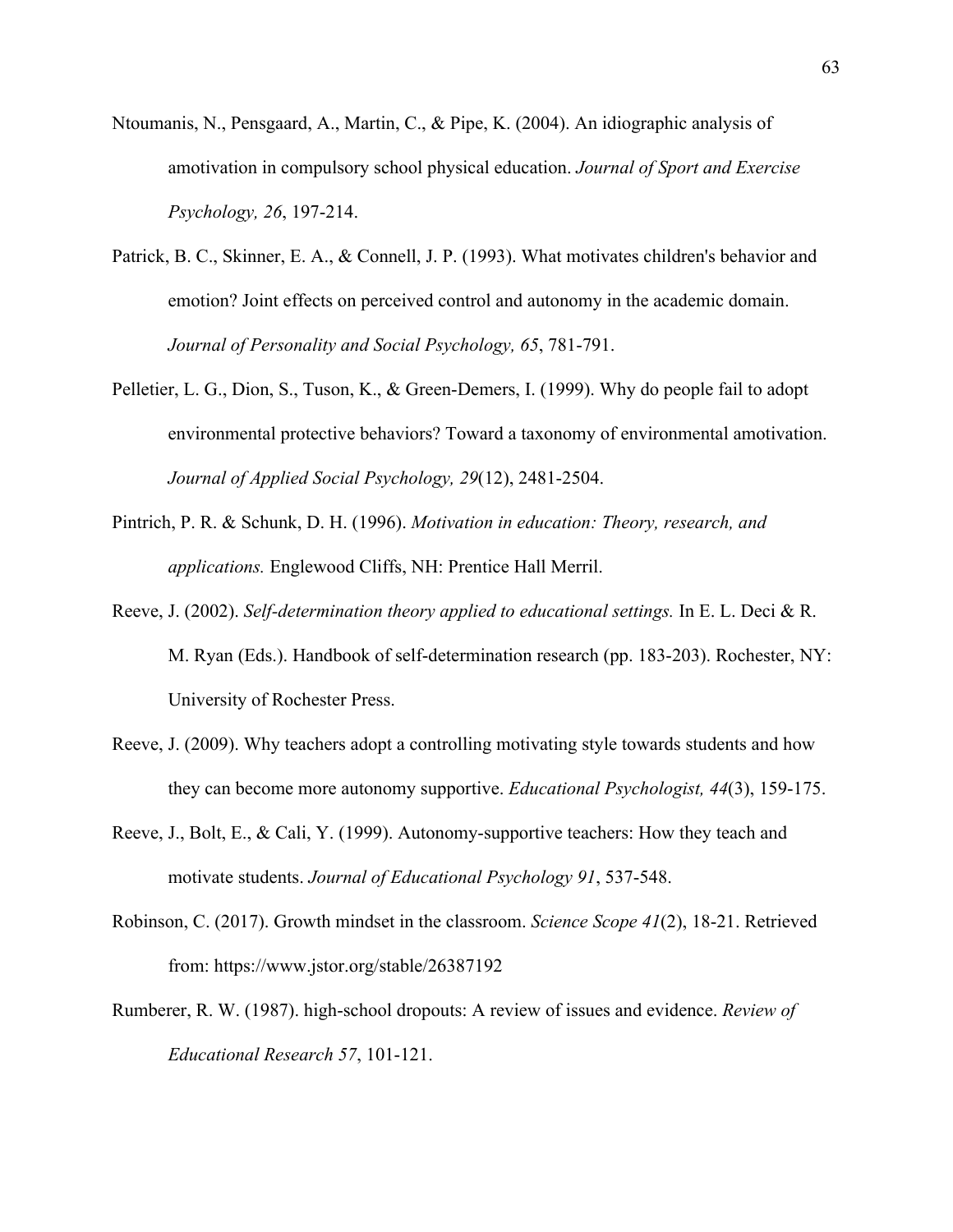Ntoumanis, N., Pensgaard, A., Martin, C., & Pipe, K. (2004). An idiographic analysis of amotivation in compulsory school physical education. *Journal of Sport and Exercise Psychology, 26*, 197-214.

Patrick, B. C., Skinner, E. A., & Connell, J. P. (1993). What motivates children's behavior and emotion? Joint effects on perceived control and autonomy in the academic domain. *Journal of Personality and Social Psychology, 65*, 781-791.

Pelletier, L. G., Dion, S., Tuson, K., & Green-Demers, I. (1999). Why do people fail to adopt environmental protective behaviors? Toward a taxonomy of environmental amotivation. *Journal of Applied Social Psychology, 29*(12), 2481-2504.

Pintrich, P. R. & Schunk, D. H. (1996). *Motivation in education: Theory, research, and applications.* Englewood Cliffs, NH: Prentice Hall Merril.

Reeve, J. (2002). *Self-determination theory applied to educational settings.* In E. L. Deci & R. M. Ryan (Eds.). Handbook of self-determination research (pp. 183-203). Rochester, NY: University of Rochester Press.

Reeve, J. (2009). Why teachers adopt a controlling motivating style towards students and how they can become more autonomy supportive. *Educational Psychologist, 44*(3), 159-175.

Reeve, J., Bolt, E., & Cali, Y. (1999). Autonomy-supportive teachers: How they teach and motivate students. *Journal of Educational Psychology 91*, 537-548.

Robinson, C. (2017). Growth mindset in the classroom. *Science Scope 41*(2), 18-21. Retrieved from: https://www.jstor.org/stable/26387192

Rumberer, R. W. (1987). high-school dropouts: A review of issues and evidence. *Review of Educational Research 57*, 101-121.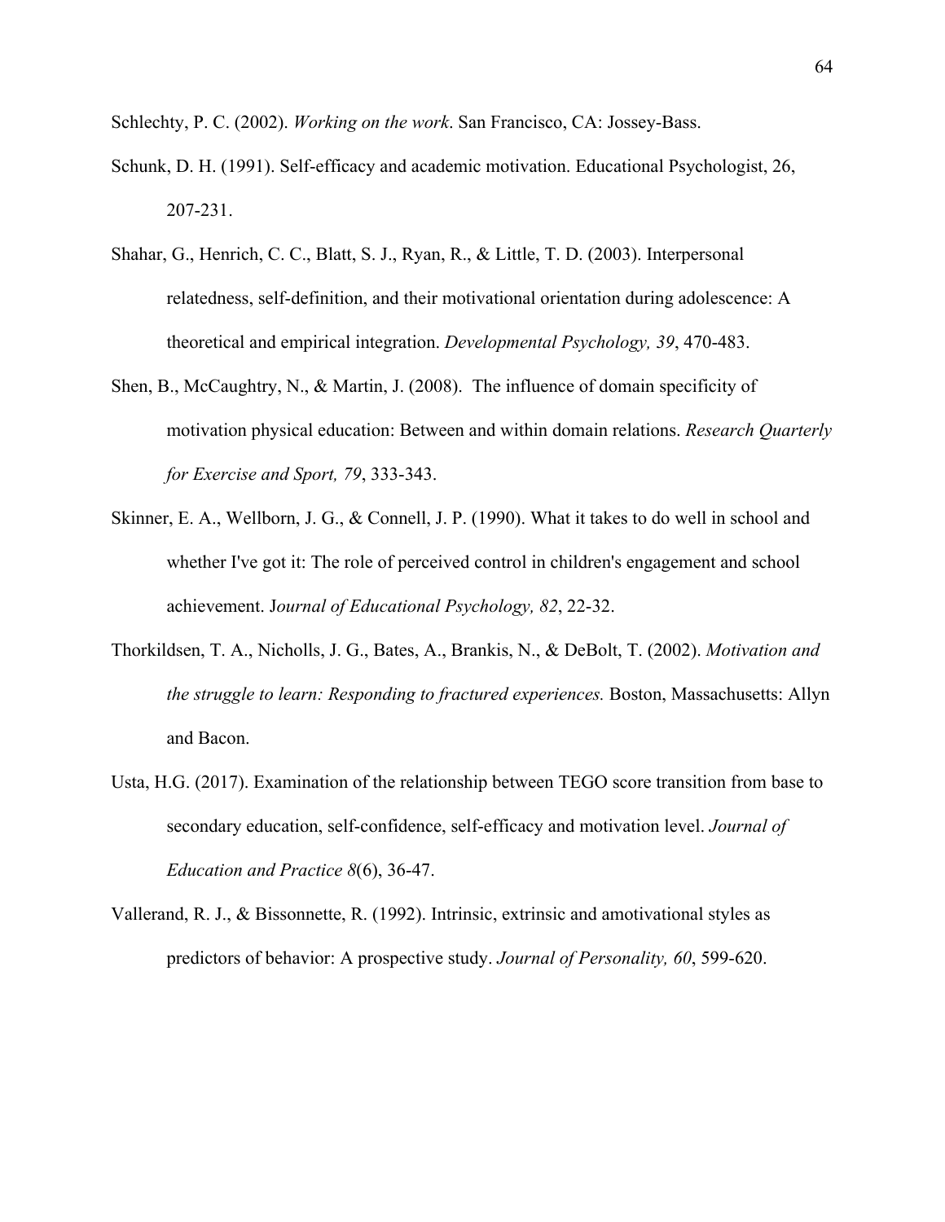Schlechty, P. C. (2002). *Working on the work*. San Francisco, CA: Jossey-Bass.

Schunk, D. H. (1991). Self-efficacy and academic motivation. Educational Psychologist, 26, 207-231.

Shahar, G., Henrich, C. C., Blatt, S. J., Ryan, R., & Little, T. D. (2003). Interpersonal relatedness, self-definition, and their motivational orientation during adolescence: A theoretical and empirical integration. *Developmental Psychology, 39*, 470-483.

Shen, B., McCaughtry, N., & Martin, J. (2008). The influence of domain specificity of motivation physical education: Between and within domain relations. *Research Quarterly for Exercise and Sport, 79*, 333-343.

Skinner, E. A., Wellborn, J. G., & Connell, J. P. (1990). What it takes to do well in school and whether I've got it: The role of perceived control in children's engagement and school achievement. J*ournal of Educational Psychology, 82*, 22-32.

Thorkildsen, T. A., Nicholls, J. G., Bates, A., Brankis, N., & DeBolt, T. (2002). *Motivation and the struggle to learn: Responding to fractured experiences.* Boston, Massachusetts: Allyn and Bacon.

Usta, H.G. (2017). Examination of the relationship between TEGO score transition from base to secondary education, self-confidence, self-efficacy and motivation level. *Journal of Education and Practice 8*(6), 36-47.

Vallerand, R. J., & Bissonnette, R. (1992). Intrinsic, extrinsic and amotivational styles as predictors of behavior: A prospective study. *Journal of Personality, 60*, 599-620.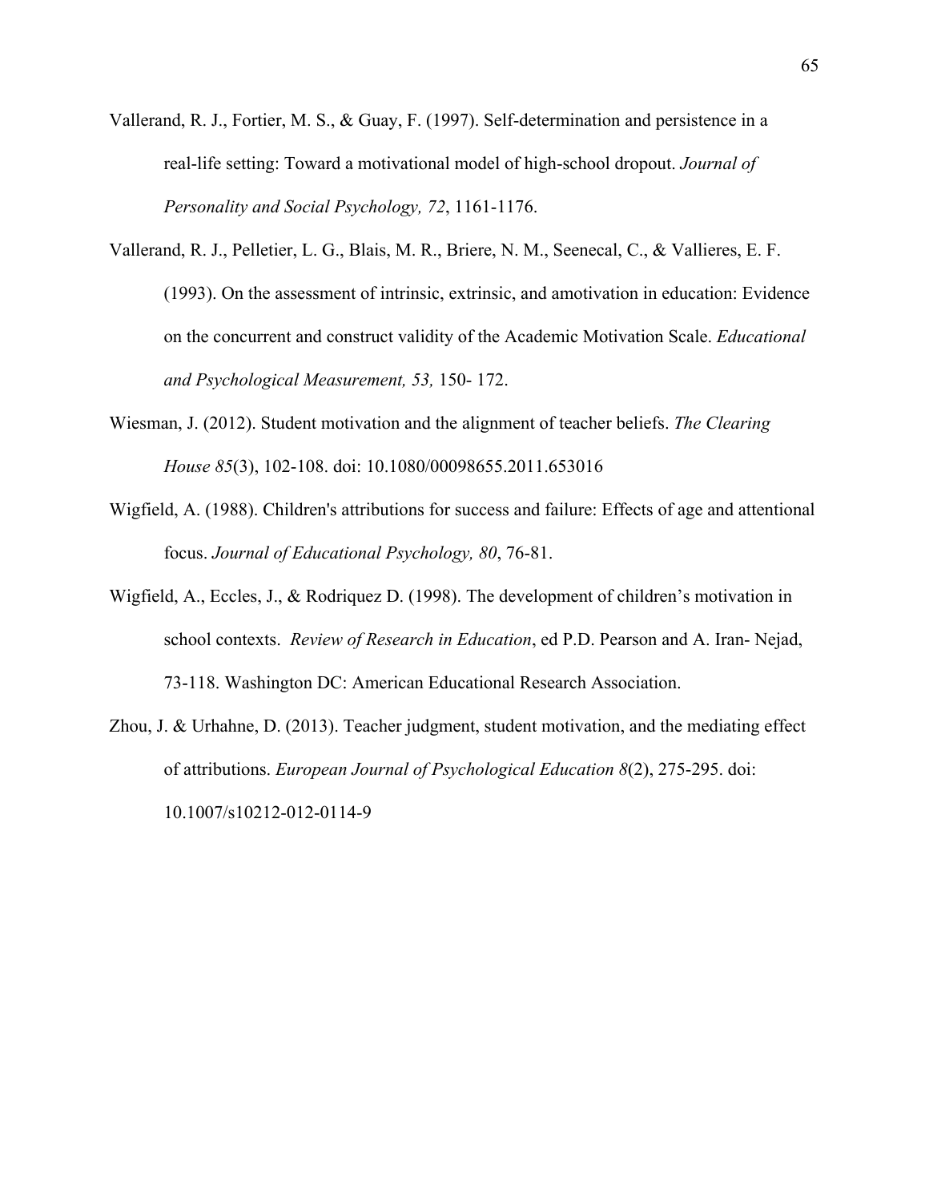Vallerand, R. J., Fortier, M. S., & Guay, F. (1997). Self-determination and persistence in a real-life setting: Toward a motivational model of high-school dropout. *Journal of Personality and Social Psychology, 72*, 1161-1176.

Vallerand, R. J., Pelletier, L. G., Blais, M. R., Briere, N. M., Seenecal, C., & Vallieres, E. F. (1993). On the assessment of intrinsic, extrinsic, and amotivation in education: Evidence on the concurrent and construct validity of the Academic Motivation Scale. *Educational and Psychological Measurement, 53,* 150- 172.

Wiesman, J. (2012). Student motivation and the alignment of teacher beliefs. *The Clearing House 85*(3), 102-108. doi: 10.1080/00098655.2011.653016

Wigfield, A. (1988). Children's attributions for success and failure: Effects of age and attentional focus. *Journal of Educational Psychology, 80*, 76-81.

Wigfield, A., Eccles, J., & Rodriquez D. (1998). The development of children's motivation in school contexts. *Review of Research in Education*, ed P.D. Pearson and A. Iran- Nejad, 73-118. Washington DC: American Educational Research Association.

Zhou, J. & Urhahne, D. (2013). Teacher judgment, student motivation, and the mediating effect of attributions. *European Journal of Psychological Education 8*(2), 275-295. doi: 10.1007/s10212-012-0114-9